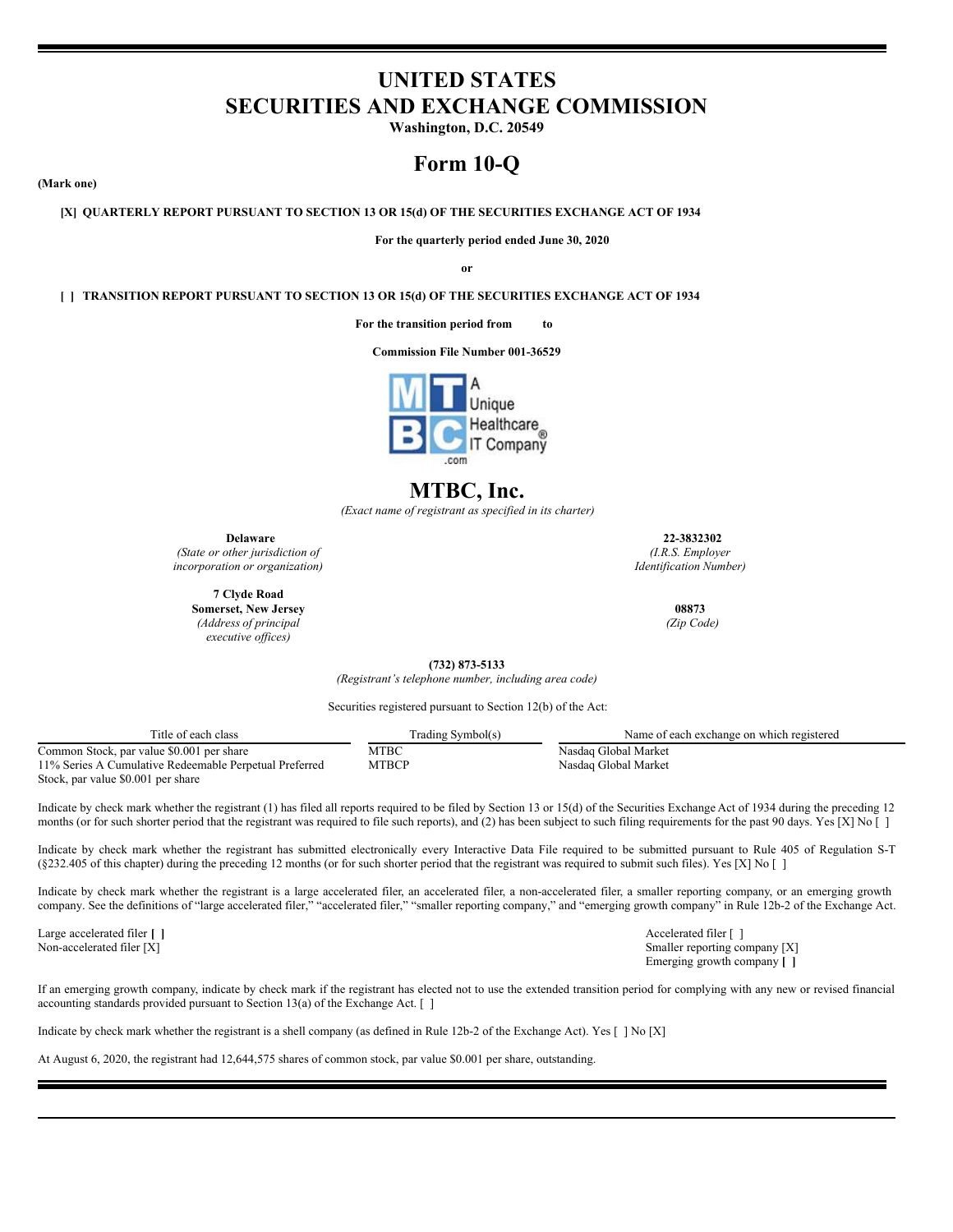# UNITED STATES
# SECURITIES AND EXCHANGE COMMISSION

**Washington, D.C. 20549**

# Form 10-Q

**(Mark one)**

**[X] QUARTERLY REPORT PURSUANT TO SECTION 13 OR 15(d) OF THE SECURITIES EXCHANGE ACT OF 1934**

**For the quarterly period ended June 30, 2020**

**or**

**[ ] TRANSITION REPORT PURSUANT TO SECTION 13 OR 15(d) OF THE SECURITIES EXCHANGE ACT OF 1934**

**For the transition period from to**

**Commission File Number 001-36529**

# MTBC, Inc.

*(Exact name of registrant as specified in its charter)*

| | |
|---|---|
| **Delaware** *(State or other jurisdiction of incorporation or organization)* | **22-3832302** *(I.R.S. Employer Identification Number)* |
| **7 Clyde Road Somerset, New Jersey** *(Address of principal executive offices)* | **08873** *(Zip Code)* |

**(732) 873-5133**
*(Registrant's telephone number, including area code)*

Securities registered pursuant to Section 12(b) of the Act:

| Title of each class | Trading Symbol(s) | Name of each exchange on which registered |
|---|---|---|
| Common Stock, par value $0.001 per share | MTBC | Nasdaq Global Market |
| 11% Series A Cumulative Redeemable Perpetual Preferred Stock, par value $0.001 per share | MTBCP | Nasdaq Global Market |

Indicate by check mark whether the registrant (1) has filed all reports required to be filed by Section 13 or 15(d) of the Securities Exchange Act of 1934 during the preceding 12 months (or for such shorter period that the registrant was required to file such reports), and (2) has been subject to such filing requirements for the past 90 days. Yes [X] No [ ]

Indicate by check mark whether the registrant has submitted electronically every Interactive Data File required to be submitted pursuant to Rule 405 of Regulation S-T (§232.405 of this chapter) during the preceding 12 months (or for such shorter period that the registrant was required to submit such files). Yes [X] No [ ]

Indicate by check mark whether the registrant is a large accelerated filer, an accelerated filer, a non-accelerated filer, a smaller reporting company, or an emerging growth company. See the definitions of "large accelerated filer," "accelerated filer," "smaller reporting company," and "emerging growth company" in Rule 12b-2 of the Exchange Act.

| | |
|---|---|
| Large accelerated filer **[ ]** | Accelerated filer [ ] |
| Non-accelerated filer [X] | Smaller reporting company [X] |
| | Emerging growth company **[ ]** |

If an emerging growth company, indicate by check mark if the registrant has elected not to use the extended transition period for complying with any new or revised financial accounting standards provided pursuant to Section 13(a) of the Exchange Act. [ ]

Indicate by check mark whether the registrant is a shell company (as defined in Rule 12b-2 of the Exchange Act). Yes [ ] No [X]

At August 6, 2020, the registrant had 12,644,575 shares of common stock, par value $0.001 per share, outstanding.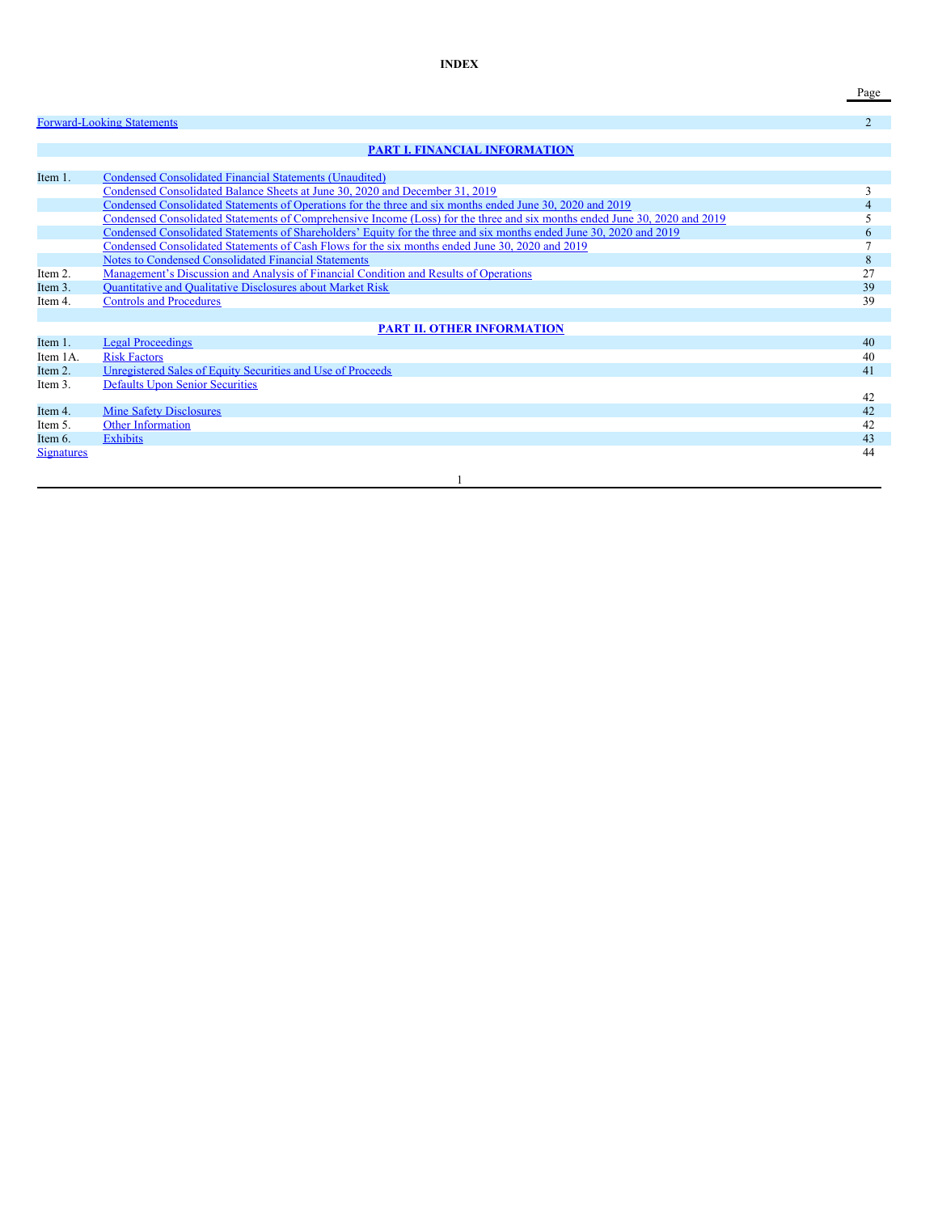# INDEX

| | | Page |
|---|---|---|
| Forward-Looking Statements | | 2 |
| | **PART I. FINANCIAL INFORMATION** | |
| Item 1. | Condensed Consolidated Financial Statements (Unaudited) | |
| | Condensed Consolidated Balance Sheets at June 30, 2020 and December 31, 2019 | 3 |
| | Condensed Consolidated Statements of Operations for the three and six months ended June 30, 2020 and 2019 | 4 |
| | Condensed Consolidated Statements of Comprehensive Income (Loss) for the three and six months ended June 30, 2020 and 2019 | 5 |
| | Condensed Consolidated Statements of Shareholders' Equity for the three and six months ended June 30, 2020 and 2019 | 6 |
| | Condensed Consolidated Statements of Cash Flows for the six months ended June 30, 2020 and 2019 | 7 |
| | Notes to Condensed Consolidated Financial Statements | 8 |
| Item 2. | Management's Discussion and Analysis of Financial Condition and Results of Operations | 27 |
| Item 3. | Quantitative and Qualitative Disclosures about Market Risk | 39 |
| Item 4. | Controls and Procedures | 39 |
| | **PART II. OTHER INFORMATION** | |
| Item 1. | Legal Proceedings | 40 |
| Item 1A. | Risk Factors | 40 |
| Item 2. | Unregistered Sales of Equity Securities and Use of Proceeds | 41 |
| Item 3. | Defaults Upon Senior Securities | 42 |
| Item 4. | Mine Safety Disclosures | 42 |
| Item 5. | Other Information | 42 |
| Item 6. | Exhibits | 43 |
| Signatures | | 44 |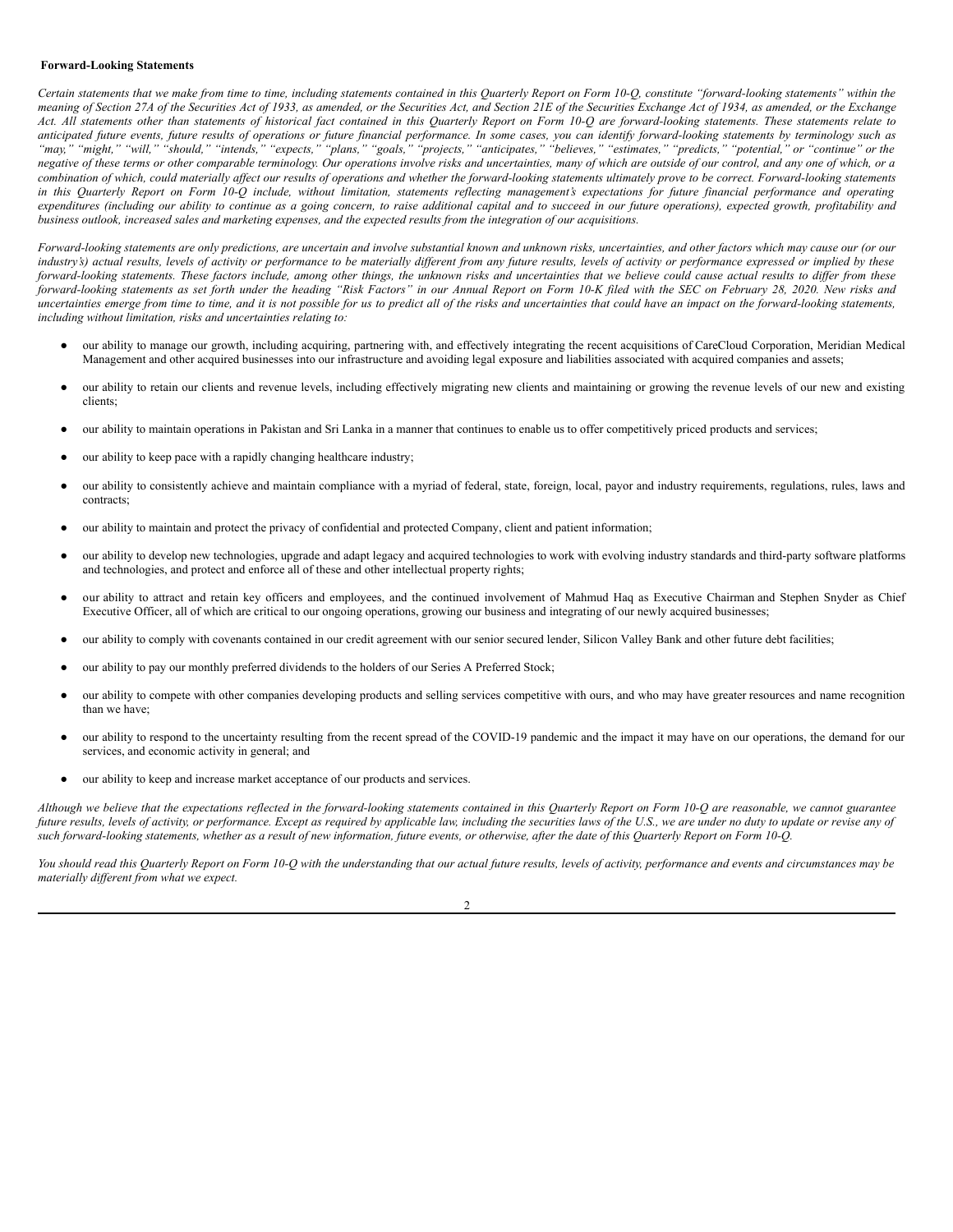**Forward-Looking Statements**

*Certain statements that we make from time to time, including statements contained in this Quarterly Report on Form 10-Q, constitute "forward-looking statements" within the meaning of Section 27A of the Securities Act of 1933, as amended, or the Securities Act, and Section 21E of the Securities Exchange Act of 1934, as amended, or the Exchange Act. All statements other than statements of historical fact contained in this Quarterly Report on Form 10-Q are forward-looking statements. These statements relate to anticipated future events, future results of operations or future financial performance. In some cases, you can identify forward-looking statements by terminology such as "may," "might," "will," "should," "intends," "expects," "plans," "goals," "projects," "anticipates," "believes," "estimates," "predicts," "potential," or "continue" or the negative of these terms or other comparable terminology. Our operations involve risks and uncertainties, many of which are outside of our control, and any one of which, or a combination of which, could materially affect our results of operations and whether the forward-looking statements ultimately prove to be correct. Forward-looking statements in this Quarterly Report on Form 10-Q include, without limitation, statements reflecting management's expectations for future financial performance and operating expenditures (including our ability to continue as a going concern, to raise additional capital and to succeed in our future operations), expected growth, profitability and business outlook, increased sales and marketing expenses, and the expected results from the integration of our acquisitions.*

*Forward-looking statements are only predictions, are uncertain and involve substantial known and unknown risks, uncertainties, and other factors which may cause our (or our industry's) actual results, levels of activity or performance to be materially different from any future results, levels of activity or performance expressed or implied by these forward-looking statements. These factors include, among other things, the unknown risks and uncertainties that we believe could cause actual results to differ from these forward-looking statements as set forth under the heading "Risk Factors" in our Annual Report on Form 10-K filed with the SEC on February 28, 2020. New risks and uncertainties emerge from time to time, and it is not possible for us to predict all of the risks and uncertainties that could have an impact on the forward-looking statements, including without limitation, risks and uncertainties relating to:*

- our ability to manage our growth, including acquiring, partnering with, and effectively integrating the recent acquisitions of CareCloud Corporation, Meridian Medical Management and other acquired businesses into our infrastructure and avoiding legal exposure and liabilities associated with acquired companies and assets;
- our ability to retain our clients and revenue levels, including effectively migrating new clients and maintaining or growing the revenue levels of our new and existing clients;
- our ability to maintain operations in Pakistan and Sri Lanka in a manner that continues to enable us to offer competitively priced products and services;
- our ability to keep pace with a rapidly changing healthcare industry;
- our ability to consistently achieve and maintain compliance with a myriad of federal, state, foreign, local, payor and industry requirements, regulations, rules, laws and contracts;
- our ability to maintain and protect the privacy of confidential and protected Company, client and patient information;
- our ability to develop new technologies, upgrade and adapt legacy and acquired technologies to work with evolving industry standards and third-party software platforms and technologies, and protect and enforce all of these and other intellectual property rights;
- our ability to attract and retain key officers and employees, and the continued involvement of Mahmud Haq as Executive Chairman and Stephen Snyder as Chief Executive Officer, all of which are critical to our ongoing operations, growing our business and integrating of our newly acquired businesses;
- our ability to comply with covenants contained in our credit agreement with our senior secured lender, Silicon Valley Bank and other future debt facilities;
- our ability to pay our monthly preferred dividends to the holders of our Series A Preferred Stock;
- our ability to compete with other companies developing products and selling services competitive with ours, and who may have greater resources and name recognition than we have;
- our ability to respond to the uncertainty resulting from the recent spread of the COVID-19 pandemic and the impact it may have on our operations, the demand for our services, and economic activity in general; and
- our ability to keep and increase market acceptance of our products and services.

*Although we believe that the expectations reflected in the forward-looking statements contained in this Quarterly Report on Form 10-Q are reasonable, we cannot guarantee future results, levels of activity, or performance. Except as required by applicable law, including the securities laws of the U.S., we are under no duty to update or revise any of such forward-looking statements, whether as a result of new information, future events, or otherwise, after the date of this Quarterly Report on Form 10-Q.*

*You should read this Quarterly Report on Form 10-Q with the understanding that our actual future results, levels of activity, performance and events and circumstances may be materially different from what we expect.*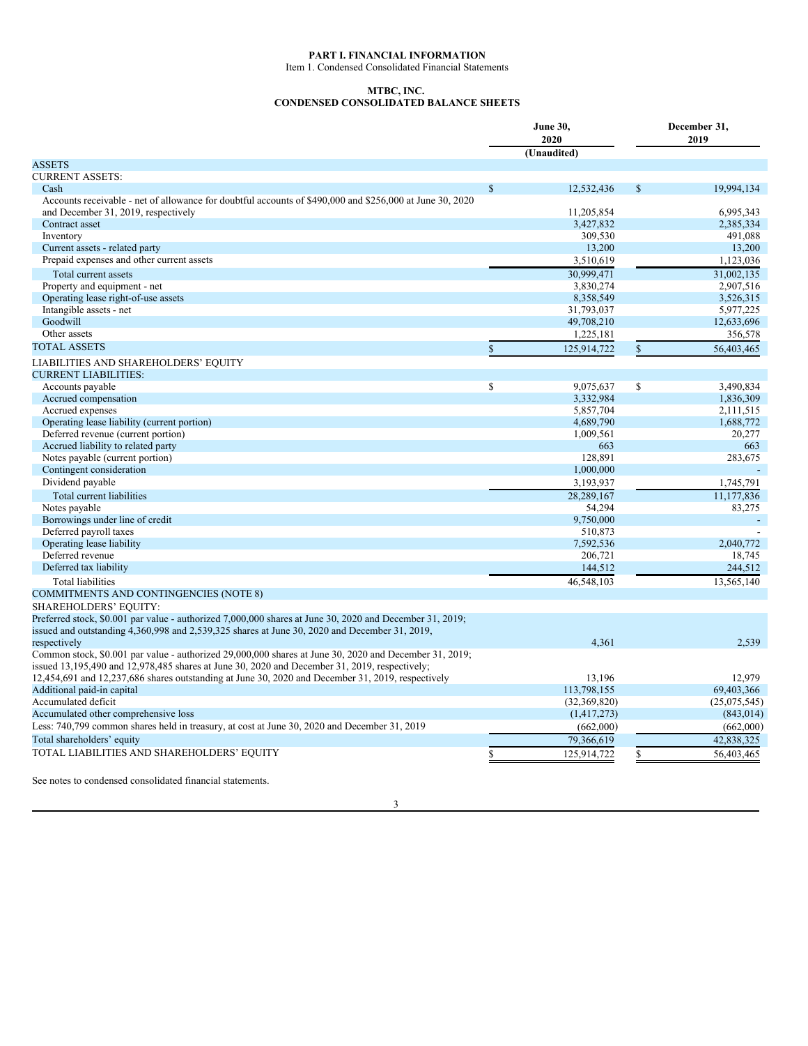**PART I. FINANCIAL INFORMATION**

Item 1. Condensed Consolidated Financial Statements

**MTBC, INC.**
**CONDENSED CONSOLIDATED BALANCE SHEETS**

| | June 30, 2020 (Unaudited) | December 31, 2019 |
|---|---|---|
| ASSETS | | |
| CURRENT ASSETS: | | |
| Cash | $ 12,532,436 | $ 19,994,134 |
| Accounts receivable - net of allowance for doubtful accounts of $490,000 and $256,000 at June 30, 2020 and December 31, 2019, respectively | 11,205,854 | 6,995,343 |
| Contract asset | 3,427,832 | 2,385,334 |
| Inventory | 309,530 | 491,088 |
| Current assets - related party | 13,200 | 13,200 |
| Prepaid expenses and other current assets | 3,510,619 | 1,123,036 |
| Total current assets | 30,999,471 | 31,002,135 |
| Property and equipment - net | 3,830,274 | 2,907,516 |
| Operating lease right-of-use assets | 8,358,549 | 3,526,315 |
| Intangible assets - net | 31,793,037 | 5,977,225 |
| Goodwill | 49,708,210 | 12,633,696 |
| Other assets | 1,225,181 | 356,578 |
| TOTAL ASSETS | $ 125,914,722 | $ 56,403,465 |
| LIABILITIES AND SHAREHOLDERS' EQUITY | | |
| CURRENT LIABILITIES: | | |
| Accounts payable | $ 9,075,637 | $ 3,490,834 |
| Accrued compensation | 3,332,984 | 1,836,309 |
| Accrued expenses | 5,857,704 | 2,111,515 |
| Operating lease liability (current portion) | 4,689,790 | 1,688,772 |
| Deferred revenue (current portion) | 1,009,561 | 20,277 |
| Accrued liability to related party | 663 | 663 |
| Notes payable (current portion) | 128,891 | 283,675 |
| Contingent consideration | 1,000,000 | - |
| Dividend payable | 3,193,937 | 1,745,791 |
| Total current liabilities | 28,289,167 | 11,177,836 |
| Notes payable | 54,294 | 83,275 |
| Borrowings under line of credit | 9,750,000 | - |
| Deferred payroll taxes | 510,873 | - |
| Operating lease liability | 7,592,536 | 2,040,772 |
| Deferred revenue | 206,721 | 18,745 |
| Deferred tax liability | 144,512 | 244,512 |
| Total liabilities | 46,548,103 | 13,565,140 |
| COMMITMENTS AND CONTINGENCIES (NOTE 8) | | |
| SHAREHOLDERS' EQUITY: | | |
| Preferred stock, $0.001 par value - authorized 7,000,000 shares at June 30, 2020 and December 31, 2019; issued and outstanding 4,360,998 and 2,539,325 shares at June 30, 2020 and December 31, 2019, respectively | 4,361 | 2,539 |
| Common stock, $0.001 par value - authorized 29,000,000 shares at June 30, 2020 and December 31, 2019; issued 13,195,490 and 12,978,485 shares at June 30, 2020 and December 31, 2019, respectively; 12,454,691 and 12,237,686 shares outstanding at June 30, 2020 and December 31, 2019, respectively | 13,196 | 12,979 |
| Additional paid-in capital | 113,798,155 | 69,403,366 |
| Accumulated deficit | (32,369,820) | (25,075,545) |
| Accumulated other comprehensive loss | (1,417,273) | (843,014) |
| Less: 740,799 common shares held in treasury, at cost at June 30, 2020 and December 31, 2019 | (662,000) | (662,000) |
| Total shareholders' equity | 79,366,619 | 42,838,325 |
| TOTAL LIABILITIES AND SHAREHOLDERS' EQUITY | $ 125,914,722 | $ 56,403,465 |

See notes to condensed consolidated financial statements.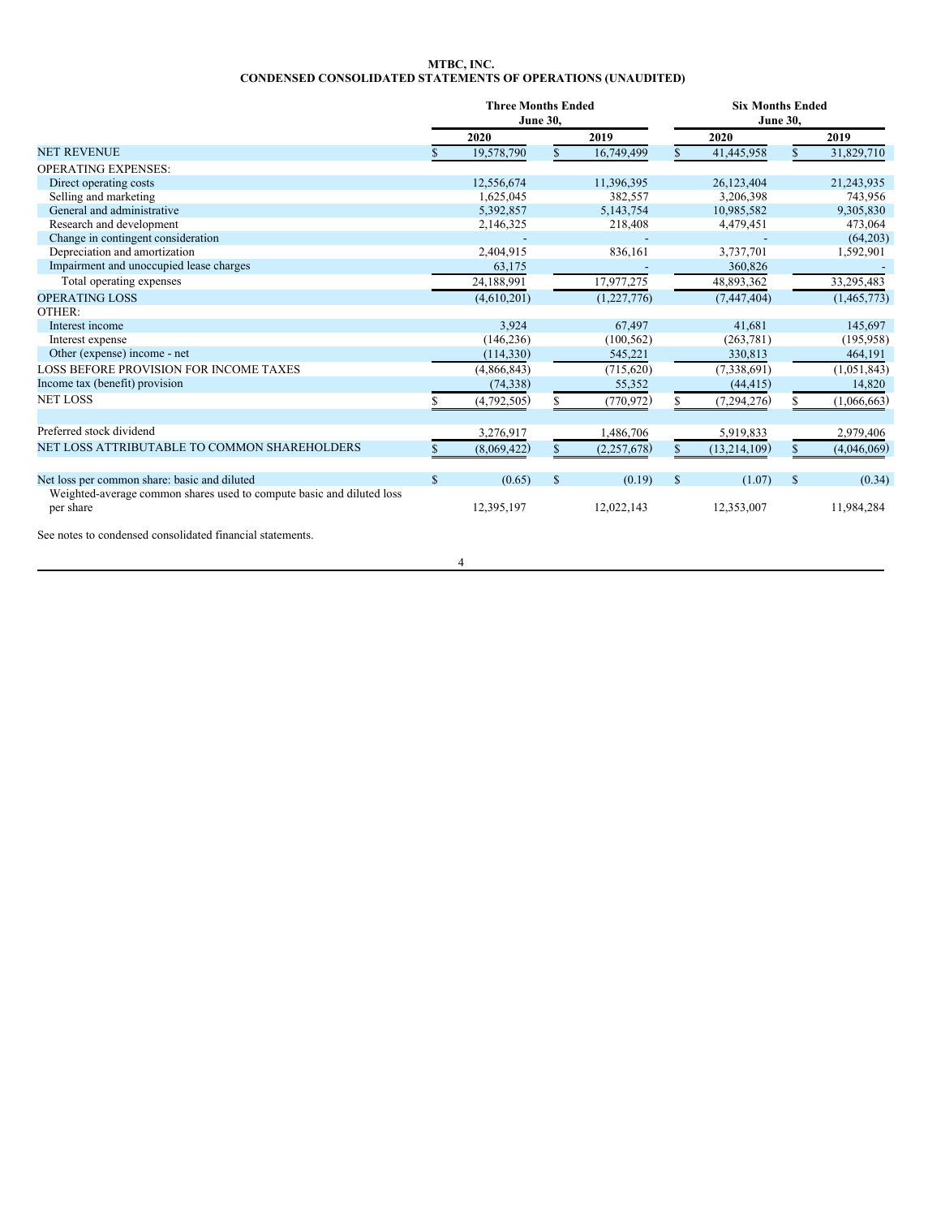**MTBC, INC.**
**CONDENSED CONSOLIDATED STATEMENTS OF OPERATIONS (UNAUDITED)**

| | Three Months Ended June 30, | | Six Months Ended June 30, | |
|---|---|---|---|---|
| | 2020 | 2019 | 2020 | 2019 |
| NET REVENUE | $ 19,578,790 | $ 16,749,499 | $ 41,445,958 | $ 31,829,710 |
| OPERATING EXPENSES: | | | | |
| Direct operating costs | 12,556,674 | 11,396,395 | 26,123,404 | 21,243,935 |
| Selling and marketing | 1,625,045 | 382,557 | 3,206,398 | 743,956 |
| General and administrative | 5,392,857 | 5,143,754 | 10,985,582 | 9,305,830 |
| Research and development | 2,146,325 | 218,408 | 4,479,451 | 473,064 |
| Change in contingent consideration | - | - | - | (64,203) |
| Depreciation and amortization | 2,404,915 | 836,161 | 3,737,701 | 1,592,901 |
| Impairment and unoccupied lease charges | 63,175 | - | 360,826 | - |
| Total operating expenses | 24,188,991 | 17,977,275 | 48,893,362 | 33,295,483 |
| OPERATING LOSS | (4,610,201) | (1,227,776) | (7,447,404) | (1,465,773) |
| OTHER: | | | | |
| Interest income | 3,924 | 67,497 | 41,681 | 145,697 |
| Interest expense | (146,236) | (100,562) | (263,781) | (195,958) |
| Other (expense) income - net | (114,330) | 545,221 | 330,813 | 464,191 |
| LOSS BEFORE PROVISION FOR INCOME TAXES | (4,866,843) | (715,620) | (7,338,691) | (1,051,843) |
| Income tax (benefit) provision | (74,338) | 55,352 | (44,415) | 14,820 |
| NET LOSS | $ (4,792,505) | $ (770,972) | $ (7,294,276) | $ (1,066,663) |
| | | | | |
| Preferred stock dividend | 3,276,917 | 1,486,706 | 5,919,833 | 2,979,406 |
| NET LOSS ATTRIBUTABLE TO COMMON SHAREHOLDERS | $ (8,069,422) | $ (2,257,678) | $ (13,214,109) | $ (4,046,069) |
| | | | | |
| Net loss per common share: basic and diluted | $ (0.65) | $ (0.19) | $ (1.07) | $ (0.34) |
| Weighted-average common shares used to compute basic and diluted loss per share | 12,395,197 | 12,022,143 | 12,353,007 | 11,984,284 |

See notes to condensed consolidated financial statements.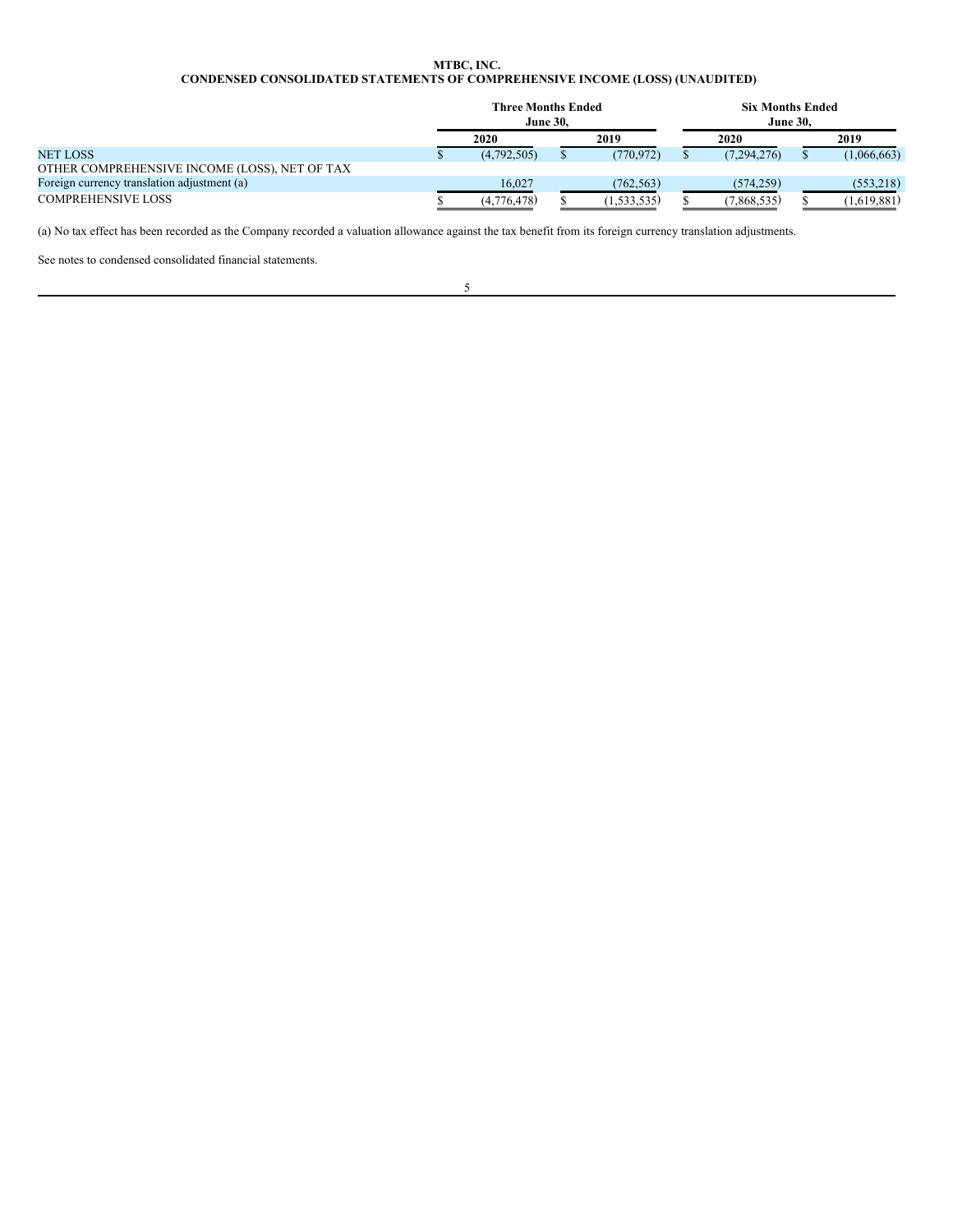**MTBC, INC.**
**CONDENSED CONSOLIDATED STATEMENTS OF COMPREHENSIVE INCOME (LOSS) (UNAUDITED)**

| | Three Months Ended June 30, | | Six Months Ended June 30, | |
|---|---|---|---|---|
| | 2020 | 2019 | 2020 | 2019 |
| NET LOSS | $ (4,792,505) | $ (770,972) | $ (7,294,276) | $ (1,066,663) |
| OTHER COMPREHENSIVE INCOME (LOSS), NET OF TAX | | | | |
| Foreign currency translation adjustment (a) | 16,027 | (762,563) | (574,259) | (553,218) |
| COMPREHENSIVE LOSS | $ (4,776,478) | $ (1,533,535) | $ (7,868,535) | $ (1,619,881) |

(a) No tax effect has been recorded as the Company recorded a valuation allowance against the tax benefit from its foreign currency translation adjustments.

See notes to condensed consolidated financial statements.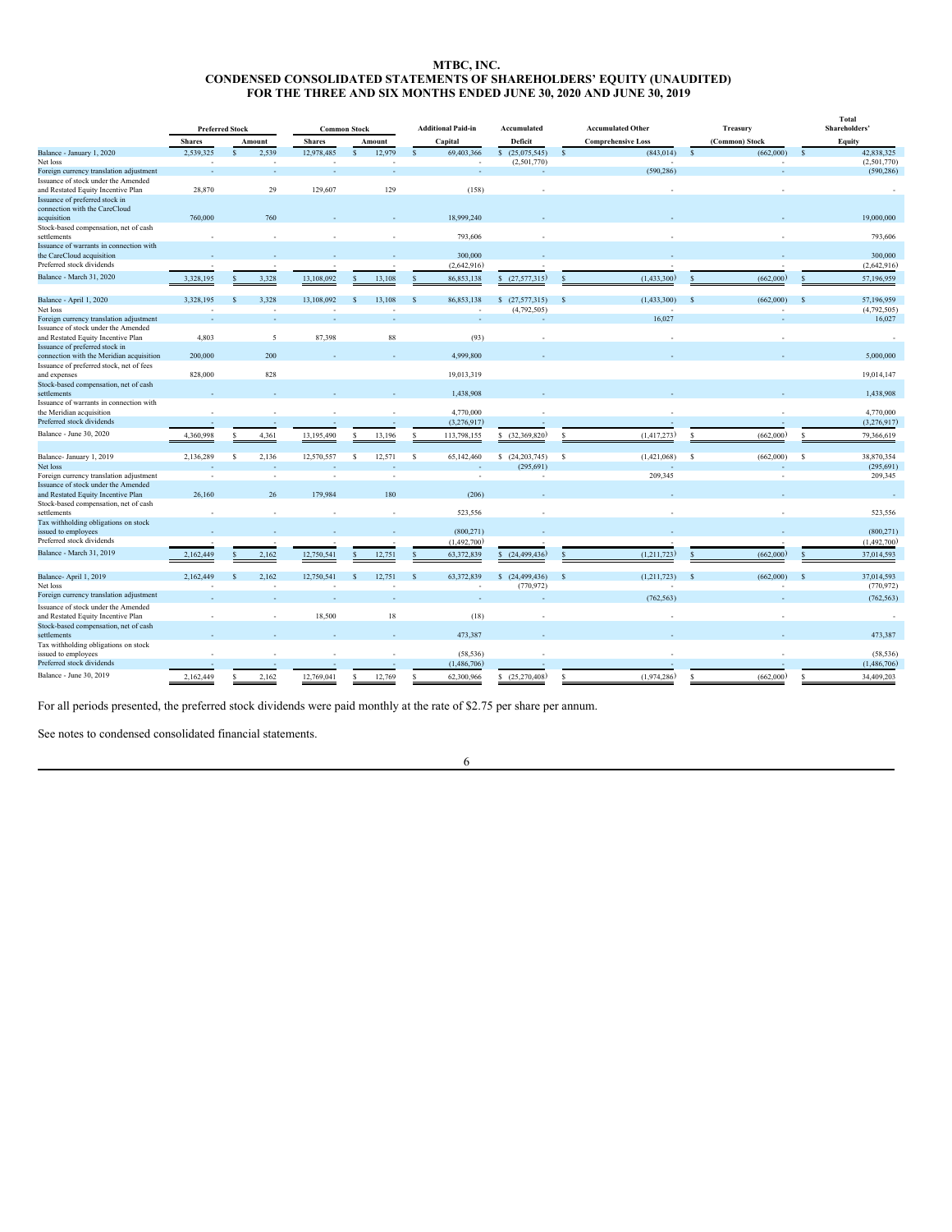# MTBC, INC.
# CONDENSED CONSOLIDATED STATEMENTS OF SHAREHOLDERS' EQUITY (UNAUDITED)
# FOR THE THREE AND SIX MONTHS ENDED JUNE 30, 2020 AND JUNE 30, 2019

| | Preferred Stock | | Common Stock | | Additional Paid-in | Accumulated | Accumulated Other | Treasury | Total Shareholders' |
|---|---|---|---|---|---|---|---|---|---|
| | Shares | Amount | Shares | Amount | Capital | Deficit | Comprehensive Loss | (Common) Stock | Equity |
| Balance - January 1, 2020 | 2,539,325 | $ 2,539 | 12,978,485 | $ 12,979 | $ 69,403,366 | $ (25,075,545) | $ (843,014) | $ (662,000) | $ 42,838,325 |
| Net loss | - | - | - | - | - | (2,501,770) | - | - | (2,501,770) |
| Foreign currency translation adjustment | - | - | - | - | - | - | (590,286) | - | (590,286) |
| Issuance of stock under the Amended and Restated Equity Incentive Plan | 28,870 | 29 | 129,607 | 129 | (158) | - | - | - | - |
| Issuance of preferred stock in connection with the CareCloud acquisition | 760,000 | 760 | - | - | 18,999,240 | - | - | - | 19,000,000 |
| Stock-based compensation, net of cash settlements | - | - | - | - | 793,606 | - | - | - | 793,606 |
| Issuance of warrants in connection with the CareCloud acquisition | - | - | - | - | 300,000 | - | - | - | 300,000 |
| Preferred stock dividends | - | - | - | - | (2,642,916) | - | - | - | (2,642,916) |
| Balance - March 31, 2020 | 3,328,195 | $ 3,328 | 13,108,092 | $ 13,108 | $ 86,853,138 | $ (27,577,315) | $ (1,433,300) | $ (662,000) | $ 57,196,959 |
| | | | | | | | | | |
| Balance - April 1, 2020 | 3,328,195 | $ 3,328 | 13,108,092 | $ 13,108 | $ 86,853,138 | $ (27,577,315) | $ (1,433,300) | $ (662,000) | $ 57,196,959 |
| Net loss | - | - | - | - | - | (4,792,505) | - | - | (4,792,505) |
| Foreign currency translation adjustment | - | - | - | - | - | - | 16,027 | - | 16,027 |
| Issuance of stock under the Amended and Restated Equity Incentive Plan | 4,803 | 5 | 87,398 | 88 | (93) | - | - | - | - |
| Issuance of preferred stock in connection with the Meridian acquisition | 200,000 | 200 | - | - | 4,999,800 | - | - | - | 5,000,000 |
| Issuance of preferred stock, net of fees and expenses | 828,000 | 828 | | | 19,013,319 | | | | 19,014,147 |
| Stock-based compensation, net of cash settlements | - | - | - | - | 1,438,908 | - | - | - | 1,438,908 |
| Issuance of warrants in connection with the Meridian acquisition | - | - | - | - | 4,770,000 | - | - | - | 4,770,000 |
| Preferred stock dividends | - | - | - | - | (3,276,917) | - | - | - | (3,276,917) |
| Balance - June 30, 2020 | 4,360,998 | $ 4,361 | 13,195,490 | $ 13,196 | $ 113,798,155 | $ (32,369,820) | $ (1,417,273) | $ (662,000) | $ 79,366,619 |
| | | | | | | | | | |
| Balance- January 1, 2019 | 2,136,289 | $ 2,136 | 12,570,557 | $ 12,571 | $ 65,142,460 | $ (24,203,745) | $ (1,421,068) | $ (662,000) | $ 38,870,354 |
| Net loss | - | - | - | - | - | (295,691) | - | - | (295,691) |
| Foreign currency translation adjustment | - | - | - | - | - | - | 209,345 | - | 209,345 |
| Issuance of stock under the Amended and Restated Equity Incentive Plan | 26,160 | 26 | 179,984 | 180 | (206) | - | - | - | - |
| Stock-based compensation, net of cash settlements | - | - | - | - | 523,556 | - | - | - | 523,556 |
| Tax withholding obligations on stock issued to employees | - | - | - | - | (800,271) | - | - | - | (800,271) |
| Preferred stock dividends | - | - | - | - | (1,492,700) | - | - | - | (1,492,700) |
| Balance - March 31, 2019 | 2,162,449 | $ 2,162 | 12,750,541 | $ 12,751 | $ 63,372,839 | $ (24,499,436) | $ (1,211,723) | $ (662,000) | $ 37,014,593 |
| | | | | | | | | | |
| Balance- April 1, 2019 | 2,162,449 | $ 2,162 | 12,750,541 | $ 12,751 | $ 63,372,839 | $ (24,499,436) | $ (1,211,723) | $ (662,000) | $ 37,014,593 |
| Net loss | - | - | - | - | - | (770,972) | - | - | (770,972) |
| Foreign currency translation adjustment | - | - | - | - | - | - | (762,563) | - | (762,563) |
| Issuance of stock under the Amended and Restated Equity Incentive Plan | - | - | 18,500 | 18 | (18) | - | - | - | - |
| Stock-based compensation, net of cash settlements | - | - | - | - | 473,387 | - | - | - | 473,387 |
| Tax withholding obligations on stock issued to employees | - | - | - | - | (58,536) | - | - | - | (58,536) |
| Preferred stock dividends | - | - | - | - | (1,486,706) | - | - | - | (1,486,706) |
| Balance - June 30, 2019 | 2,162,449 | $ 2,162 | 12,769,041 | $ 12,769 | $ 62,300,966 | $ (25,270,408) | $ (1,974,286) | $ (662,000) | $ 34,409,203 |

For all periods presented, the preferred stock dividends were paid monthly at the rate of $2.75 per share per annum.

See notes to condensed consolidated financial statements.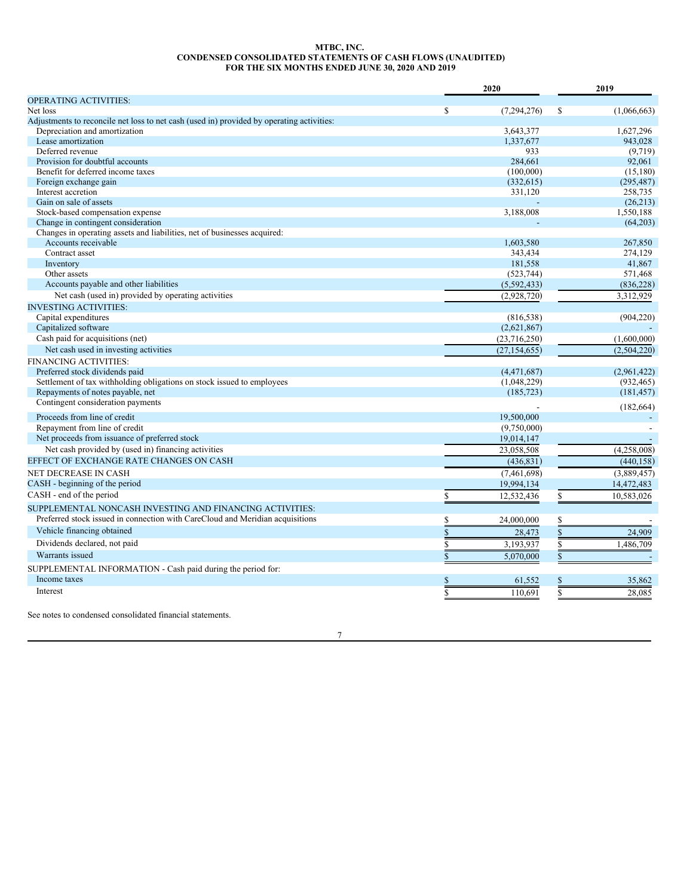**MTBC, INC.**
**CONDENSED CONSOLIDATED STATEMENTS OF CASH FLOWS (UNAUDITED)**
**FOR THE SIX MONTHS ENDED JUNE 30, 2020 AND 2019**

| | 2020 | 2019 |
|---|---|---|
| OPERATING ACTIVITIES: | | |
| Net loss | $ (7,294,276) | $ (1,066,663) |
| Adjustments to reconcile net loss to net cash (used in) provided by operating activities: | | |
| Depreciation and amortization | 3,643,377 | 1,627,296 |
| Lease amortization | 1,337,677 | 943,028 |
| Deferred revenue | 933 | (9,719) |
| Provision for doubtful accounts | 284,661 | 92,061 |
| Benefit for deferred income taxes | (100,000) | (15,180) |
| Foreign exchange gain | (332,615) | (295,487) |
| Interest accretion | 331,120 | 258,735 |
| Gain on sale of assets | - | (26,213) |
| Stock-based compensation expense | 3,188,008 | 1,550,188 |
| Change in contingent consideration | - | (64,203) |
| Changes in operating assets and liabilities, net of businesses acquired: | | |
| Accounts receivable | 1,603,580 | 267,850 |
| Contract asset | 343,434 | 274,129 |
| Inventory | 181,558 | 41,867 |
| Other assets | (523,744) | 571,468 |
| Accounts payable and other liabilities | (5,592,433) | (836,228) |
| Net cash (used in) provided by operating activities | (2,928,720) | 3,312,929 |
| INVESTING ACTIVITIES: | | |
| Capital expenditures | (816,538) | (904,220) |
| Capitalized software | (2,621,867) | - |
| Cash paid for acquisitions (net) | (23,716,250) | (1,600,000) |
| Net cash used in investing activities | (27,154,655) | (2,504,220) |
| FINANCING ACTIVITIES: | | |
| Preferred stock dividends paid | (4,471,687) | (2,961,422) |
| Settlement of tax withholding obligations on stock issued to employees | (1,048,229) | (932,465) |
| Repayments of notes payable, net | (185,723) | (181,457) |
| Contingent consideration payments | - | (182,664) |
| Proceeds from line of credit | 19,500,000 | - |
| Repayment from line of credit | (9,750,000) | - |
| Net proceeds from issuance of preferred stock | 19,014,147 | - |
| Net cash provided by (used in) financing activities | 23,058,508 | (4,258,008) |
| EFFECT OF EXCHANGE RATE CHANGES ON CASH | (436,831) | (440,158) |
| NET DECREASE IN CASH | (7,461,698) | (3,889,457) |
| CASH - beginning of the period | 19,994,134 | 14,472,483 |
| CASH - end of the period | $ 12,532,436 | $ 10,583,026 |
| SUPPLEMENTAL NONCASH INVESTING AND FINANCING ACTIVITIES: | | |
| Preferred stock issued in connection with CareCloud and Meridian acquisitions | $ 24,000,000 | $ - |
| Vehicle financing obtained | $ 28,473 | $ 24,909 |
| Dividends declared, not paid | $ 3,193,937 | $ 1,486,709 |
| Warrants issued | $ 5,070,000 | $ - |
| SUPPLEMENTAL INFORMATION - Cash paid during the period for: | | |
| Income taxes | $ 61,552 | $ 35,862 |
| Interest | $ 110,691 | $ 28,085 |

See notes to condensed consolidated financial statements.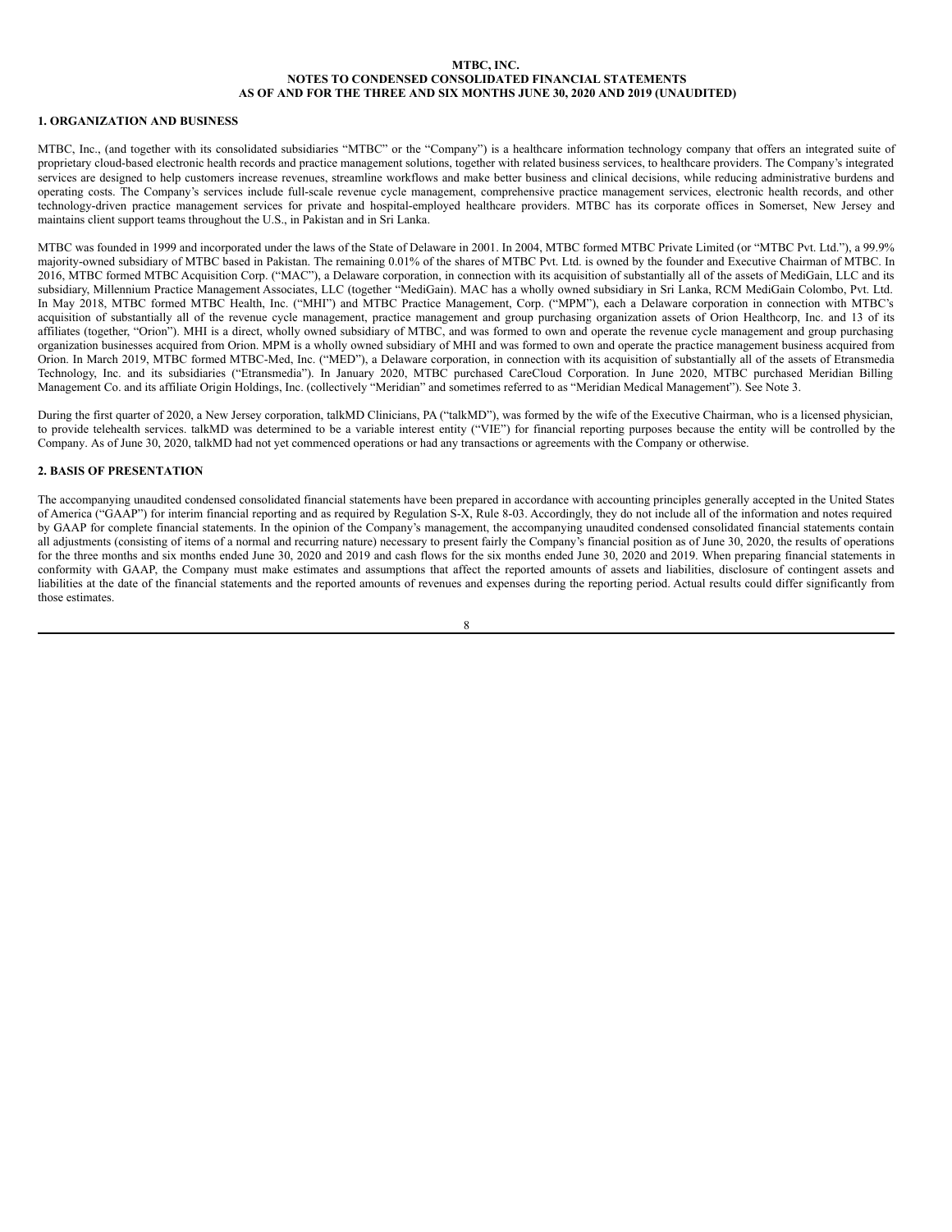# MTBC, INC.
## NOTES TO CONDENSED CONSOLIDATED FINANCIAL STATEMENTS
## AS OF AND FOR THE THREE AND SIX MONTHS JUNE 30, 2020 AND 2019 (UNAUDITED)

### 1. ORGANIZATION AND BUSINESS

MTBC, Inc., (and together with its consolidated subsidiaries "MTBC" or the "Company") is a healthcare information technology company that offers an integrated suite of proprietary cloud-based electronic health records and practice management solutions, together with related business services, to healthcare providers. The Company's integrated services are designed to help customers increase revenues, streamline workflows and make better business and clinical decisions, while reducing administrative burdens and operating costs. The Company's services include full-scale revenue cycle management, comprehensive practice management services, electronic health records, and other technology-driven practice management services for private and hospital-employed healthcare providers. MTBC has its corporate offices in Somerset, New Jersey and maintains client support teams throughout the U.S., in Pakistan and in Sri Lanka.

MTBC was founded in 1999 and incorporated under the laws of the State of Delaware in 2001. In 2004, MTBC formed MTBC Private Limited (or "MTBC Pvt. Ltd."), a 99.9% majority-owned subsidiary of MTBC based in Pakistan. The remaining 0.01% of the shares of MTBC Pvt. Ltd. is owned by the founder and Executive Chairman of MTBC. In 2016, MTBC formed MTBC Acquisition Corp. ("MAC"), a Delaware corporation, in connection with its acquisition of substantially all of the assets of MediGain, LLC and its subsidiary, Millennium Practice Management Associates, LLC (together "MediGain). MAC has a wholly owned subsidiary in Sri Lanka, RCM MediGain Colombo, Pvt. Ltd. In May 2018, MTBC formed MTBC Health, Inc. ("MHI") and MTBC Practice Management, Corp. ("MPM"), each a Delaware corporation in connection with MTBC's acquisition of substantially all of the revenue cycle management, practice management and group purchasing organization assets of Orion Healthcorp, Inc. and 13 of its affiliates (together, "Orion"). MHI is a direct, wholly owned subsidiary of MTBC, and was formed to own and operate the revenue cycle management and group purchasing organization businesses acquired from Orion. MPM is a wholly owned subsidiary of MHI and was formed to own and operate the practice management business acquired from Orion. In March 2019, MTBC formed MTBC-Med, Inc. ("MED"), a Delaware corporation, in connection with its acquisition of substantially all of the assets of Etransmedia Technology, Inc. and its subsidiaries ("Etransmedia"). In January 2020, MTBC purchased CareCloud Corporation. In June 2020, MTBC purchased Meridian Billing Management Co. and its affiliate Origin Holdings, Inc. (collectively "Meridian" and sometimes referred to as "Meridian Medical Management"). See Note 3.

During the first quarter of 2020, a New Jersey corporation, talkMD Clinicians, PA ("talkMD"), was formed by the wife of the Executive Chairman, who is a licensed physician, to provide telehealth services. talkMD was determined to be a variable interest entity ("VIE") for financial reporting purposes because the entity will be controlled by the Company. As of June 30, 2020, talkMD had not yet commenced operations or had any transactions or agreements with the Company or otherwise.

### 2. BASIS OF PRESENTATION

The accompanying unaudited condensed consolidated financial statements have been prepared in accordance with accounting principles generally accepted in the United States of America ("GAAP") for interim financial reporting and as required by Regulation S-X, Rule 8-03. Accordingly, they do not include all of the information and notes required by GAAP for complete financial statements. In the opinion of the Company's management, the accompanying unaudited condensed consolidated financial statements contain all adjustments (consisting of items of a normal and recurring nature) necessary to present fairly the Company's financial position as of June 30, 2020, the results of operations for the three months and six months ended June 30, 2020 and 2019 and cash flows for the six months ended June 30, 2020 and 2019. When preparing financial statements in conformity with GAAP, the Company must make estimates and assumptions that affect the reported amounts of assets and liabilities, disclosure of contingent assets and liabilities at the date of the financial statements and the reported amounts of revenues and expenses during the reporting period. Actual results could differ significantly from those estimates.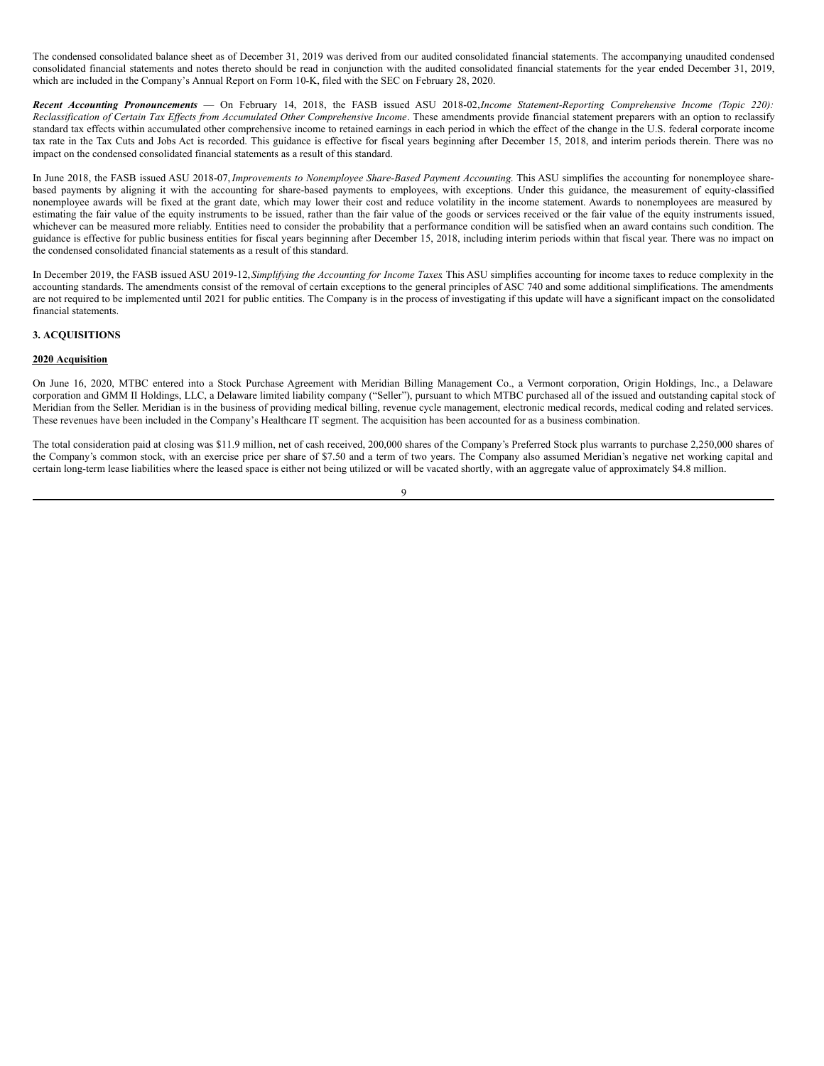The condensed consolidated balance sheet as of December 31, 2019 was derived from our audited consolidated financial statements. The accompanying unaudited condensed consolidated financial statements and notes thereto should be read in conjunction with the audited consolidated financial statements for the year ended December 31, 2019, which are included in the Company's Annual Report on Form 10-K, filed with the SEC on February 28, 2020.

***Recent Accounting Pronouncements*** — On February 14, 2018, the FASB issued ASU 2018-02, *Income Statement-Reporting Comprehensive Income (Topic 220): Reclassification of Certain Tax Effects from Accumulated Other Comprehensive Income*. These amendments provide financial statement preparers with an option to reclassify standard tax effects within accumulated other comprehensive income to retained earnings in each period in which the effect of the change in the U.S. federal corporate income tax rate in the Tax Cuts and Jobs Act is recorded. This guidance is effective for fiscal years beginning after December 15, 2018, and interim periods therein. There was no impact on the condensed consolidated financial statements as a result of this standard.

In June 2018, the FASB issued ASU 2018-07, *Improvements to Nonemployee Share-Based Payment Accounting*. This ASU simplifies the accounting for nonemployee share-based payments by aligning it with the accounting for share-based payments to employees, with exceptions. Under this guidance, the measurement of equity-classified nonemployee awards will be fixed at the grant date, which may lower their cost and reduce volatility in the income statement. Awards to nonemployees are measured by estimating the fair value of the equity instruments to be issued, rather than the fair value of the goods or services received or the fair value of the equity instruments issued, whichever can be measured more reliably. Entities need to consider the probability that a performance condition will be satisfied when an award contains such condition. The guidance is effective for public business entities for fiscal years beginning after December 15, 2018, including interim periods within that fiscal year. There was no impact on the condensed consolidated financial statements as a result of this standard.

In December 2019, the FASB issued ASU 2019-12, *Simplifying the Accounting for Income Taxes*. This ASU simplifies accounting for income taxes to reduce complexity in the accounting standards. The amendments consist of the removal of certain exceptions to the general principles of ASC 740 and some additional simplifications. The amendments are not required to be implemented until 2021 for public entities. The Company is in the process of investigating if this update will have a significant impact on the consolidated financial statements.

## 3. ACQUISITIONS

**2020 Acquisition**

On June 16, 2020, MTBC entered into a Stock Purchase Agreement with Meridian Billing Management Co., a Vermont corporation, Origin Holdings, Inc., a Delaware corporation and GMM II Holdings, LLC, a Delaware limited liability company ("Seller"), pursuant to which MTBC purchased all of the issued and outstanding capital stock of Meridian from the Seller. Meridian is in the business of providing medical billing, revenue cycle management, electronic medical records, medical coding and related services. These revenues have been included in the Company's Healthcare IT segment. The acquisition has been accounted for as a business combination.

The total consideration paid at closing was $11.9 million, net of cash received, 200,000 shares of the Company's Preferred Stock plus warrants to purchase 2,250,000 shares of the Company's common stock, with an exercise price per share of $7.50 and a term of two years. The Company also assumed Meridian's negative net working capital and certain long-term lease liabilities where the leased space is either not being utilized or will be vacated shortly, with an aggregate value of approximately $4.8 million.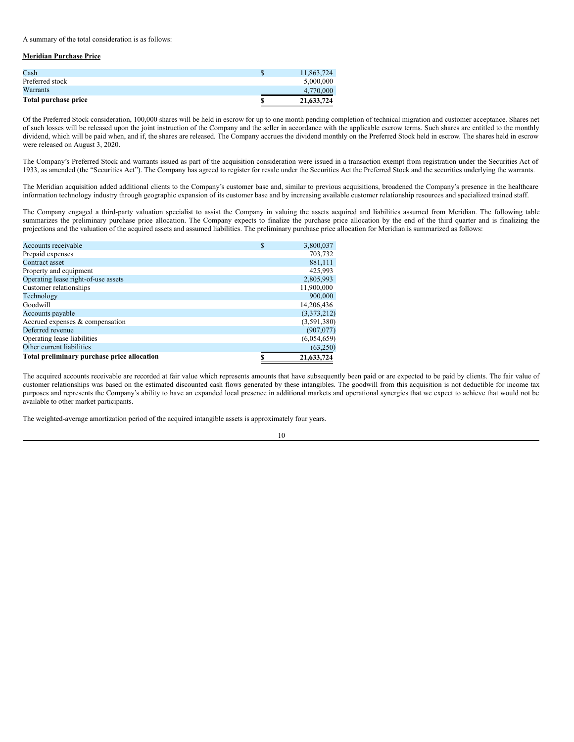A summary of the total consideration is as follows:

**Meridian Purchase Price**

| | | |
|---|---|---|
| Cash | $ | 11,863,724 |
| Preferred stock | | 5,000,000 |
| Warrants | | 4,770,000 |
| **Total purchase price** | **$** | **21,633,724** |

Of the Preferred Stock consideration, 100,000 shares will be held in escrow for up to one month pending completion of technical migration and customer acceptance. Shares net of such losses will be released upon the joint instruction of the Company and the seller in accordance with the applicable escrow terms. Such shares are entitled to the monthly dividend, which will be paid when, and if, the shares are released. The Company accrues the dividend monthly on the Preferred Stock held in escrow. The shares held in escrow were released on August 3, 2020.

The Company's Preferred Stock and warrants issued as part of the acquisition consideration were issued in a transaction exempt from registration under the Securities Act of 1933, as amended (the "Securities Act"). The Company has agreed to register for resale under the Securities Act the Preferred Stock and the securities underlying the warrants.

The Meridian acquisition added additional clients to the Company's customer base and, similar to previous acquisitions, broadened the Company's presence in the healthcare information technology industry through geographic expansion of its customer base and by increasing available customer relationship resources and specialized trained staff.

The Company engaged a third-party valuation specialist to assist the Company in valuing the assets acquired and liabilities assumed from Meridian. The following table summarizes the preliminary purchase price allocation. The Company expects to finalize the purchase price allocation by the end of the third quarter and is finalizing the projections and the valuation of the acquired assets and assumed liabilities. The preliminary purchase price allocation for Meridian is summarized as follows:

| | | |
|---|---|---|
| Accounts receivable | $ | 3,800,037 |
| Prepaid expenses | | 703,732 |
| Contract asset | | 881,111 |
| Property and equipment | | 425,993 |
| Operating lease right-of-use assets | | 2,805,993 |
| Customer relationships | | 11,900,000 |
| Technology | | 900,000 |
| Goodwill | | 14,206,436 |
| Accounts payable | | (3,373,212) |
| Accrued expenses & compensation | | (3,591,380) |
| Deferred revenue | | (907,077) |
| Operating lease liabilities | | (6,054,659) |
| Other current liabilities | | (63,250) |
| **Total preliminary purchase price allocation** | **$** | **21,633,724** |

The acquired accounts receivable are recorded at fair value which represents amounts that have subsequently been paid or are expected to be paid by clients. The fair value of customer relationships was based on the estimated discounted cash flows generated by these intangibles. The goodwill from this acquisition is not deductible for income tax purposes and represents the Company's ability to have an expanded local presence in additional markets and operational synergies that we expect to achieve that would not be available to other market participants.

The weighted-average amortization period of the acquired intangible assets is approximately four years.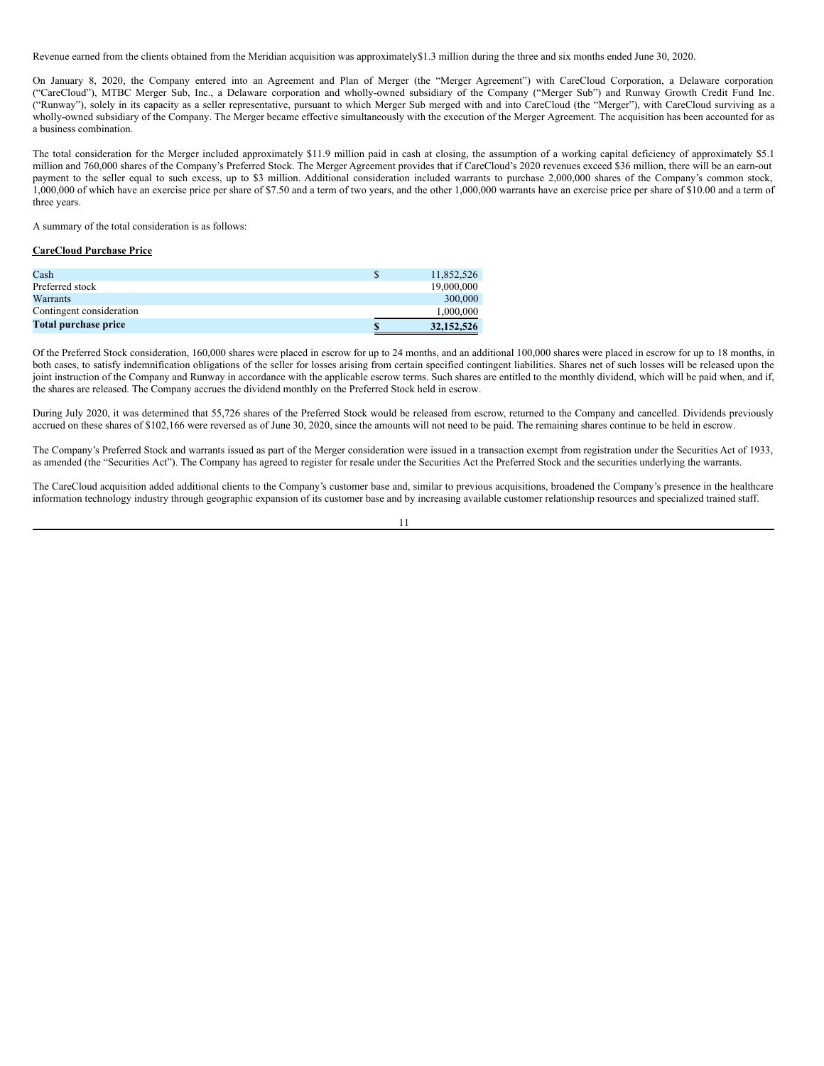Revenue earned from the clients obtained from the Meridian acquisition was approximately$1.3 million during the three and six months ended June 30, 2020.

On January 8, 2020, the Company entered into an Agreement and Plan of Merger (the "Merger Agreement") with CareCloud Corporation, a Delaware corporation ("CareCloud"), MTBC Merger Sub, Inc., a Delaware corporation and wholly-owned subsidiary of the Company ("Merger Sub") and Runway Growth Credit Fund Inc. ("Runway"), solely in its capacity as a seller representative, pursuant to which Merger Sub merged with and into CareCloud (the "Merger"), with CareCloud surviving as a wholly-owned subsidiary of the Company. The Merger became effective simultaneously with the execution of the Merger Agreement. The acquisition has been accounted for as a business combination.

The total consideration for the Merger included approximately $11.9 million paid in cash at closing, the assumption of a working capital deficiency of approximately $5.1 million and 760,000 shares of the Company's Preferred Stock. The Merger Agreement provides that if CareCloud's 2020 revenues exceed $36 million, there will be an earn-out payment to the seller equal to such excess, up to $3 million. Additional consideration included warrants to purchase 2,000,000 shares of the Company's common stock, 1,000,000 of which have an exercise price per share of $7.50 and a term of two years, and the other 1,000,000 warrants have an exercise price per share of $10.00 and a term of three years.

A summary of the total consideration is as follows:

**CareCloud Purchase Price**

| | | |
|---|---|---|
| Cash | $ | 11,852,526 |
| Preferred stock | | 19,000,000 |
| Warrants | | 300,000 |
| Contingent consideration | | 1,000,000 |
| **Total purchase price** | **$** | **32,152,526** |

Of the Preferred Stock consideration, 160,000 shares were placed in escrow for up to 24 months, and an additional 100,000 shares were placed in escrow for up to 18 months, in both cases, to satisfy indemnification obligations of the seller for losses arising from certain specified contingent liabilities. Shares net of such losses will be released upon the joint instruction of the Company and Runway in accordance with the applicable escrow terms. Such shares are entitled to the monthly dividend, which will be paid when, and if, the shares are released. The Company accrues the dividend monthly on the Preferred Stock held in escrow.

During July 2020, it was determined that 55,726 shares of the Preferred Stock would be released from escrow, returned to the Company and cancelled. Dividends previously accrued on these shares of $102,166 were reversed as of June 30, 2020, since the amounts will not need to be paid. The remaining shares continue to be held in escrow.

The Company's Preferred Stock and warrants issued as part of the Merger consideration were issued in a transaction exempt from registration under the Securities Act of 1933, as amended (the "Securities Act"). The Company has agreed to register for resale under the Securities Act the Preferred Stock and the securities underlying the warrants.

The CareCloud acquisition added additional clients to the Company's customer base and, similar to previous acquisitions, broadened the Company's presence in the healthcare information technology industry through geographic expansion of its customer base and by increasing available customer relationship resources and specialized trained staff.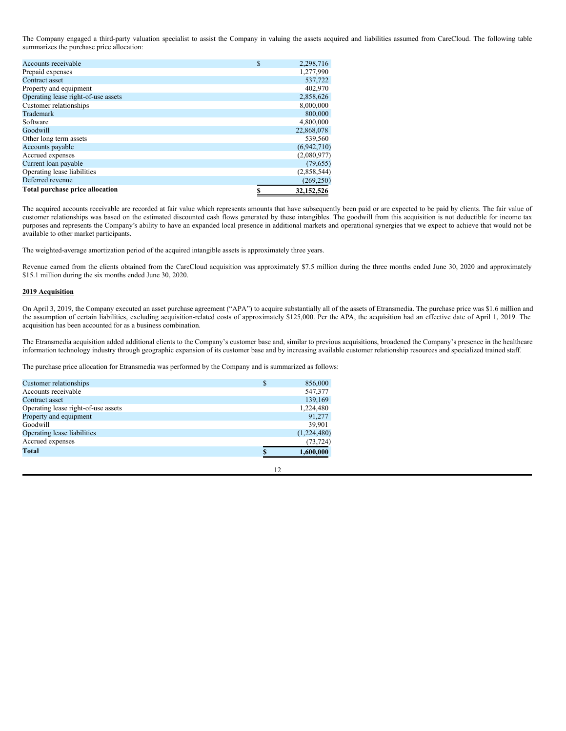The Company engaged a third-party valuation specialist to assist the Company in valuing the assets acquired and liabilities assumed from CareCloud. The following table summarizes the purchase price allocation:

| | |
|---|---|
| Accounts receivable | $ 2,298,716 |
| Prepaid expenses | 1,277,990 |
| Contract asset | 537,722 |
| Property and equipment | 402,970 |
| Operating lease right-of-use assets | 2,858,626 |
| Customer relationships | 8,000,000 |
| Trademark | 800,000 |
| Software | 4,800,000 |
| Goodwill | 22,868,078 |
| Other long term assets | 539,560 |
| Accounts payable | (6,942,710) |
| Accrued expenses | (2,080,977) |
| Current loan payable | (79,655) |
| Operating lease liabilities | (2,858,544) |
| Deferred revenue | (269,250) |
| **Total purchase price allocation** | **$ 32,152,526** |

The acquired accounts receivable are recorded at fair value which represents amounts that have subsequently been paid or are expected to be paid by clients. The fair value of customer relationships was based on the estimated discounted cash flows generated by these intangibles. The goodwill from this acquisition is not deductible for income tax purposes and represents the Company's ability to have an expanded local presence in additional markets and operational synergies that we expect to achieve that would not be available to other market participants.

The weighted-average amortization period of the acquired intangible assets is approximately three years.

Revenue earned from the clients obtained from the CareCloud acquisition was approximately $7.5 million during the three months ended June 30, 2020 and approximately $15.1 million during the six months ended June 30, 2020.

**2019 Acquisition**

On April 3, 2019, the Company executed an asset purchase agreement ("APA") to acquire substantially all of the assets of Etransmedia. The purchase price was $1.6 million and the assumption of certain liabilities, excluding acquisition-related costs of approximately $125,000. Per the APA, the acquisition had an effective date of April 1, 2019. The acquisition has been accounted for as a business combination.

The Etransmedia acquisition added additional clients to the Company's customer base and, similar to previous acquisitions, broadened the Company's presence in the healthcare information technology industry through geographic expansion of its customer base and by increasing available customer relationship resources and specialized trained staff.

The purchase price allocation for Etransmedia was performed by the Company and is summarized as follows:

| | |
|---|---|
| Customer relationships | $ 856,000 |
| Accounts receivable | 547,377 |
| Contract asset | 139,169 |
| Operating lease right-of-use assets | 1,224,480 |
| Property and equipment | 91,277 |
| Goodwill | 39,901 |
| Operating lease liabilities | (1,224,480) |
| Accrued expenses | (73,724) |
| **Total** | **$ 1,600,000** |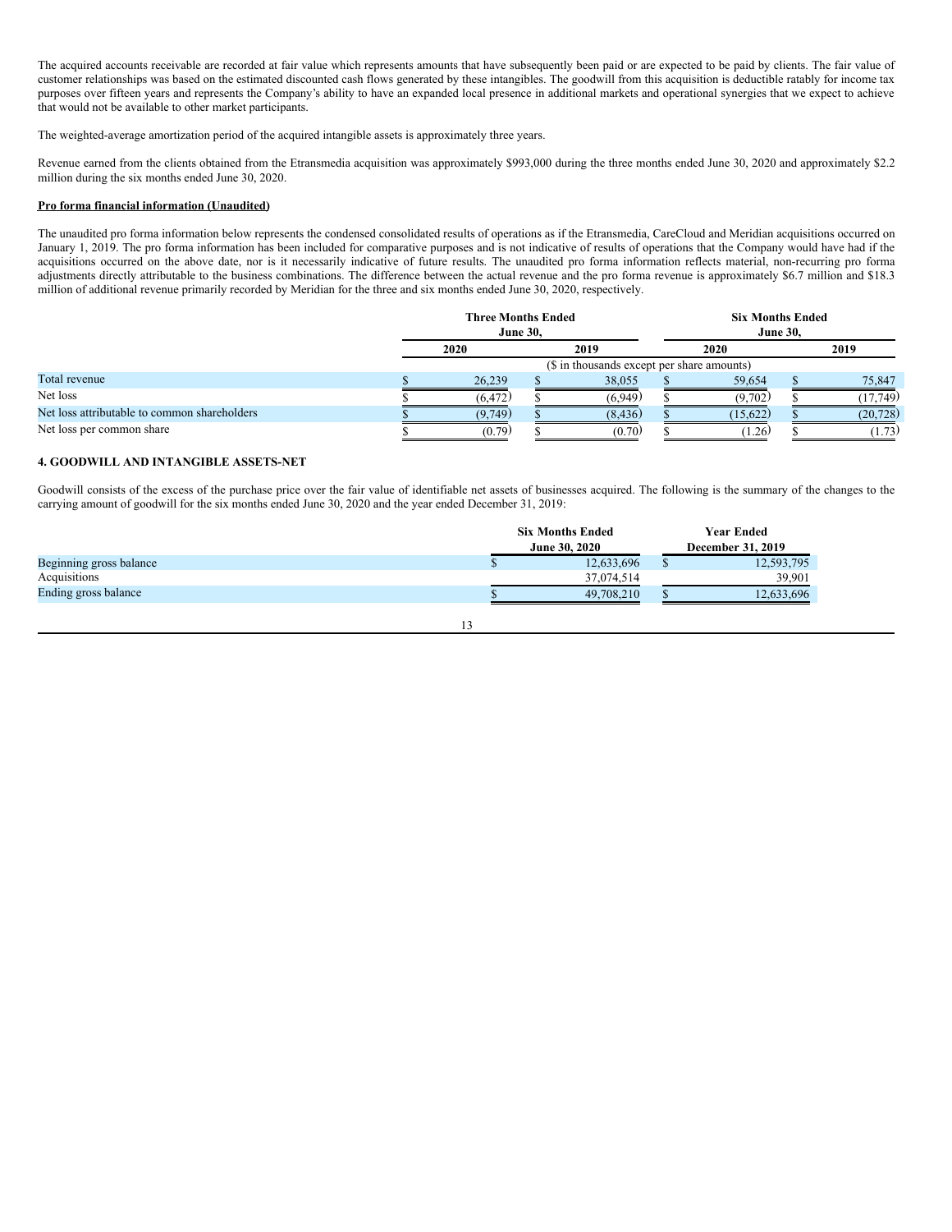The acquired accounts receivable are recorded at fair value which represents amounts that have subsequently been paid or are expected to be paid by clients. The fair value of customer relationships was based on the estimated discounted cash flows generated by these intangibles. The goodwill from this acquisition is deductible ratably for income tax purposes over fifteen years and represents the Company's ability to have an expanded local presence in additional markets and operational synergies that we expect to achieve that would not be available to other market participants.

The weighted-average amortization period of the acquired intangible assets is approximately three years.

Revenue earned from the clients obtained from the Etransmedia acquisition was approximately $993,000 during the three months ended June 30, 2020 and approximately $2.2 million during the six months ended June 30, 2020.

**Pro forma financial information (Unaudited)**

The unaudited pro forma information below represents the condensed consolidated results of operations as if the Etransmedia, CareCloud and Meridian acquisitions occurred on January 1, 2019. The pro forma information has been included for comparative purposes and is not indicative of results of operations that the Company would have had if the acquisitions occurred on the above date, nor is it necessarily indicative of future results. The unaudited pro forma information reflects material, non-recurring pro forma adjustments directly attributable to the business combinations. The difference between the actual revenue and the pro forma revenue is approximately $6.7 million and $18.3 million of additional revenue primarily recorded by Meridian for the three and six months ended June 30, 2020, respectively.

| | Three Months Ended June 30, | | Six Months Ended June 30, | |
|---|---|---|---|---|
| | 2020 | 2019 | 2020 | 2019 |
| | ($ in thousands except per share amounts) | | | |
| Total revenue | $ 26,239 | $ 38,055 | $ 59,654 | $ 75,847 |
| Net loss | $ (6,472) | $ (6,949) | $ (9,702) | $ (17,749) |
| Net loss attributable to common shareholders | $ (9,749) | $ (8,436) | $ (15,622) | $ (20,728) |
| Net loss per common share | $ (0.79) | $ (0.70) | $ (1.26) | $ (1.73) |

## 4. GOODWILL AND INTANGIBLE ASSETS-NET

Goodwill consists of the excess of the purchase price over the fair value of identifiable net assets of businesses acquired. The following is the summary of the changes to the carrying amount of goodwill for the six months ended June 30, 2020 and the year ended December 31, 2019:

| | Six Months Ended June 30, 2020 | Year Ended December 31, 2019 |
|---|---|---|
| Beginning gross balance | $ 12,633,696 | $ 12,593,795 |
| Acquisitions | 37,074,514 | 39,901 |
| Ending gross balance | $ 49,708,210 | $ 12,633,696 |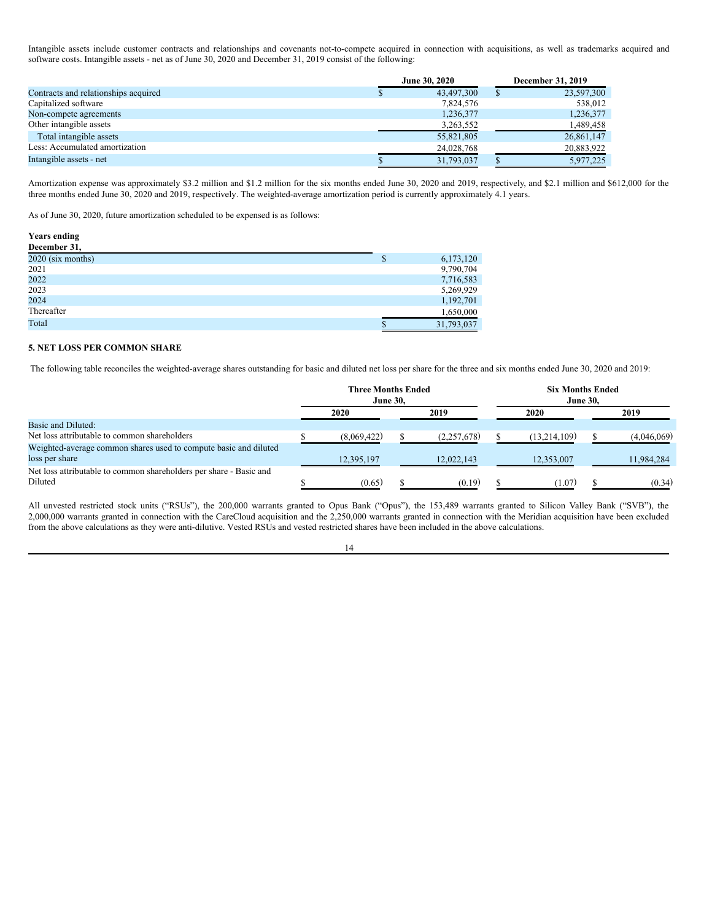Intangible assets include customer contracts and relationships and covenants not-to-compete acquired in connection with acquisitions, as well as trademarks acquired and software costs. Intangible assets - net as of June 30, 2020 and December 31, 2019 consist of the following:

| | June 30, 2020 | December 31, 2019 |
|---|---|---|
| Contracts and relationships acquired | $ 43,497,300 | $ 23,597,300 |
| Capitalized software | 7,824,576 | 538,012 |
| Non-compete agreements | 1,236,377 | 1,236,377 |
| Other intangible assets | 3,263,552 | 1,489,458 |
| Total intangible assets | 55,821,805 | 26,861,147 |
| Less: Accumulated amortization | 24,028,768 | 20,883,922 |
| Intangible assets - net | $ 31,793,037 | $ 5,977,225 |

Amortization expense was approximately $3.2 million and $1.2 million for the six months ended June 30, 2020 and 2019, respectively, and $2.1 million and $612,000 for the three months ended June 30, 2020 and 2019, respectively. The weighted-average amortization period is currently approximately 4.1 years.

As of June 30, 2020, future amortization scheduled to be expensed is as follows:

| Years ending December 31, | |
|---|---|
| 2020 (six months) | $ 6,173,120 |
| 2021 | 9,790,704 |
| 2022 | 7,716,583 |
| 2023 | 5,269,929 |
| 2024 | 1,192,701 |
| Thereafter | 1,650,000 |
| Total | $ 31,793,037 |

**5. NET LOSS PER COMMON SHARE**

The following table reconciles the weighted-average shares outstanding for basic and diluted net loss per share for the three and six months ended June 30, 2020 and 2019:

| | Three Months Ended June 30, | | Six Months Ended June 30, | |
|---|---|---|---|---|
| | 2020 | 2019 | 2020 | 2019 |
| Basic and Diluted: | | | | |
| Net loss attributable to common shareholders | $ (8,069,422) | $ (2,257,678) | $ (13,214,109) | $ (4,046,069) |
| Weighted-average common shares used to compute basic and diluted loss per share | 12,395,197 | 12,022,143 | 12,353,007 | 11,984,284 |
| Net loss attributable to common shareholders per share - Basic and Diluted | $ (0.65) | $ (0.19) | $ (1.07) | $ (0.34) |

All unvested restricted stock units ("RSUs"), the 200,000 warrants granted to Opus Bank ("Opus"), the 153,489 warrants granted to Silicon Valley Bank ("SVB"), the 2,000,000 warrants granted in connection with the CareCloud acquisition and the 2,250,000 warrants granted in connection with the Meridian acquisition have been excluded from the above calculations as they were anti-dilutive. Vested RSUs and vested restricted shares have been included in the above calculations.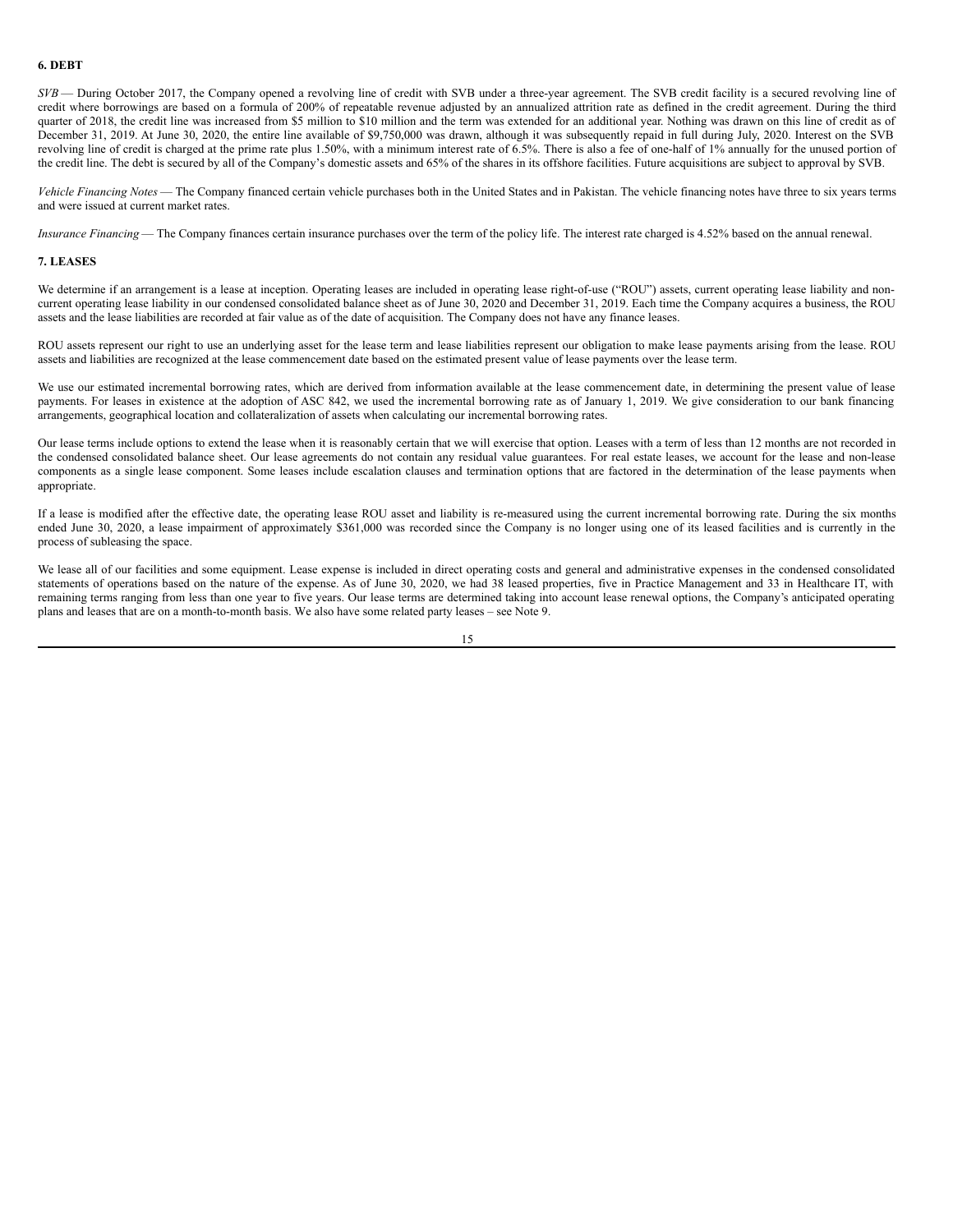## 6. DEBT

*SVB* — During October 2017, the Company opened a revolving line of credit with SVB under a three-year agreement. The SVB credit facility is a secured revolving line of credit where borrowings are based on a formula of 200% of repeatable revenue adjusted by an annualized attrition rate as defined in the credit agreement. During the third quarter of 2018, the credit line was increased from $5 million to $10 million and the term was extended for an additional year. Nothing was drawn on this line of credit as of December 31, 2019. At June 30, 2020, the entire line available of $9,750,000 was drawn, although it was subsequently repaid in full during July, 2020. Interest on the SVB revolving line of credit is charged at the prime rate plus 1.50%, with a minimum interest rate of 6.5%. There is also a fee of one-half of 1% annually for the unused portion of the credit line. The debt is secured by all of the Company's domestic assets and 65% of the shares in its offshore facilities. Future acquisitions are subject to approval by SVB.

*Vehicle Financing Notes* — The Company financed certain vehicle purchases both in the United States and in Pakistan. The vehicle financing notes have three to six years terms and were issued at current market rates.

*Insurance Financing* — The Company finances certain insurance purchases over the term of the policy life. The interest rate charged is 4.52% based on the annual renewal.

## 7. LEASES

We determine if an arrangement is a lease at inception. Operating leases are included in operating lease right-of-use ("ROU") assets, current operating lease liability and non-current operating lease liability in our condensed consolidated balance sheet as of June 30, 2020 and December 31, 2019. Each time the Company acquires a business, the ROU assets and the lease liabilities are recorded at fair value as of the date of acquisition. The Company does not have any finance leases.

ROU assets represent our right to use an underlying asset for the lease term and lease liabilities represent our obligation to make lease payments arising from the lease. ROU assets and liabilities are recognized at the lease commencement date based on the estimated present value of lease payments over the lease term.

We use our estimated incremental borrowing rates, which are derived from information available at the lease commencement date, in determining the present value of lease payments. For leases in existence at the adoption of ASC 842, we used the incremental borrowing rate as of January 1, 2019. We give consideration to our bank financing arrangements, geographical location and collateralization of assets when calculating our incremental borrowing rates.

Our lease terms include options to extend the lease when it is reasonably certain that we will exercise that option. Leases with a term of less than 12 months are not recorded in the condensed consolidated balance sheet. Our lease agreements do not contain any residual value guarantees. For real estate leases, we account for the lease and non-lease components as a single lease component. Some leases include escalation clauses and termination options that are factored in the determination of the lease payments when appropriate.

If a lease is modified after the effective date, the operating lease ROU asset and liability is re-measured using the current incremental borrowing rate. During the six months ended June 30, 2020, a lease impairment of approximately $361,000 was recorded since the Company is no longer using one of its leased facilities and is currently in the process of subleasing the space.

We lease all of our facilities and some equipment. Lease expense is included in direct operating costs and general and administrative expenses in the condensed consolidated statements of operations based on the nature of the expense. As of June 30, 2020, we had 38 leased properties, five in Practice Management and 33 in Healthcare IT, with remaining terms ranging from less than one year to five years. Our lease terms are determined taking into account lease renewal options, the Company's anticipated operating plans and leases that are on a month-to-month basis. We also have some related party leases – see Note 9.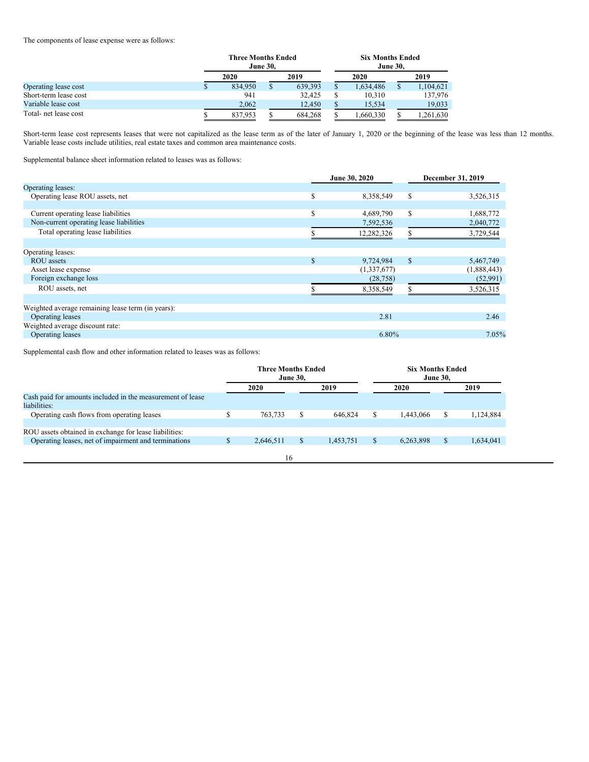The components of lease expense were as follows:

| | Three Months Ended June 30, | | Six Months Ended June 30, | |
|---|---|---|---|---|
| | 2020 | 2019 | 2020 | 2019 |
| Operating lease cost | $ 834,950 | $ 639,393 | $ 1,634,486 | $ 1,104,621 |
| Short-term lease cost | 941 | 32,425 | $ 10,310 | 137,976 |
| Variable lease cost | 2,062 | 12,450 | $ 15,534 | 19,033 |
| Total- net lease cost | $ 837,953 | $ 684,268 | $ 1,660,330 | $ 1,261,630 |

Short-term lease cost represents leases that were not capitalized as the lease term as of the later of January 1, 2020 or the beginning of the lease was less than 12 months. Variable lease costs include utilities, real estate taxes and common area maintenance costs.

Supplemental balance sheet information related to leases was as follows:

| | June 30, 2020 | December 31, 2019 |
|---|---|---|
| Operating leases: | | |
| Operating lease ROU assets, net | $ 8,358,549 | $ 3,526,315 |
| | | |
| Current operating lease liabilities | $ 4,689,790 | $ 1,688,772 |
| Non-current operating lease liabilities | 7,592,536 | 2,040,772 |
| Total operating lease liabilities | $ 12,282,326 | $ 3,729,544 |
| | | |
| Operating leases: | | |
| ROU assets | $ 9,724,984 | $ 5,467,749 |
| Asset lease expense | (1,337,677) | (1,888,443) |
| Foreign exchange loss | (28,758) | (52,991) |
| ROU assets, net | $ 8,358,549 | $ 3,526,315 |
| | | |
| Weighted average remaining lease term (in years): | | |
| Operating leases | 2.81 | 2.46 |
| Weighted average discount rate: | | |
| Operating leases | 6.80% | 7.05% |

Supplemental cash flow and other information related to leases was as follows:

| | Three Months Ended June 30, | | Six Months Ended June 30, | |
|---|---|---|---|---|
| | 2020 | 2019 | 2020 | 2019 |
| Cash paid for amounts included in the measurement of lease liabilities: | | | | |
| Operating cash flows from operating leases | $ 763,733 | $ 646,824 | $ 1,443,066 | $ 1,124,884 |
| | | | | |
| ROU assets obtained in exchange for lease liabilities: | | | | |
| Operating leases, net of impairment and terminations | $ 2,646,511 | $ 1,453,751 | $ 6,263,898 | $ 1,634,041 |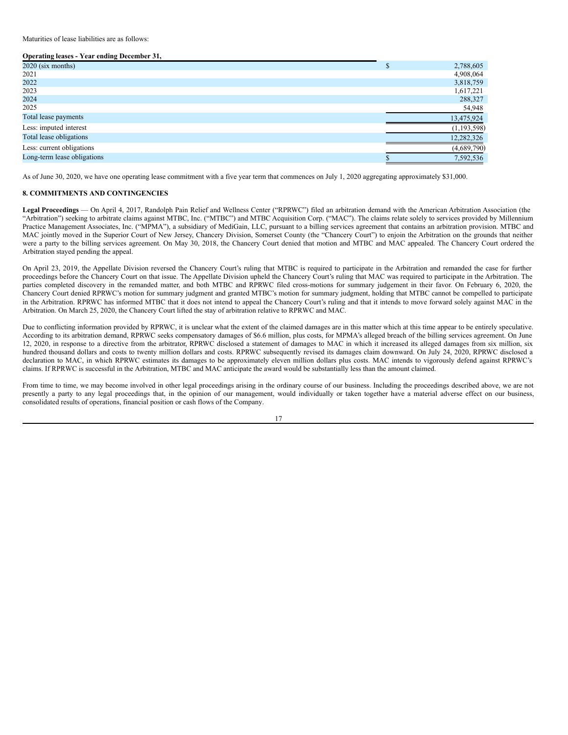Maturities of lease liabilities are as follows:

| **Operating leases - Year ending December 31,** | |
|---|---|
| 2020 (six months) | $ 2,788,605 |
| 2021 | 4,908,064 |
| 2022 | 3,818,759 |
| 2023 | 1,617,221 |
| 2024 | 288,327 |
| 2025 | 54,948 |
| Total lease payments | 13,475,924 |
| Less: imputed interest | (1,193,598) |
| Total lease obligations | 12,282,326 |
| Less: current obligations | (4,689,790) |
| Long-term lease obligations | $ 7,592,536 |

As of June 30, 2020, we have one operating lease commitment with a five year term that commences on July 1, 2020 aggregating approximately $31,000.

## 8. COMMITMENTS AND CONTINGENCIES

**Legal Proceedings** — On April 4, 2017, Randolph Pain Relief and Wellness Center ("RPRWC") filed an arbitration demand with the American Arbitration Association (the "Arbitration") seeking to arbitrate claims against MTBC, Inc. ("MTBC") and MTBC Acquisition Corp. ("MAC"). The claims relate solely to services provided by Millennium Practice Management Associates, Inc. ("MPMA"), a subsidiary of MediGain, LLC, pursuant to a billing services agreement that contains an arbitration provision. MTBC and MAC jointly moved in the Superior Court of New Jersey, Chancery Division, Somerset County (the "Chancery Court") to enjoin the Arbitration on the grounds that neither were a party to the billing services agreement. On May 30, 2018, the Chancery Court denied that motion and MTBC and MAC appealed. The Chancery Court ordered the Arbitration stayed pending the appeal.

On April 23, 2019, the Appellate Division reversed the Chancery Court's ruling that MTBC is required to participate in the Arbitration and remanded the case for further proceedings before the Chancery Court on that issue. The Appellate Division upheld the Chancery Court's ruling that MAC was required to participate in the Arbitration. The parties completed discovery in the remanded matter, and both MTBC and RPRWC filed cross-motions for summary judgement in their favor. On February 6, 2020, the Chancery Court denied RPRWC's motion for summary judgment and granted MTBC's motion for summary judgment, holding that MTBC cannot be compelled to participate in the Arbitration. RPRWC has informed MTBC that it does not intend to appeal the Chancery Court's ruling and that it intends to move forward solely against MAC in the Arbitration. On March 25, 2020, the Chancery Court lifted the stay of arbitration relative to RPRWC and MAC.

Due to conflicting information provided by RPRWC, it is unclear what the extent of the claimed damages are in this matter which at this time appear to be entirely speculative. According to its arbitration demand, RPRWC seeks compensatory damages of $6.6 million, plus costs, for MPMA's alleged breach of the billing services agreement. On June 12, 2020, in response to a directive from the arbitrator, RPRWC disclosed a statement of damages to MAC in which it increased its alleged damages from six million, six hundred thousand dollars and costs to twenty million dollars and costs. RPRWC subsequently revised its damages claim downward. On July 24, 2020, RPRWC disclosed a declaration to MAC, in which RPRWC estimates its damages to be approximately eleven million dollars plus costs. MAC intends to vigorously defend against RPRWC's claims. If RPRWC is successful in the Arbitration, MTBC and MAC anticipate the award would be substantially less than the amount claimed.

From time to time, we may become involved in other legal proceedings arising in the ordinary course of our business. Including the proceedings described above, we are not presently a party to any legal proceedings that, in the opinion of our management, would individually or taken together have a material adverse effect on our business, consolidated results of operations, financial position or cash flows of the Company.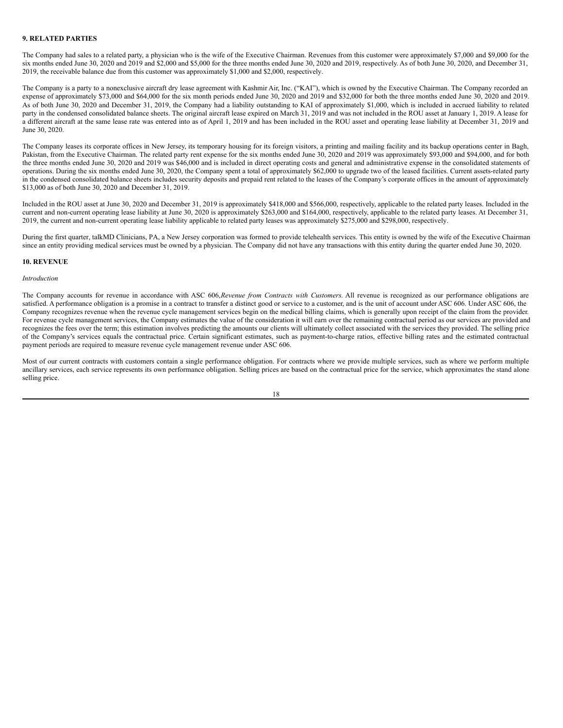**9. RELATED PARTIES**

The Company had sales to a related party, a physician who is the wife of the Executive Chairman. Revenues from this customer were approximately $7,000 and $9,000 for the six months ended June 30, 2020 and 2019 and $2,000 and $5,000 for the three months ended June 30, 2020 and 2019, respectively. As of both June 30, 2020, and December 31, 2019, the receivable balance due from this customer was approximately $1,000 and $2,000, respectively.

The Company is a party to a nonexclusive aircraft dry lease agreement with Kashmir Air, Inc. ("KAI"), which is owned by the Executive Chairman. The Company recorded an expense of approximately $73,000 and $64,000 for the six month periods ended June 30, 2020 and 2019 and $32,000 for both the three months ended June 30, 2020 and 2019. As of both June 30, 2020 and December 31, 2019, the Company had a liability outstanding to KAI of approximately $1,000, which is included in accrued liability to related party in the condensed consolidated balance sheets. The original aircraft lease expired on March 31, 2019 and was not included in the ROU asset at January 1, 2019. A lease for a different aircraft at the same lease rate was entered into as of April 1, 2019 and has been included in the ROU asset and operating lease liability at December 31, 2019 and June 30, 2020.

The Company leases its corporate offices in New Jersey, its temporary housing for its foreign visitors, a printing and mailing facility and its backup operations center in Bagh, Pakistan, from the Executive Chairman. The related party rent expense for the six months ended June 30, 2020 and 2019 was approximately $93,000 and $94,000, and for both the three months ended June 30, 2020 and 2019 was $46,000 and is included in direct operating costs and general and administrative expense in the consolidated statements of operations. During the six months ended June 30, 2020, the Company spent a total of approximately $62,000 to upgrade two of the leased facilities. Current assets-related party in the condensed consolidated balance sheets includes security deposits and prepaid rent related to the leases of the Company's corporate offices in the amount of approximately $13,000 as of both June 30, 2020 and December 31, 2019.

Included in the ROU asset at June 30, 2020 and December 31, 2019 is approximately $418,000 and $566,000, respectively, applicable to the related party leases. Included in the current and non-current operating lease liability at June 30, 2020 is approximately $263,000 and $164,000, respectively, applicable to the related party leases. At December 31, 2019, the current and non-current operating lease liability applicable to related party leases was approximately $275,000 and $298,000, respectively.

During the first quarter, talkMD Clinicians, PA, a New Jersey corporation was formed to provide telehealth services. This entity is owned by the wife of the Executive Chairman since an entity providing medical services must be owned by a physician. The Company did not have any transactions with this entity during the quarter ended June 30, 2020.

**10. REVENUE**

*Introduction*

The Company accounts for revenue in accordance with ASC 606, *Revenue from Contracts with Customers*. All revenue is recognized as our performance obligations are satisfied. A performance obligation is a promise in a contract to transfer a distinct good or service to a customer, and is the unit of account under ASC 606. Under ASC 606, the Company recognizes revenue when the revenue cycle management services begin on the medical billing claims, which is generally upon receipt of the claim from the provider. For revenue cycle management services, the Company estimates the value of the consideration it will earn over the remaining contractual period as our services are provided and recognizes the fees over the term; this estimation involves predicting the amounts our clients will ultimately collect associated with the services they provided. The selling price of the Company's services equals the contractual price. Certain significant estimates, such as payment-to-charge ratios, effective billing rates and the estimated contractual payment periods are required to measure revenue cycle management revenue under ASC 606.

Most of our current contracts with customers contain a single performance obligation. For contracts where we provide multiple services, such as where we perform multiple ancillary services, each service represents its own performance obligation. Selling prices are based on the contractual price for the service, which approximates the stand alone selling price.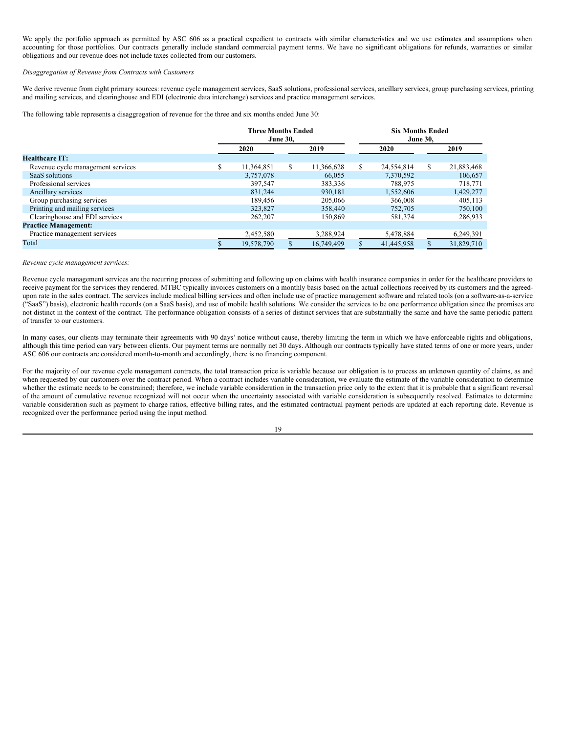We apply the portfolio approach as permitted by ASC 606 as a practical expedient to contracts with similar characteristics and we use estimates and assumptions when accounting for those portfolios. Our contracts generally include standard commercial payment terms. We have no significant obligations for refunds, warranties or similar obligations and our revenue does not include taxes collected from our customers.

*Disaggregation of Revenue from Contracts with Customers*

We derive revenue from eight primary sources: revenue cycle management services, SaaS solutions, professional services, ancillary services, group purchasing services, printing and mailing services, and clearinghouse and EDI (electronic data interchange) services and practice management services.

The following table represents a disaggregation of revenue for the three and six months ended June 30:

| | Three Months Ended June 30, | | Six Months Ended June 30, | |
|---|---|---|---|---|
| | 2020 | 2019 | 2020 | 2019 |
| **Healthcare IT:** | | | | |
| Revenue cycle management services | $ 11,364,851 | $ 11,366,628 | $ 24,554,814 | $ 21,883,468 |
| SaaS solutions | 3,757,078 | 66,055 | 7,370,592 | 106,657 |
| Professional services | 397,547 | 383,336 | 788,975 | 718,771 |
| Ancillary services | 831,244 | 930,181 | 1,552,606 | 1,429,277 |
| Group purchasing services | 189,456 | 205,066 | 366,008 | 405,113 |
| Printing and mailing services | 323,827 | 358,440 | 752,705 | 750,100 |
| Clearinghouse and EDI services | 262,207 | 150,869 | 581,374 | 286,933 |
| **Practice Management:** | | | | |
| Practice management services | 2,452,580 | 3,288,924 | 5,478,884 | 6,249,391 |
| Total | $ 19,578,790 | $ 16,749,499 | $ 41,445,958 | $ 31,829,710 |

*Revenue cycle management services:*

Revenue cycle management services are the recurring process of submitting and following up on claims with health insurance companies in order for the healthcare providers to receive payment for the services they rendered. MTBC typically invoices customers on a monthly basis based on the actual collections received by its customers and the agreed-upon rate in the sales contract. The services include medical billing services and often include use of practice management software and related tools (on a software-as-a-service ("SaaS") basis), electronic health records (on a SaaS basis), and use of mobile health solutions. We consider the services to be one performance obligation since the promises are not distinct in the context of the contract. The performance obligation consists of a series of distinct services that are substantially the same and have the same periodic pattern of transfer to our customers.

In many cases, our clients may terminate their agreements with 90 days' notice without cause, thereby limiting the term in which we have enforceable rights and obligations, although this time period can vary between clients. Our payment terms are normally net 30 days. Although our contracts typically have stated terms of one or more years, under ASC 606 our contracts are considered month-to-month and accordingly, there is no financing component.

For the majority of our revenue cycle management contracts, the total transaction price is variable because our obligation is to process an unknown quantity of claims, as and when requested by our customers over the contract period. When a contract includes variable consideration, we evaluate the estimate of the variable consideration to determine whether the estimate needs to be constrained; therefore, we include variable consideration in the transaction price only to the extent that it is probable that a significant reversal of the amount of cumulative revenue recognized will not occur when the uncertainty associated with variable consideration is subsequently resolved. Estimates to determine variable consideration such as payment to charge ratios, effective billing rates, and the estimated contractual payment periods are updated at each reporting date. Revenue is recognized over the performance period using the input method.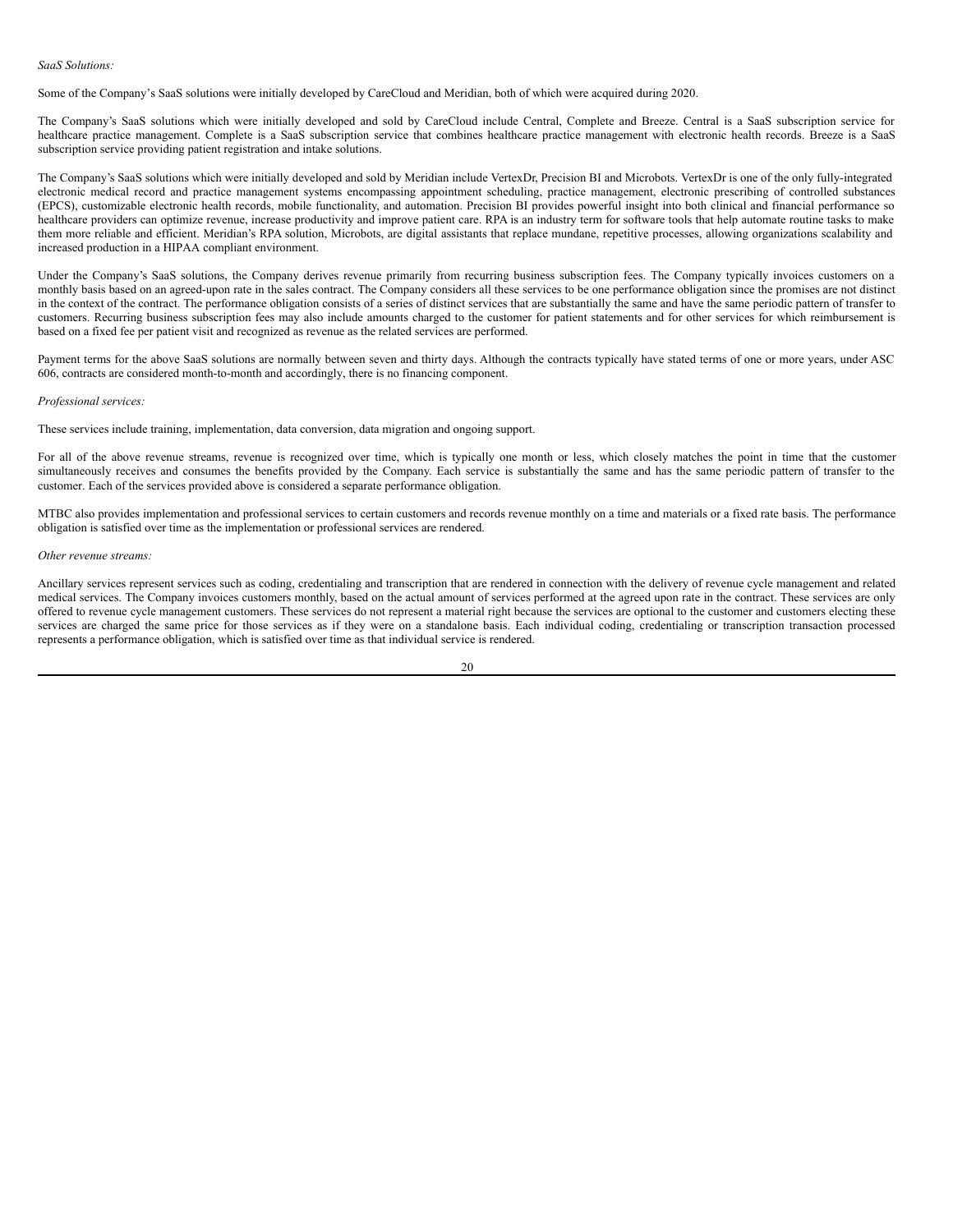*SaaS Solutions:*

Some of the Company's SaaS solutions were initially developed by CareCloud and Meridian, both of which were acquired during 2020.

The Company's SaaS solutions which were initially developed and sold by CareCloud include Central, Complete and Breeze. Central is a SaaS subscription service for healthcare practice management. Complete is a SaaS subscription service that combines healthcare practice management with electronic health records. Breeze is a SaaS subscription service providing patient registration and intake solutions.

The Company's SaaS solutions which were initially developed and sold by Meridian include VertexDr, Precision BI and Microbots. VertexDr is one of the only fully-integrated electronic medical record and practice management systems encompassing appointment scheduling, practice management, electronic prescribing of controlled substances (EPCS), customizable electronic health records, mobile functionality, and automation. Precision BI provides powerful insight into both clinical and financial performance so healthcare providers can optimize revenue, increase productivity and improve patient care. RPA is an industry term for software tools that help automate routine tasks to make them more reliable and efficient. Meridian's RPA solution, Microbots, are digital assistants that replace mundane, repetitive processes, allowing organizations scalability and increased production in a HIPAA compliant environment.

Under the Company's SaaS solutions, the Company derives revenue primarily from recurring business subscription fees. The Company typically invoices customers on a monthly basis based on an agreed-upon rate in the sales contract. The Company considers all these services to be one performance obligation since the promises are not distinct in the context of the contract. The performance obligation consists of a series of distinct services that are substantially the same and have the same periodic pattern of transfer to customers. Recurring business subscription fees may also include amounts charged to the customer for patient statements and for other services for which reimbursement is based on a fixed fee per patient visit and recognized as revenue as the related services are performed.

Payment terms for the above SaaS solutions are normally between seven and thirty days. Although the contracts typically have stated terms of one or more years, under ASC 606, contracts are considered month-to-month and accordingly, there is no financing component.

*Professional services:*

These services include training, implementation, data conversion, data migration and ongoing support.

For all of the above revenue streams, revenue is recognized over time, which is typically one month or less, which closely matches the point in time that the customer simultaneously receives and consumes the benefits provided by the Company. Each service is substantially the same and has the same periodic pattern of transfer to the customer. Each of the services provided above is considered a separate performance obligation.

MTBC also provides implementation and professional services to certain customers and records revenue monthly on a time and materials or a fixed rate basis. The performance obligation is satisfied over time as the implementation or professional services are rendered.

*Other revenue streams:*

Ancillary services represent services such as coding, credentialing and transcription that are rendered in connection with the delivery of revenue cycle management and related medical services. The Company invoices customers monthly, based on the actual amount of services performed at the agreed upon rate in the contract. These services are only offered to revenue cycle management customers. These services do not represent a material right because the services are optional to the customer and customers electing these services are charged the same price for those services as if they were on a standalone basis. Each individual coding, credentialing or transcription transaction processed represents a performance obligation, which is satisfied over time as that individual service is rendered.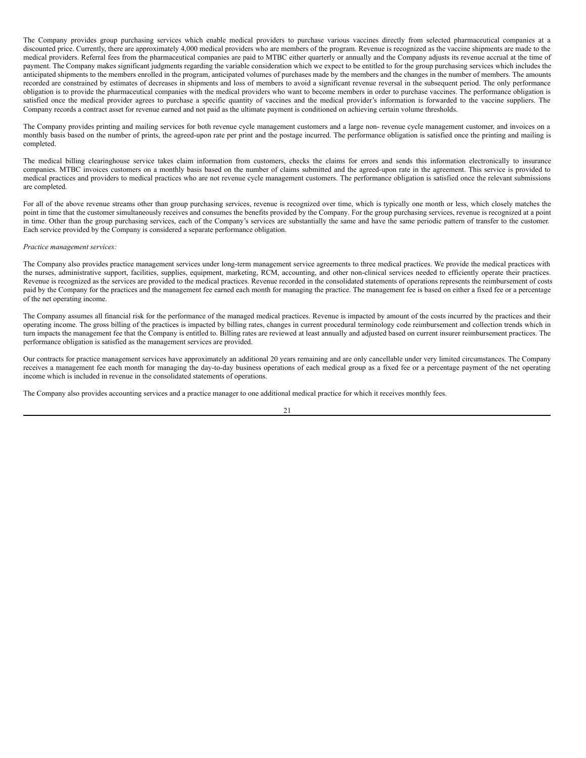The Company provides group purchasing services which enable medical providers to purchase various vaccines directly from selected pharmaceutical companies at a discounted price. Currently, there are approximately 4,000 medical providers who are members of the program. Revenue is recognized as the vaccine shipments are made to the medical providers. Referral fees from the pharmaceutical companies are paid to MTBC either quarterly or annually and the Company adjusts its revenue accrual at the time of payment. The Company makes significant judgments regarding the variable consideration which we expect to be entitled to for the group purchasing services which includes the anticipated shipments to the members enrolled in the program, anticipated volumes of purchases made by the members and the changes in the number of members. The amounts recorded are constrained by estimates of decreases in shipments and loss of members to avoid a significant revenue reversal in the subsequent period. The only performance obligation is to provide the pharmaceutical companies with the medical providers who want to become members in order to purchase vaccines. The performance obligation is satisfied once the medical provider agrees to purchase a specific quantity of vaccines and the medical provider's information is forwarded to the vaccine suppliers. The Company records a contract asset for revenue earned and not paid as the ultimate payment is conditioned on achieving certain volume thresholds.

The Company provides printing and mailing services for both revenue cycle management customers and a large non- revenue cycle management customer, and invoices on a monthly basis based on the number of prints, the agreed-upon rate per print and the postage incurred. The performance obligation is satisfied once the printing and mailing is completed.

The medical billing clearinghouse service takes claim information from customers, checks the claims for errors and sends this information electronically to insurance companies. MTBC invoices customers on a monthly basis based on the number of claims submitted and the agreed-upon rate in the agreement. This service is provided to medical practices and providers to medical practices who are not revenue cycle management customers. The performance obligation is satisfied once the relevant submissions are completed.

For all of the above revenue streams other than group purchasing services, revenue is recognized over time, which is typically one month or less, which closely matches the point in time that the customer simultaneously receives and consumes the benefits provided by the Company. For the group purchasing services, revenue is recognized at a point in time. Other than the group purchasing services, each of the Company's services are substantially the same and have the same periodic pattern of transfer to the customer. Each service provided by the Company is considered a separate performance obligation.

*Practice management services:*

The Company also provides practice management services under long-term management service agreements to three medical practices. We provide the medical practices with the nurses, administrative support, facilities, supplies, equipment, marketing, RCM, accounting, and other non-clinical services needed to efficiently operate their practices. Revenue is recognized as the services are provided to the medical practices. Revenue recorded in the consolidated statements of operations represents the reimbursement of costs paid by the Company for the practices and the management fee earned each month for managing the practice. The management fee is based on either a fixed fee or a percentage of the net operating income.

The Company assumes all financial risk for the performance of the managed medical practices. Revenue is impacted by amount of the costs incurred by the practices and their operating income. The gross billing of the practices is impacted by billing rates, changes in current procedural terminology code reimbursement and collection trends which in turn impacts the management fee that the Company is entitled to. Billing rates are reviewed at least annually and adjusted based on current insurer reimbursement practices. The performance obligation is satisfied as the management services are provided.

Our contracts for practice management services have approximately an additional 20 years remaining and are only cancellable under very limited circumstances. The Company receives a management fee each month for managing the day-to-day business operations of each medical group as a fixed fee or a percentage payment of the net operating income which is included in revenue in the consolidated statements of operations.

The Company also provides accounting services and a practice manager to one additional medical practice for which it receives monthly fees.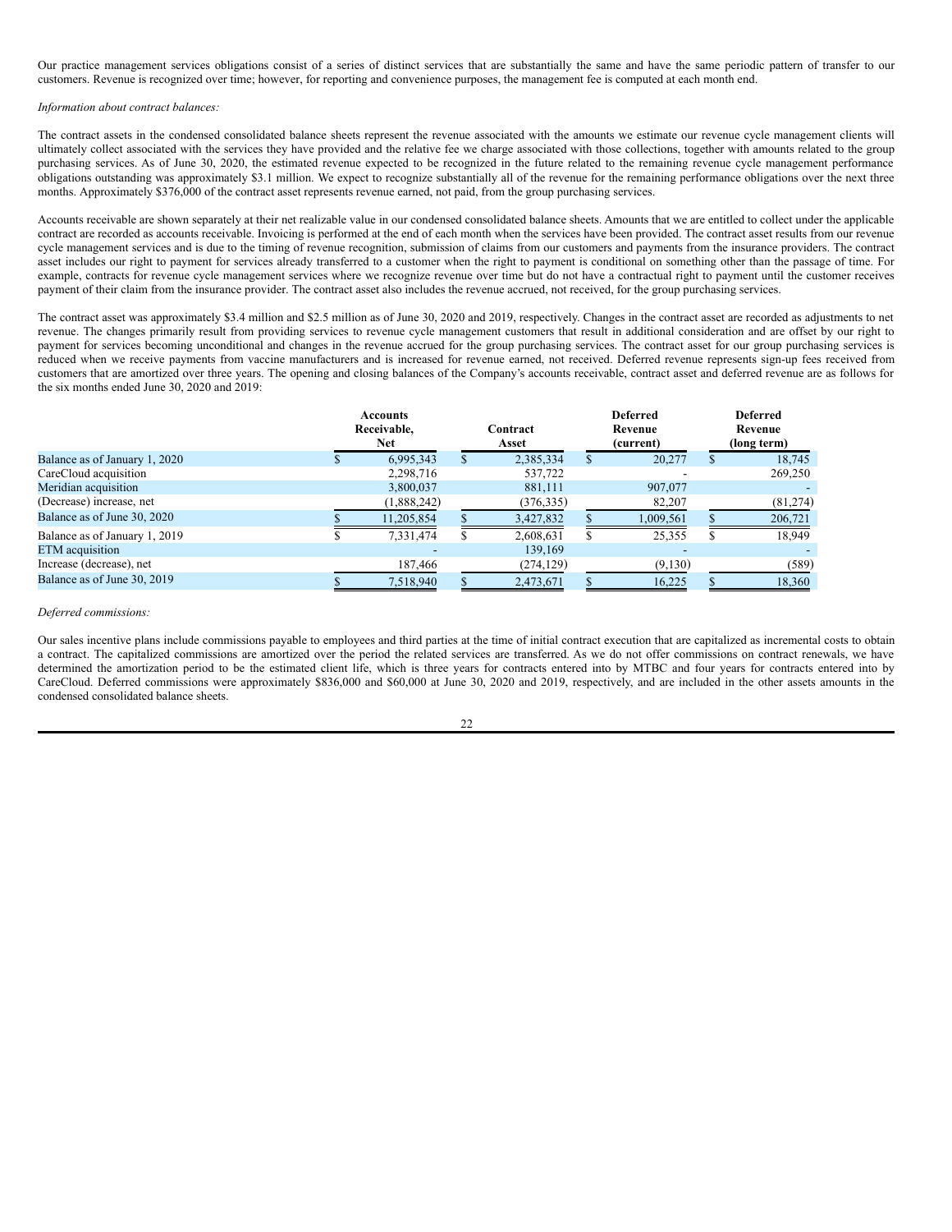Our practice management services obligations consist of a series of distinct services that are substantially the same and have the same periodic pattern of transfer to our customers. Revenue is recognized over time; however, for reporting and convenience purposes, the management fee is computed at each month end.

*Information about contract balances:*

The contract assets in the condensed consolidated balance sheets represent the revenue associated with the amounts we estimate our revenue cycle management clients will ultimately collect associated with the services they have provided and the relative fee we charge associated with those collections, together with amounts related to the group purchasing services. As of June 30, 2020, the estimated revenue expected to be recognized in the future related to the remaining revenue cycle management performance obligations outstanding was approximately $3.1 million. We expect to recognize substantially all of the revenue for the remaining performance obligations over the next three months. Approximately $376,000 of the contract asset represents revenue earned, not paid, from the group purchasing services.

Accounts receivable are shown separately at their net realizable value in our condensed consolidated balance sheets. Amounts that we are entitled to collect under the applicable contract are recorded as accounts receivable. Invoicing is performed at the end of each month when the services have been provided. The contract asset results from our revenue cycle management services and is due to the timing of revenue recognition, submission of claims from our customers and payments from the insurance providers. The contract asset includes our right to payment for services already transferred to a customer when the right to payment is conditional on something other than the passage of time. For example, contracts for revenue cycle management services where we recognize revenue over time but do not have a contractual right to payment until the customer receives payment of their claim from the insurance provider. The contract asset also includes the revenue accrued, not received, for the group purchasing services.

The contract asset was approximately $3.4 million and $2.5 million as of June 30, 2020 and 2019, respectively. Changes in the contract asset are recorded as adjustments to net revenue. The changes primarily result from providing services to revenue cycle management customers that result in additional consideration and are offset by our right to payment for services becoming unconditional and changes in the revenue accrued for the group purchasing services. The contract asset for our group purchasing services is reduced when we receive payments from vaccine manufacturers and is increased for revenue earned, not received. Deferred revenue represents sign-up fees received from customers that are amortized over three years. The opening and closing balances of the Company's accounts receivable, contract asset and deferred revenue are as follows for the six months ended June 30, 2020 and 2019:

| | Accounts Receivable, Net | Contract Asset | Deferred Revenue (current) | Deferred Revenue (long term) |
|---|---|---|---|---|
| Balance as of January 1, 2020 | $ 6,995,343 | $ 2,385,334 | $ 20,277 | $ 18,745 |
| CareCloud acquisition | 2,298,716 | 537,722 | - | 269,250 |
| Meridian acquisition | 3,800,037 | 881,111 | 907,077 | - |
| (Decrease) increase, net | (1,888,242) | (376,335) | 82,207 | (81,274) |
| Balance as of June 30, 2020 | $ 11,205,854 | $ 3,427,832 | $ 1,009,561 | $ 206,721 |
| Balance as of January 1, 2019 | $ 7,331,474 | $ 2,608,631 | $ 25,355 | $ 18,949 |
| ETM acquisition | - | 139,169 | - | - |
| Increase (decrease), net | 187,466 | (274,129) | (9,130) | (589) |
| Balance as of June 30, 2019 | $ 7,518,940 | $ 2,473,671 | $ 16,225 | $ 18,360 |

*Deferred commissions:*

Our sales incentive plans include commissions payable to employees and third parties at the time of initial contract execution that are capitalized as incremental costs to obtain a contract. The capitalized commissions are amortized over the period the related services are transferred. As we do not offer commissions on contract renewals, we have determined the amortization period to be the estimated client life, which is three years for contracts entered into by MTBC and four years for contracts entered into by CareCloud. Deferred commissions were approximately $836,000 and $60,000 at June 30, 2020 and 2019, respectively, and are included in the other assets amounts in the condensed consolidated balance sheets.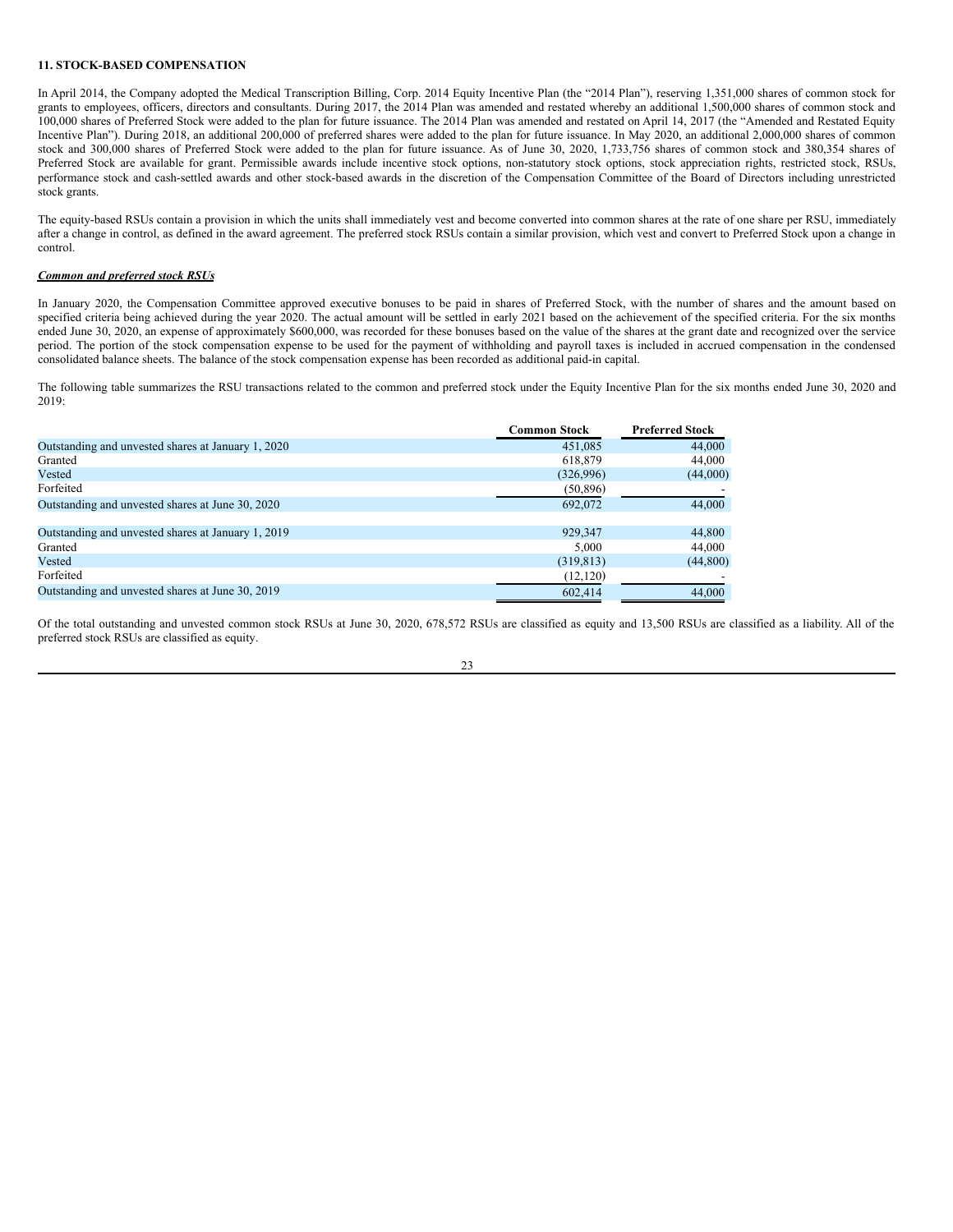**11. STOCK-BASED COMPENSATION**

In April 2014, the Company adopted the Medical Transcription Billing, Corp. 2014 Equity Incentive Plan (the "2014 Plan"), reserving 1,351,000 shares of common stock for grants to employees, officers, directors and consultants. During 2017, the 2014 Plan was amended and restated whereby an additional 1,500,000 shares of common stock and 100,000 shares of Preferred Stock were added to the plan for future issuance. The 2014 Plan was amended and restated on April 14, 2017 (the "Amended and Restated Equity Incentive Plan"). During 2018, an additional 200,000 of preferred shares were added to the plan for future issuance. In May 2020, an additional 2,000,000 shares of common stock and 300,000 shares of Preferred Stock were added to the plan for future issuance. As of June 30, 2020, 1,733,756 shares of common stock and 380,354 shares of Preferred Stock are available for grant. Permissible awards include incentive stock options, non-statutory stock options, stock appreciation rights, restricted stock, RSUs, performance stock and cash-settled awards and other stock-based awards in the discretion of the Compensation Committee of the Board of Directors including unrestricted stock grants.

The equity-based RSUs contain a provision in which the units shall immediately vest and become converted into common shares at the rate of one share per RSU, immediately after a change in control, as defined in the award agreement. The preferred stock RSUs contain a similar provision, which vest and convert to Preferred Stock upon a change in control.

***Common and preferred stock RSUs***

In January 2020, the Compensation Committee approved executive bonuses to be paid in shares of Preferred Stock, with the number of shares and the amount based on specified criteria being achieved during the year 2020. The actual amount will be settled in early 2021 based on the achievement of the specified criteria. For the six months ended June 30, 2020, an expense of approximately $600,000, was recorded for these bonuses based on the value of the shares at the grant date and recognized over the service period. The portion of the stock compensation expense to be used for the payment of withholding and payroll taxes is included in accrued compensation in the condensed consolidated balance sheets. The balance of the stock compensation expense has been recorded as additional paid-in capital.

The following table summarizes the RSU transactions related to the common and preferred stock under the Equity Incentive Plan for the six months ended June 30, 2020 and 2019:

| | Common Stock | Preferred Stock |
|---|---|---|
| Outstanding and unvested shares at January 1, 2020 | 451,085 | 44,000 |
| Granted | 618,879 | 44,000 |
| Vested | (326,996) | (44,000) |
| Forfeited | (50,896) | - |
| Outstanding and unvested shares at June 30, 2020 | 692,072 | 44,000 |
| | | |
| Outstanding and unvested shares at January 1, 2019 | 929,347 | 44,800 |
| Granted | 5,000 | 44,000 |
| Vested | (319,813) | (44,800) |
| Forfeited | (12,120) | - |
| Outstanding and unvested shares at June 30, 2019 | 602,414 | 44,000 |

Of the total outstanding and unvested common stock RSUs at June 30, 2020, 678,572 RSUs are classified as equity and 13,500 RSUs are classified as a liability. All of the preferred stock RSUs are classified as equity.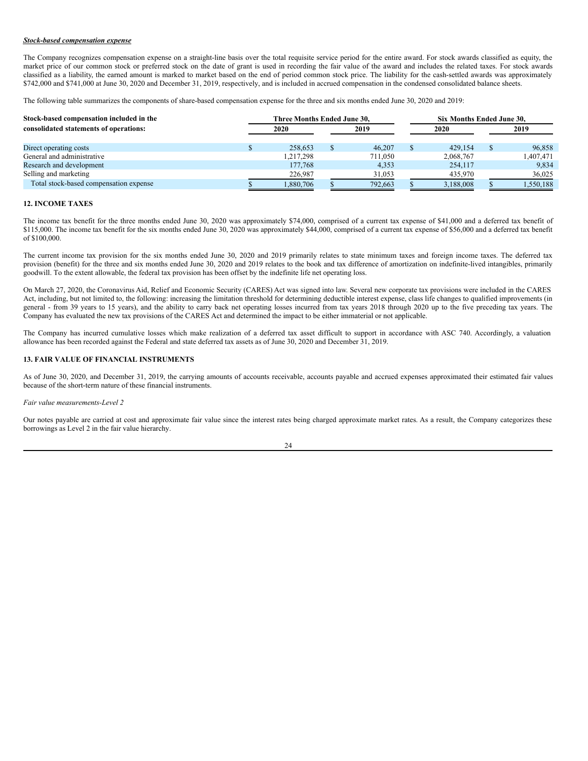***Stock-based compensation expense***

The Company recognizes compensation expense on a straight-line basis over the total requisite service period for the entire award. For stock awards classified as equity, the market price of our common stock or preferred stock on the date of grant is used in recording the fair value of the award and includes the related taxes. For stock awards classified as a liability, the earned amount is marked to market based on the end of period common stock price. The liability for the cash-settled awards was approximately $742,000 and $741,000 at June 30, 2020 and December 31, 2019, respectively, and is included in accrued compensation in the condensed consolidated balance sheets.

The following table summarizes the components of share-based compensation expense for the three and six months ended June 30, 2020 and 2019:

| Stock-based compensation included in the consolidated statements of operations: | Three Months Ended June 30, | | Six Months Ended June 30, | |
|---|---|---|---|---|
| | 2020 | 2019 | 2020 | 2019 |
| Direct operating costs | $ 258,653 | $ 46,207 | $ 429,154 | $ 96,858 |
| General and administrative | 1,217,298 | 711,050 | 2,068,767 | 1,407,471 |
| Research and development | 177,768 | 4,353 | 254,117 | 9,834 |
| Selling and marketing | 226,987 | 31,053 | 435,970 | 36,025 |
| Total stock-based compensation expense | $ 1,880,706 | $ 792,663 | $ 3,188,008 | $ 1,550,188 |

## 12. INCOME TAXES

The income tax benefit for the three months ended June 30, 2020 was approximately $74,000, comprised of a current tax expense of $41,000 and a deferred tax benefit of $115,000. The income tax benefit for the six months ended June 30, 2020 was approximately $44,000, comprised of a current tax expense of $56,000 and a deferred tax benefit of $100,000.

The current income tax provision for the six months ended June 30, 2020 and 2019 primarily relates to state minimum taxes and foreign income taxes. The deferred tax provision (benefit) for the three and six months ended June 30, 2020 and 2019 relates to the book and tax difference of amortization on indefinite-lived intangibles, primarily goodwill. To the extent allowable, the federal tax provision has been offset by the indefinite life net operating loss.

On March 27, 2020, the Coronavirus Aid, Relief and Economic Security (CARES) Act was signed into law. Several new corporate tax provisions were included in the CARES Act, including, but not limited to, the following: increasing the limitation threshold for determining deductible interest expense, class life changes to qualified improvements (in general - from 39 years to 15 years), and the ability to carry back net operating losses incurred from tax years 2018 through 2020 up to the five preceding tax years. The Company has evaluated the new tax provisions of the CARES Act and determined the impact to be either immaterial or not applicable.

The Company has incurred cumulative losses which make realization of a deferred tax asset difficult to support in accordance with ASC 740. Accordingly, a valuation allowance has been recorded against the Federal and state deferred tax assets as of June 30, 2020 and December 31, 2019.

## 13. FAIR VALUE OF FINANCIAL INSTRUMENTS

As of June 30, 2020, and December 31, 2019, the carrying amounts of accounts receivable, accounts payable and accrued expenses approximated their estimated fair values because of the short-term nature of these financial instruments.

*Fair value measurements-Level 2*

Our notes payable are carried at cost and approximate fair value since the interest rates being charged approximate market rates. As a result, the Company categorizes these borrowings as Level 2 in the fair value hierarchy.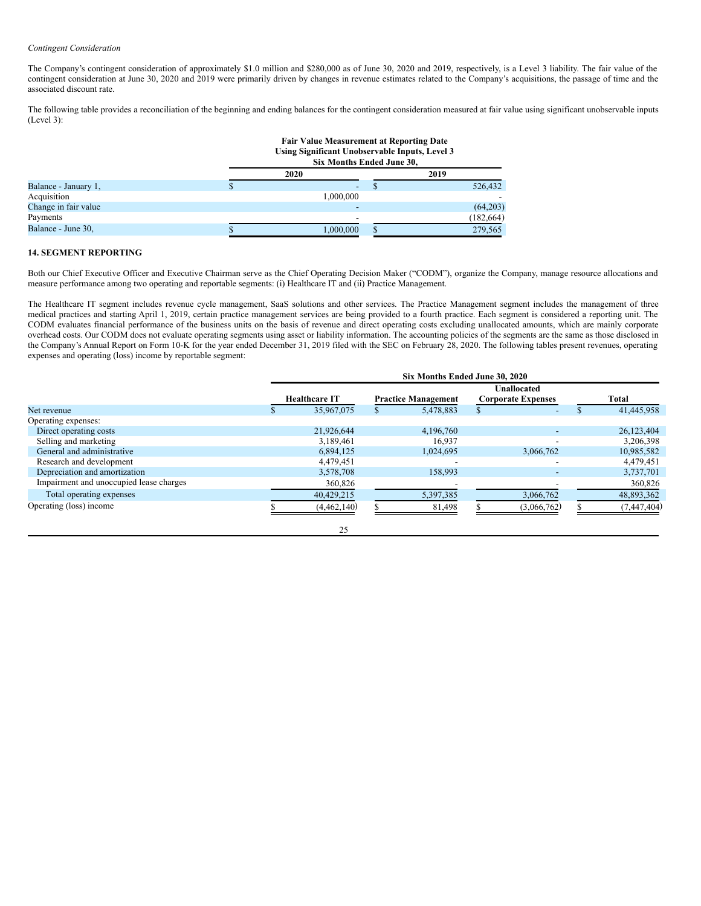*Contingent Consideration*

The Company's contingent consideration of approximately $1.0 million and $280,000 as of June 30, 2020 and 2019, respectively, is a Level 3 liability. The fair value of the contingent consideration at June 30, 2020 and 2019 were primarily driven by changes in revenue estimates related to the Company's acquisitions, the passage of time and the associated discount rate.

The following table provides a reconciliation of the beginning and ending balances for the contingent consideration measured at fair value using significant unobservable inputs (Level 3):

| | Fair Value Measurement at Reporting Date Using Significant Unobservable Inputs, Level 3 Six Months Ended June 30, | |
|---|---|---|
| | 2020 | 2019 |
| Balance - January 1, | $ - | $ 526,432 |
| Acquisition | 1,000,000 | - |
| Change in fair value | - | (64,203) |
| Payments | - | (182,664) |
| Balance - June 30, | $ 1,000,000 | $ 279,565 |

**14. SEGMENT REPORTING**

Both our Chief Executive Officer and Executive Chairman serve as the Chief Operating Decision Maker ("CODM"), organize the Company, manage resource allocations and measure performance among two operating and reportable segments: (i) Healthcare IT and (ii) Practice Management.

The Healthcare IT segment includes revenue cycle management, SaaS solutions and other services. The Practice Management segment includes the management of three medical practices and starting April 1, 2019, certain practice management services are being provided to a fourth practice. Each segment is considered a reporting unit. The CODM evaluates financial performance of the business units on the basis of revenue and direct operating costs excluding unallocated amounts, which are mainly corporate overhead costs. Our CODM does not evaluate operating segments using asset or liability information. The accounting policies of the segments are the same as those disclosed in the Company's Annual Report on Form 10-K for the year ended December 31, 2019 filed with the SEC on February 28, 2020. The following tables present revenues, operating expenses and operating (loss) income by reportable segment:

| | Six Months Ended June 30, 2020 | | | |
|---|---|---|---|---|
| | Healthcare IT | Practice Management | Unallocated Corporate Expenses | Total |
| Net revenue | $ 35,967,075 | $ 5,478,883 | $ - | $ 41,445,958 |
| Operating expenses: | | | | |
| Direct operating costs | 21,926,644 | 4,196,760 | - | 26,123,404 |
| Selling and marketing | 3,189,461 | 16,937 | - | 3,206,398 |
| General and administrative | 6,894,125 | 1,024,695 | 3,066,762 | 10,985,582 |
| Research and development | 4,479,451 | - | - | 4,479,451 |
| Depreciation and amortization | 3,578,708 | 158,993 | - | 3,737,701 |
| Impairment and unoccupied lease charges | 360,826 | - | - | 360,826 |
| Total operating expenses | 40,429,215 | 5,397,385 | 3,066,762 | 48,893,362 |
| Operating (loss) income | $ (4,462,140) | $ 81,498 | $ (3,066,762) | $ (7,447,404) |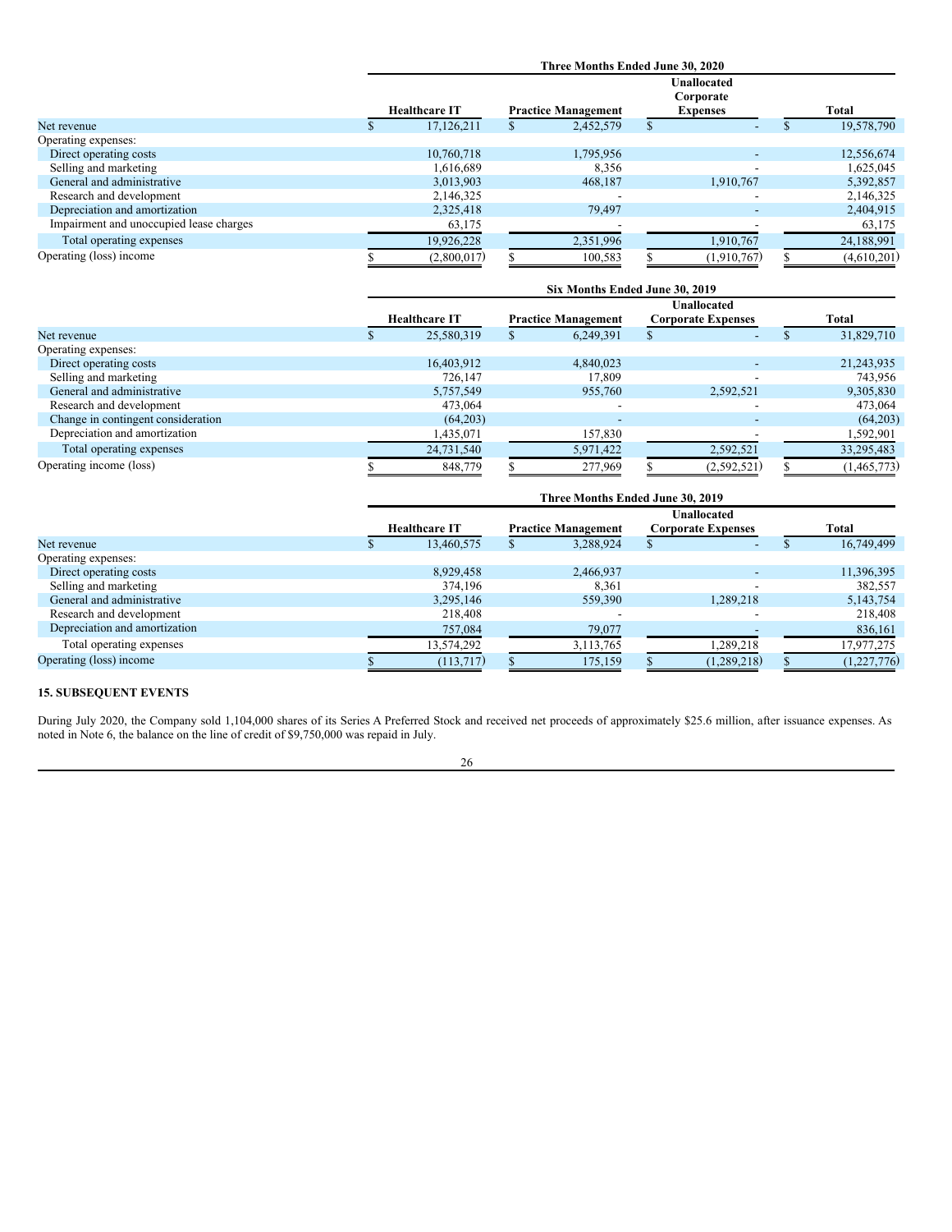| | Three Months Ended June 30, 2020 | | | |
|---|---|---|---|---|
| | Healthcare IT | Practice Management | Unallocated Corporate Expenses | Total |
| Net revenue | $ 17,126,211 | $ 2,452,579 | $ - | $ 19,578,790 |
| Operating expenses: | | | | |
| Direct operating costs | 10,760,718 | 1,795,956 | - | 12,556,674 |
| Selling and marketing | 1,616,689 | 8,356 | - | 1,625,045 |
| General and administrative | 3,013,903 | 468,187 | 1,910,767 | 5,392,857 |
| Research and development | 2,146,325 | - | - | 2,146,325 |
| Depreciation and amortization | 2,325,418 | 79,497 | - | 2,404,915 |
| Impairment and unoccupied lease charges | 63,175 | - | - | 63,175 |
| Total operating expenses | 19,926,228 | 2,351,996 | 1,910,767 | 24,188,991 |
| Operating (loss) income | $ (2,800,017) | $ 100,583 | $ (1,910,767) | $ (4,610,201) |

| | Six Months Ended June 30, 2019 | | | |
|---|---|---|---|---|
| | Healthcare IT | Practice Management | Unallocated Corporate Expenses | Total |
| Net revenue | $ 25,580,319 | $ 6,249,391 | $ - | $ 31,829,710 |
| Operating expenses: | | | | |
| Direct operating costs | 16,403,912 | 4,840,023 | - | 21,243,935 |
| Selling and marketing | 726,147 | 17,809 | - | 743,956 |
| General and administrative | 5,757,549 | 955,760 | 2,592,521 | 9,305,830 |
| Research and development | 473,064 | - | - | 473,064 |
| Change in contingent consideration | (64,203) | - | - | (64,203) |
| Depreciation and amortization | 1,435,071 | 157,830 | - | 1,592,901 |
| Total operating expenses | 24,731,540 | 5,971,422 | 2,592,521 | 33,295,483 |
| Operating income (loss) | $ 848,779 | $ 277,969 | $ (2,592,521) | $ (1,465,773) |

| | Three Months Ended June 30, 2019 | | | |
|---|---|---|---|---|
| | Healthcare IT | Practice Management | Unallocated Corporate Expenses | Total |
| Net revenue | $ 13,460,575 | $ 3,288,924 | $ - | $ 16,749,499 |
| Operating expenses: | | | | |
| Direct operating costs | 8,929,458 | 2,466,937 | - | 11,396,395 |
| Selling and marketing | 374,196 | 8,361 | - | 382,557 |
| General and administrative | 3,295,146 | 559,390 | 1,289,218 | 5,143,754 |
| Research and development | 218,408 | - | - | 218,408 |
| Depreciation and amortization | 757,084 | 79,077 | - | 836,161 |
| Total operating expenses | 13,574,292 | 3,113,765 | 1,289,218 | 17,977,275 |
| Operating (loss) income | $ (113,717) | $ 175,159 | $ (1,289,218) | $ (1,227,776) |

## 15. SUBSEQUENT EVENTS

During July 2020, the Company sold 1,104,000 shares of its Series A Preferred Stock and received net proceeds of approximately $25.6 million, after issuance expenses. As noted in Note 6, the balance on the line of credit of $9,750,000 was repaid in July.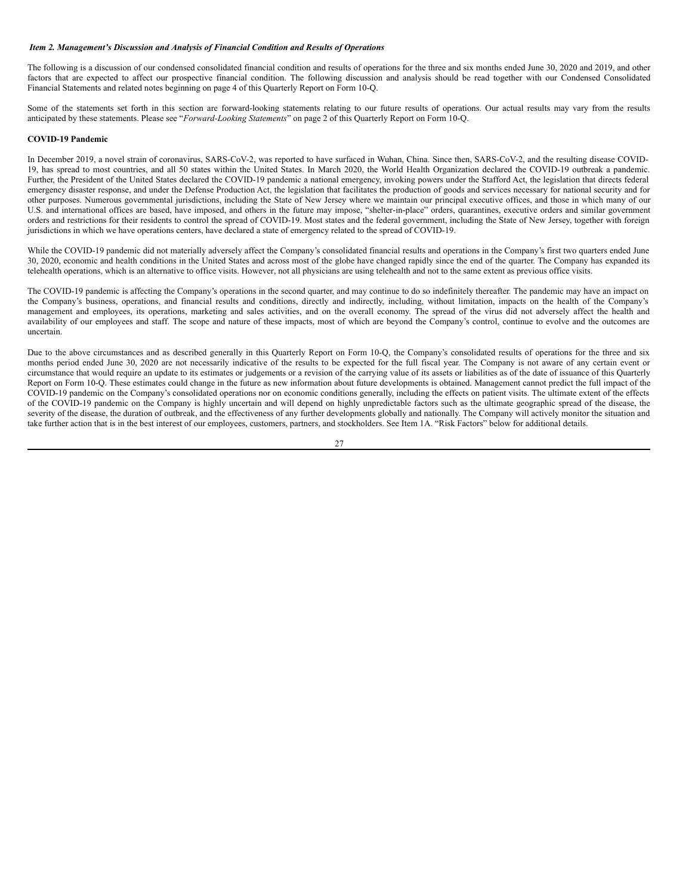*Item 2. Management's Discussion and Analysis of Financial Condition and Results of Operations*

The following is a discussion of our condensed consolidated financial condition and results of operations for the three and six months ended June 30, 2020 and 2019, and other factors that are expected to affect our prospective financial condition. The following discussion and analysis should be read together with our Condensed Consolidated Financial Statements and related notes beginning on page 4 of this Quarterly Report on Form 10-Q.

Some of the statements set forth in this section are forward-looking statements relating to our future results of operations. Our actual results may vary from the results anticipated by these statements. Please see "*Forward-Looking Statements*" on page 2 of this Quarterly Report on Form 10-Q.

**COVID-19 Pandemic**

In December 2019, a novel strain of coronavirus, SARS-CoV-2, was reported to have surfaced in Wuhan, China. Since then, SARS-CoV-2, and the resulting disease COVID-19, has spread to most countries, and all 50 states within the United States. In March 2020, the World Health Organization declared the COVID-19 outbreak a pandemic. Further, the President of the United States declared the COVID-19 pandemic a national emergency, invoking powers under the Stafford Act, the legislation that directs federal emergency disaster response, and under the Defense Production Act, the legislation that facilitates the production of goods and services necessary for national security and for other purposes. Numerous governmental jurisdictions, including the State of New Jersey where we maintain our principal executive offices, and those in which many of our U.S. and international offices are based, have imposed, and others in the future may impose, "shelter-in-place" orders, quarantines, executive orders and similar government orders and restrictions for their residents to control the spread of COVID-19. Most states and the federal government, including the State of New Jersey, together with foreign jurisdictions in which we have operations centers, have declared a state of emergency related to the spread of COVID-19.

While the COVID-19 pandemic did not materially adversely affect the Company's consolidated financial results and operations in the Company's first two quarters ended June 30, 2020, economic and health conditions in the United States and across most of the globe have changed rapidly since the end of the quarter. The Company has expanded its telehealth operations, which is an alternative to office visits. However, not all physicians are using telehealth and not to the same extent as previous office visits.

The COVID-19 pandemic is affecting the Company's operations in the second quarter, and may continue to do so indefinitely thereafter. The pandemic may have an impact on the Company's business, operations, and financial results and conditions, directly and indirectly, including, without limitation, impacts on the health of the Company's management and employees, its operations, marketing and sales activities, and on the overall economy. The spread of the virus did not adversely affect the health and availability of our employees and staff. The scope and nature of these impacts, most of which are beyond the Company's control, continue to evolve and the outcomes are uncertain.

Due to the above circumstances and as described generally in this Quarterly Report on Form 10-Q, the Company's consolidated results of operations for the three and six months period ended June 30, 2020 are not necessarily indicative of the results to be expected for the full fiscal year. The Company is not aware of any certain event or circumstance that would require an update to its estimates or judgements or a revision of the carrying value of its assets or liabilities as of the date of issuance of this Quarterly Report on Form 10-Q. These estimates could change in the future as new information about future developments is obtained. Management cannot predict the full impact of the COVID-19 pandemic on the Company's consolidated operations nor on economic conditions generally, including the effects on patient visits. The ultimate extent of the effects of the COVID-19 pandemic on the Company is highly uncertain and will depend on highly unpredictable factors such as the ultimate geographic spread of the disease, the severity of the disease, the duration of outbreak, and the effectiveness of any further developments globally and nationally. The Company will actively monitor the situation and take further action that is in the best interest of our employees, customers, partners, and stockholders. See Item 1A. "Risk Factors" below for additional details.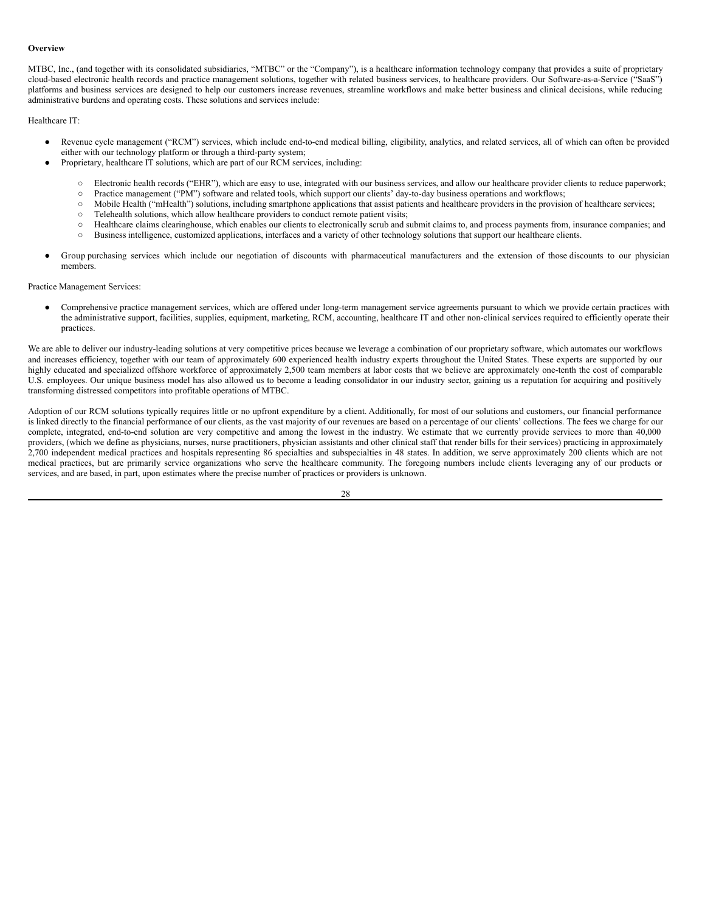**Overview**

MTBC, Inc., (and together with its consolidated subsidiaries, "MTBC" or the "Company"), is a healthcare information technology company that provides a suite of proprietary cloud-based electronic health records and practice management solutions, together with related business services, to healthcare providers. Our Software-as-a-Service ("SaaS") platforms and business services are designed to help our customers increase revenues, streamline workflows and make better business and clinical decisions, while reducing administrative burdens and operating costs. These solutions and services include:

Healthcare IT:

- Revenue cycle management ("RCM") services, which include end-to-end medical billing, eligibility, analytics, and related services, all of which can often be provided either with our technology platform or through a third-party system;
- Proprietary, healthcare IT solutions, which are part of our RCM services, including:
  - Electronic health records ("EHR"), which are easy to use, integrated with our business services, and allow our healthcare provider clients to reduce paperwork;
  - Practice management ("PM") software and related tools, which support our clients' day-to-day business operations and workflows;
  - Mobile Health ("mHealth") solutions, including smartphone applications that assist patients and healthcare providers in the provision of healthcare services;
  - Telehealth solutions, which allow healthcare providers to conduct remote patient visits;
  - Healthcare claims clearinghouse, which enables our clients to electronically scrub and submit claims to, and process payments from, insurance companies; and
  - Business intelligence, customized applications, interfaces and a variety of other technology solutions that support our healthcare clients.
- Group purchasing services which include our negotiation of discounts with pharmaceutical manufacturers and the extension of those discounts to our physician members.

Practice Management Services:

- Comprehensive practice management services, which are offered under long-term management service agreements pursuant to which we provide certain practices with the administrative support, facilities, supplies, equipment, marketing, RCM, accounting, healthcare IT and other non-clinical services required to efficiently operate their practices.

We are able to deliver our industry-leading solutions at very competitive prices because we leverage a combination of our proprietary software, which automates our workflows and increases efficiency, together with our team of approximately 600 experienced health industry experts throughout the United States. These experts are supported by our highly educated and specialized offshore workforce of approximately 2,500 team members at labor costs that we believe are approximately one-tenth the cost of comparable U.S. employees. Our unique business model has also allowed us to become a leading consolidator in our industry sector, gaining us a reputation for acquiring and positively transforming distressed competitors into profitable operations of MTBC.

Adoption of our RCM solutions typically requires little or no upfront expenditure by a client. Additionally, for most of our solutions and customers, our financial performance is linked directly to the financial performance of our clients, as the vast majority of our revenues are based on a percentage of our clients' collections. The fees we charge for our complete, integrated, end-to-end solution are very competitive and among the lowest in the industry. We estimate that we currently provide services to more than 40,000 providers, (which we define as physicians, nurses, nurse practitioners, physician assistants and other clinical staff that render bills for their services) practicing in approximately 2,700 independent medical practices and hospitals representing 86 specialties and subspecialties in 48 states. In addition, we serve approximately 200 clients which are not medical practices, but are primarily service organizations who serve the healthcare community. The foregoing numbers include clients leveraging any of our products or services, and are based, in part, upon estimates where the precise number of practices or providers is unknown.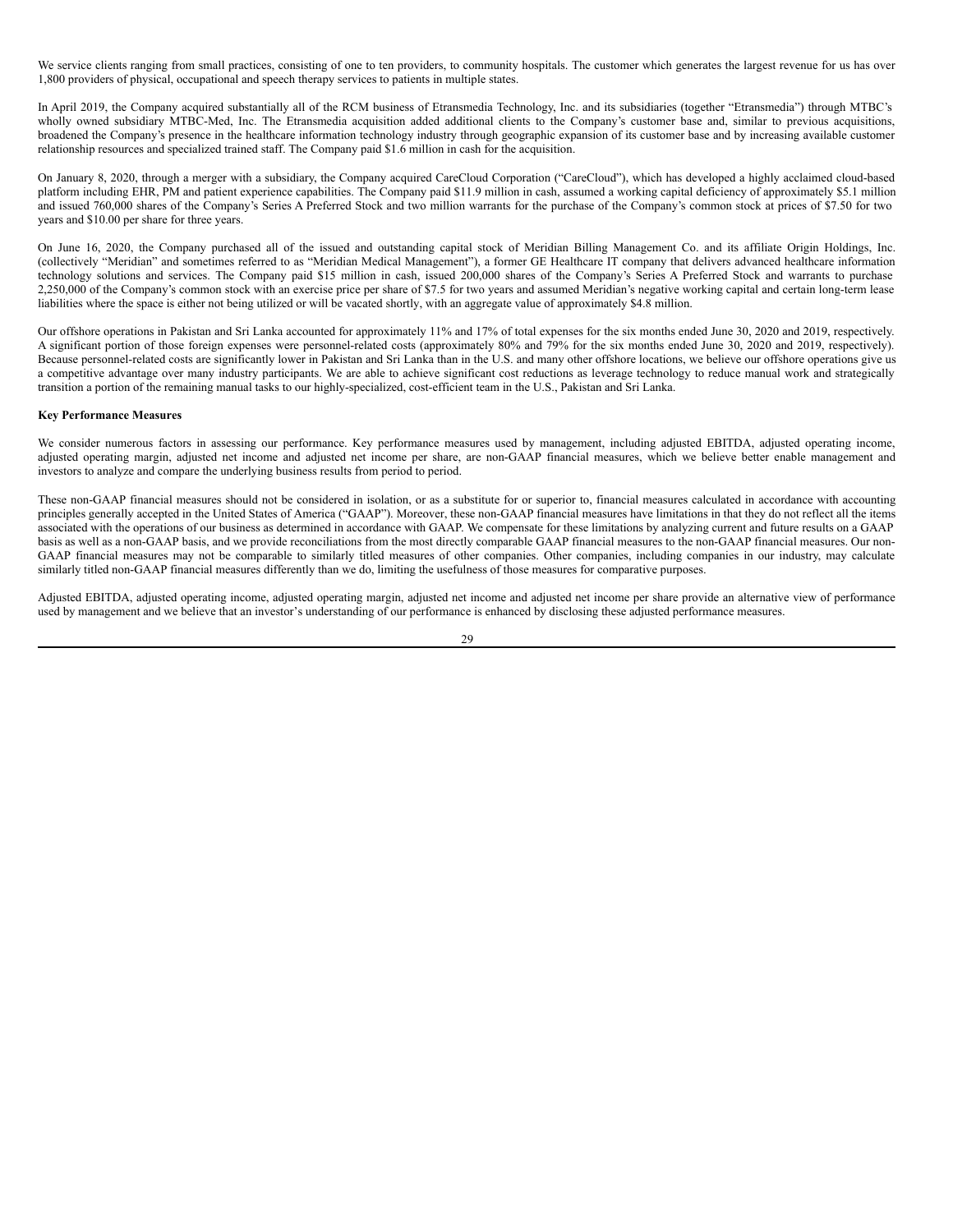We service clients ranging from small practices, consisting of one to ten providers, to community hospitals. The customer which generates the largest revenue for us has over 1,800 providers of physical, occupational and speech therapy services to patients in multiple states.

In April 2019, the Company acquired substantially all of the RCM business of Etransmedia Technology, Inc. and its subsidiaries (together "Etransmedia") through MTBC's wholly owned subsidiary MTBC-Med, Inc. The Etransmedia acquisition added additional clients to the Company's customer base and, similar to previous acquisitions, broadened the Company's presence in the healthcare information technology industry through geographic expansion of its customer base and by increasing available customer relationship resources and specialized trained staff. The Company paid $1.6 million in cash for the acquisition.

On January 8, 2020, through a merger with a subsidiary, the Company acquired CareCloud Corporation ("CareCloud"), which has developed a highly acclaimed cloud-based platform including EHR, PM and patient experience capabilities. The Company paid $11.9 million in cash, assumed a working capital deficiency of approximately $5.1 million and issued 760,000 shares of the Company's Series A Preferred Stock and two million warrants for the purchase of the Company's common stock at prices of $7.50 for two years and $10.00 per share for three years.

On June 16, 2020, the Company purchased all of the issued and outstanding capital stock of Meridian Billing Management Co. and its affiliate Origin Holdings, Inc. (collectively "Meridian" and sometimes referred to as "Meridian Medical Management"), a former GE Healthcare IT company that delivers advanced healthcare information technology solutions and services. The Company paid $15 million in cash, issued 200,000 shares of the Company's Series A Preferred Stock and warrants to purchase 2,250,000 of the Company's common stock with an exercise price per share of $7.5 for two years and assumed Meridian's negative working capital and certain long-term lease liabilities where the space is either not being utilized or will be vacated shortly, with an aggregate value of approximately $4.8 million.

Our offshore operations in Pakistan and Sri Lanka accounted for approximately 11% and 17% of total expenses for the six months ended June 30, 2020 and 2019, respectively. A significant portion of those foreign expenses were personnel-related costs (approximately 80% and 79% for the six months ended June 30, 2020 and 2019, respectively). Because personnel-related costs are significantly lower in Pakistan and Sri Lanka than in the U.S. and many other offshore locations, we believe our offshore operations give us a competitive advantage over many industry participants. We are able to achieve significant cost reductions as leverage technology to reduce manual work and strategically transition a portion of the remaining manual tasks to our highly-specialized, cost-efficient team in the U.S., Pakistan and Sri Lanka.

**Key Performance Measures**

We consider numerous factors in assessing our performance. Key performance measures used by management, including adjusted EBITDA, adjusted operating income, adjusted operating margin, adjusted net income and adjusted net income per share, are non-GAAP financial measures, which we believe better enable management and investors to analyze and compare the underlying business results from period to period.

These non-GAAP financial measures should not be considered in isolation, or as a substitute for or superior to, financial measures calculated in accordance with accounting principles generally accepted in the United States of America ("GAAP"). Moreover, these non-GAAP financial measures have limitations in that they do not reflect all the items associated with the operations of our business as determined in accordance with GAAP. We compensate for these limitations by analyzing current and future results on a GAAP basis as well as a non-GAAP basis, and we provide reconciliations from the most directly comparable GAAP financial measures to the non-GAAP financial measures. Our non-GAAP financial measures may not be comparable to similarly titled measures of other companies. Other companies, including companies in our industry, may calculate similarly titled non-GAAP financial measures differently than we do, limiting the usefulness of those measures for comparative purposes.

Adjusted EBITDA, adjusted operating income, adjusted operating margin, adjusted net income and adjusted net income per share provide an alternative view of performance used by management and we believe that an investor's understanding of our performance is enhanced by disclosing these adjusted performance measures.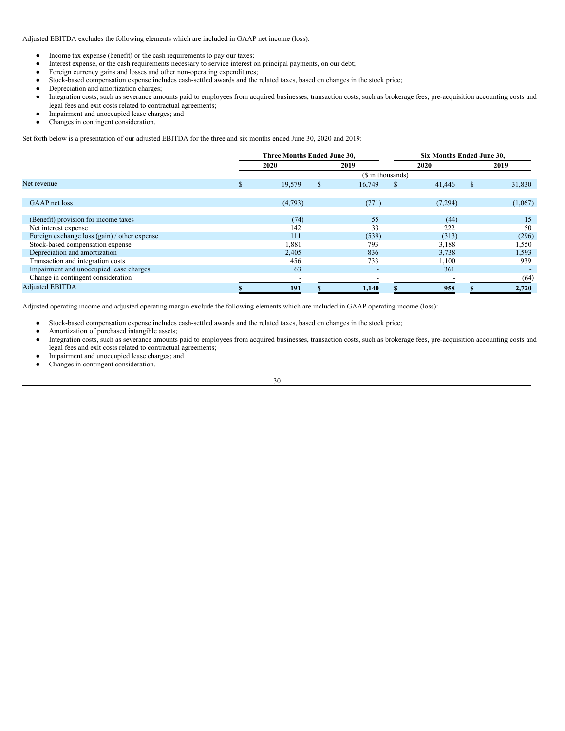Adjusted EBITDA excludes the following elements which are included in GAAP net income (loss):

- Income tax expense (benefit) or the cash requirements to pay our taxes;
- Interest expense, or the cash requirements necessary to service interest on principal payments, on our debt;
- Foreign currency gains and losses and other non-operating expenditures;
- Stock-based compensation expense includes cash-settled awards and the related taxes, based on changes in the stock price;
- Depreciation and amortization charges;
- Integration costs, such as severance amounts paid to employees from acquired businesses, transaction costs, such as brokerage fees, pre-acquisition accounting costs and legal fees and exit costs related to contractual agreements;
- Impairment and unoccupied lease charges; and
- Changes in contingent consideration.

Set forth below is a presentation of our adjusted EBITDA for the three and six months ended June 30, 2020 and 2019:

| | Three Months Ended June 30, | | Six Months Ended June 30, | |
|---|---|---|---|---|
| | 2020 | 2019 | 2020 | 2019 |
| | ($ in thousands) | | | |
| Net revenue | $ 19,579 | $ 16,749 | $ 41,446 | $ 31,830 |
| GAAP net loss | (4,793) | (771) | (7,294) | (1,067) |
| (Benefit) provision for income taxes | (74) | 55 | (44) | 15 |
| Net interest expense | 142 | 33 | 222 | 50 |
| Foreign exchange loss (gain) / other expense | 111 | (539) | (313) | (296) |
| Stock-based compensation expense | 1,881 | 793 | 3,188 | 1,550 |
| Depreciation and amortization | 2,405 | 836 | 3,738 | 1,593 |
| Transaction and integration costs | 456 | 733 | 1,100 | 939 |
| Impairment and unoccupied lease charges | 63 | - | 361 | - |
| Change in contingent consideration | - | - | - | (64) |
| Adjusted EBITDA | **$ 191** | **$ 1,140** | **$ 958** | **$ 2,720** |

Adjusted operating income and adjusted operating margin exclude the following elements which are included in GAAP operating income (loss):

- Stock-based compensation expense includes cash-settled awards and the related taxes, based on changes in the stock price;
- Amortization of purchased intangible assets;
- Integration costs, such as severance amounts paid to employees from acquired businesses, transaction costs, such as brokerage fees, pre-acquisition accounting costs and legal fees and exit costs related to contractual agreements;
- Impairment and unoccupied lease charges; and
- Changes in contingent consideration.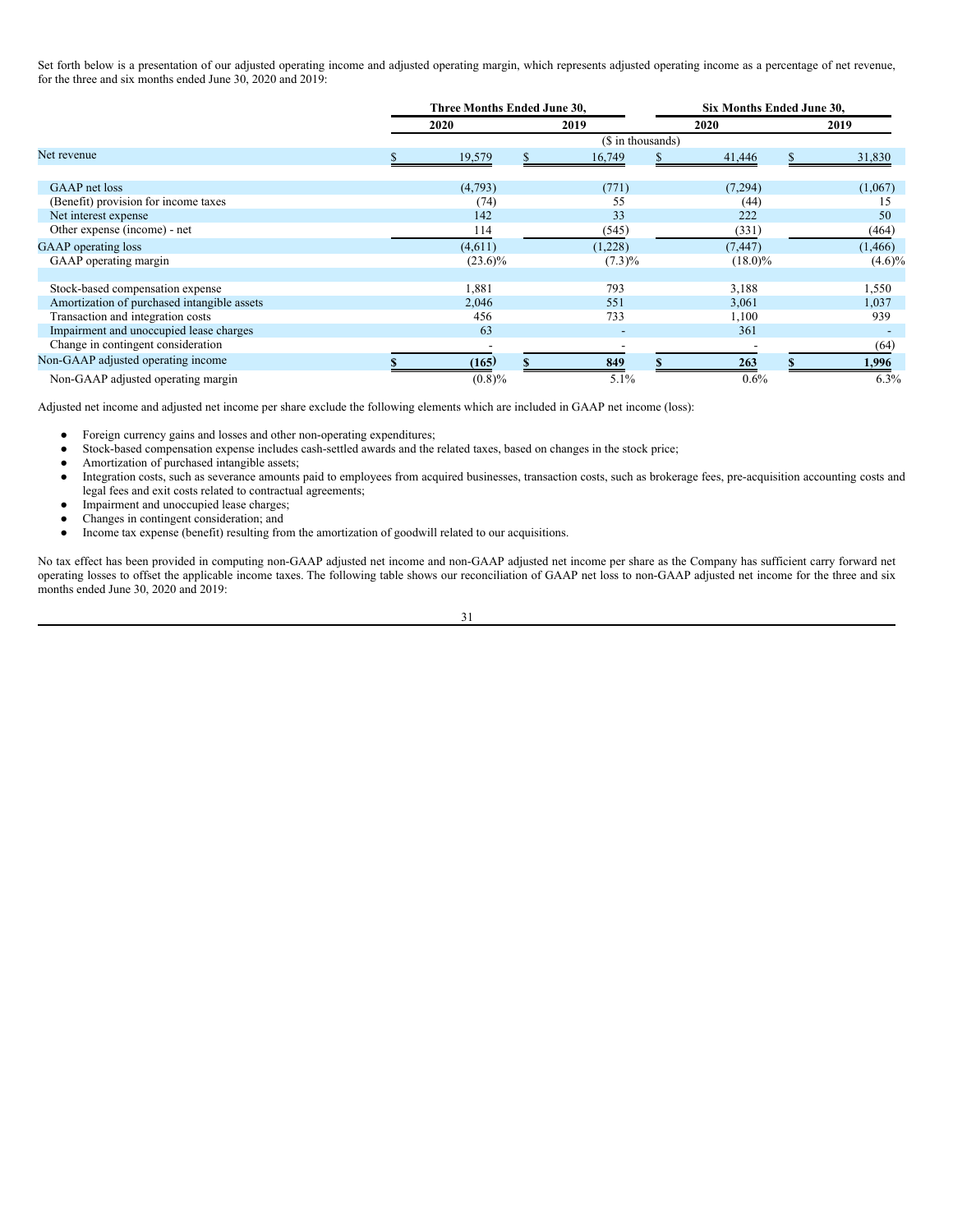Set forth below is a presentation of our adjusted operating income and adjusted operating margin, which represents adjusted operating income as a percentage of net revenue, for the three and six months ended June 30, 2020 and 2019:

| | Three Months Ended June 30, | | Six Months Ended June 30, | |
|---|---|---|---|---|
| | 2020 | 2019 | 2020 | 2019 |
| | ($ in thousands) | | | |
| Net revenue | $ 19,579 | $ 16,749 | $ 41,446 | $ 31,830 |
| | | | | |
| GAAP net loss | (4,793) | (771) | (7,294) | (1,067) |
| (Benefit) provision for income taxes | (74) | 55 | (44) | 15 |
| Net interest expense | 142 | 33 | 222 | 50 |
| Other expense (income) - net | 114 | (545) | (331) | (464) |
| GAAP operating loss | (4,611) | (1,228) | (7,447) | (1,466) |
| GAAP operating margin | (23.6)% | (7.3)% | (18.0)% | (4.6)% |
| | | | | |
| Stock-based compensation expense | 1,881 | 793 | 3,188 | 1,550 |
| Amortization of purchased intangible assets | 2,046 | 551 | 3,061 | 1,037 |
| Transaction and integration costs | 456 | 733 | 1,100 | 939 |
| Impairment and unoccupied lease charges | 63 | - | 361 | - |
| Change in contingent consideration | - | - | - | (64) |
| Non-GAAP adjusted operating income | **$ (165)** | **$ 849** | **$ 263** | **$ 1,996** |
| Non-GAAP adjusted operating margin | (0.8)% | 5.1% | 0.6% | 6.3% |

Adjusted net income and adjusted net income per share exclude the following elements which are included in GAAP net income (loss):

- Foreign currency gains and losses and other non-operating expenditures;
- Stock-based compensation expense includes cash-settled awards and the related taxes, based on changes in the stock price;
- Amortization of purchased intangible assets;
- Integration costs, such as severance amounts paid to employees from acquired businesses, transaction costs, such as brokerage fees, pre-acquisition accounting costs and legal fees and exit costs related to contractual agreements;
- Impairment and unoccupied lease charges;
- Changes in contingent consideration; and
- Income tax expense (benefit) resulting from the amortization of goodwill related to our acquisitions.

No tax effect has been provided in computing non-GAAP adjusted net income and non-GAAP adjusted net income per share as the Company has sufficient carry forward net operating losses to offset the applicable income taxes. The following table shows our reconciliation of GAAP net loss to non-GAAP adjusted net income for the three and six months ended June 30, 2020 and 2019: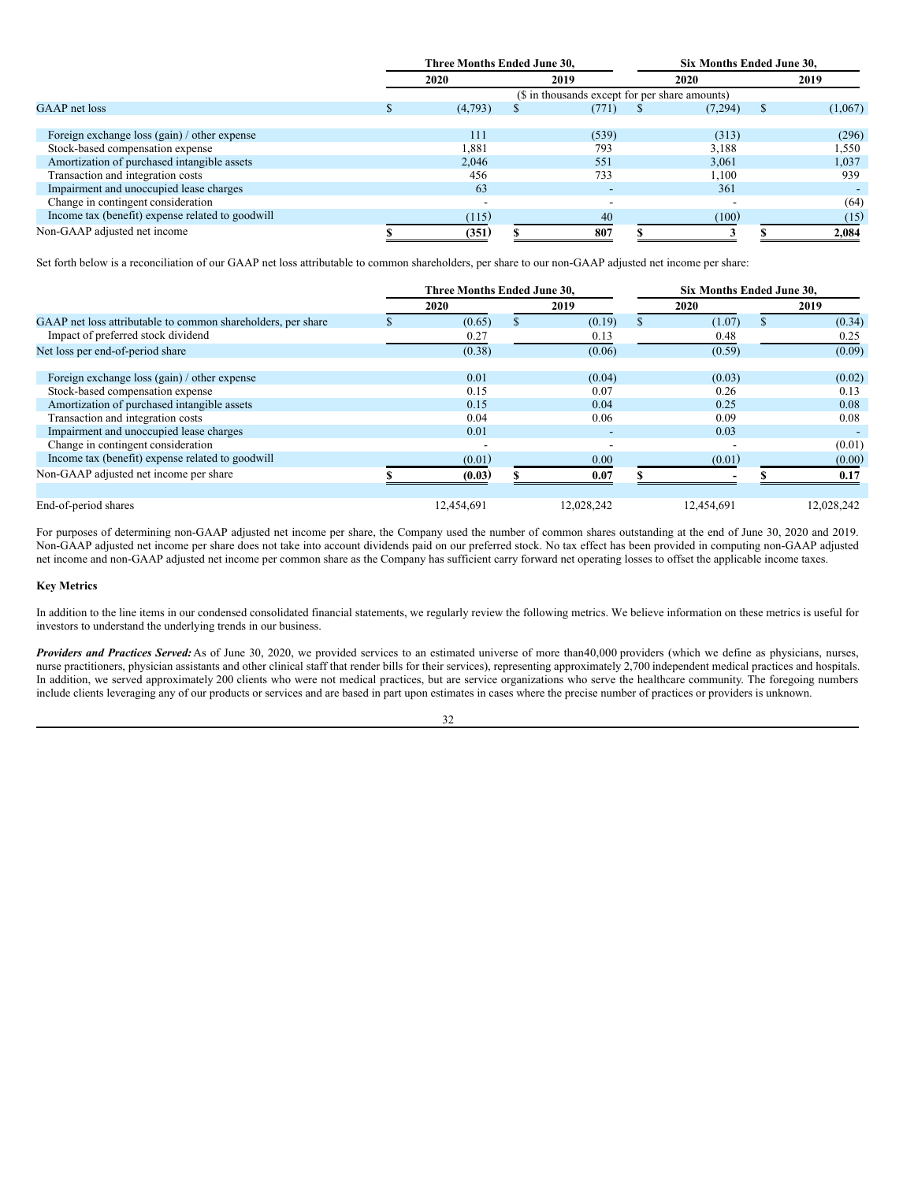| | Three Months Ended June 30, | | Six Months Ended June 30, | |
|---|---|---|---|---|
| | 2020 | 2019 | 2020 | 2019 |
| | ($ in thousands except for per share amounts) | | | |
| GAAP net loss | $ (4,793) | $ (771) | $ (7,294) | $ (1,067) |
| | | | | |
| Foreign exchange loss (gain) / other expense | 111 | (539) | (313) | (296) |
| Stock-based compensation expense | 1,881 | 793 | 3,188 | 1,550 |
| Amortization of purchased intangible assets | 2,046 | 551 | 3,061 | 1,037 |
| Transaction and integration costs | 456 | 733 | 1,100 | 939 |
| Impairment and unoccupied lease charges | 63 | - | 361 | - |
| Change in contingent consideration | - | - | - | (64) |
| Income tax (benefit) expense related to goodwill | (115) | 40 | (100) | (15) |
| Non-GAAP adjusted net income | $ (351) | $ 807 | $ 3 | $ 2,084 |

Set forth below is a reconciliation of our GAAP net loss attributable to common shareholders, per share to our non-GAAP adjusted net income per share:

| | Three Months Ended June 30, | | Six Months Ended June 30, | |
|---|---|---|---|---|
| | 2020 | 2019 | 2020 | 2019 |
| GAAP net loss attributable to common shareholders, per share | $ (0.65) | $ (0.19) | $ (1.07) | $ (0.34) |
| Impact of preferred stock dividend | 0.27 | 0.13 | 0.48 | 0.25 |
| Net loss per end-of-period share | (0.38) | (0.06) | (0.59) | (0.09) |
| | | | | |
| Foreign exchange loss (gain) / other expense | 0.01 | (0.04) | (0.03) | (0.02) |
| Stock-based compensation expense | 0.15 | 0.07 | 0.26 | 0.13 |
| Amortization of purchased intangible assets | 0.15 | 0.04 | 0.25 | 0.08 |
| Transaction and integration costs | 0.04 | 0.06 | 0.09 | 0.08 |
| Impairment and unoccupied lease charges | 0.01 | - | 0.03 | - |
| Change in contingent consideration | - | - | - | (0.01) |
| Income tax (benefit) expense related to goodwill | (0.01) | 0.00 | (0.01) | (0.00) |
| Non-GAAP adjusted net income per share | $ (0.03) | $ 0.07 | $ - | $ 0.17 |
| | | | | |
| End-of-period shares | 12,454,691 | 12,028,242 | 12,454,691 | 12,028,242 |

For purposes of determining non-GAAP adjusted net income per share, the Company used the number of common shares outstanding at the end of June 30, 2020 and 2019. Non-GAAP adjusted net income per share does not take into account dividends paid on our preferred stock. No tax effect has been provided in computing non-GAAP adjusted net income and non-GAAP adjusted net income per common share as the Company has sufficient carry forward net operating losses to offset the applicable income taxes.

**Key Metrics**

In addition to the line items in our condensed consolidated financial statements, we regularly review the following metrics. We believe information on these metrics is useful for investors to understand the underlying trends in our business.

***Providers and Practices Served:*** As of June 30, 2020, we provided services to an estimated universe of more than40,000 providers (which we define as physicians, nurses, nurse practitioners, physician assistants and other clinical staff that render bills for their services), representing approximately 2,700 independent medical practices and hospitals. In addition, we served approximately 200 clients who were not medical practices, but are service organizations who serve the healthcare community. The foregoing numbers include clients leveraging any of our products or services and are based in part upon estimates in cases where the precise number of practices or providers is unknown.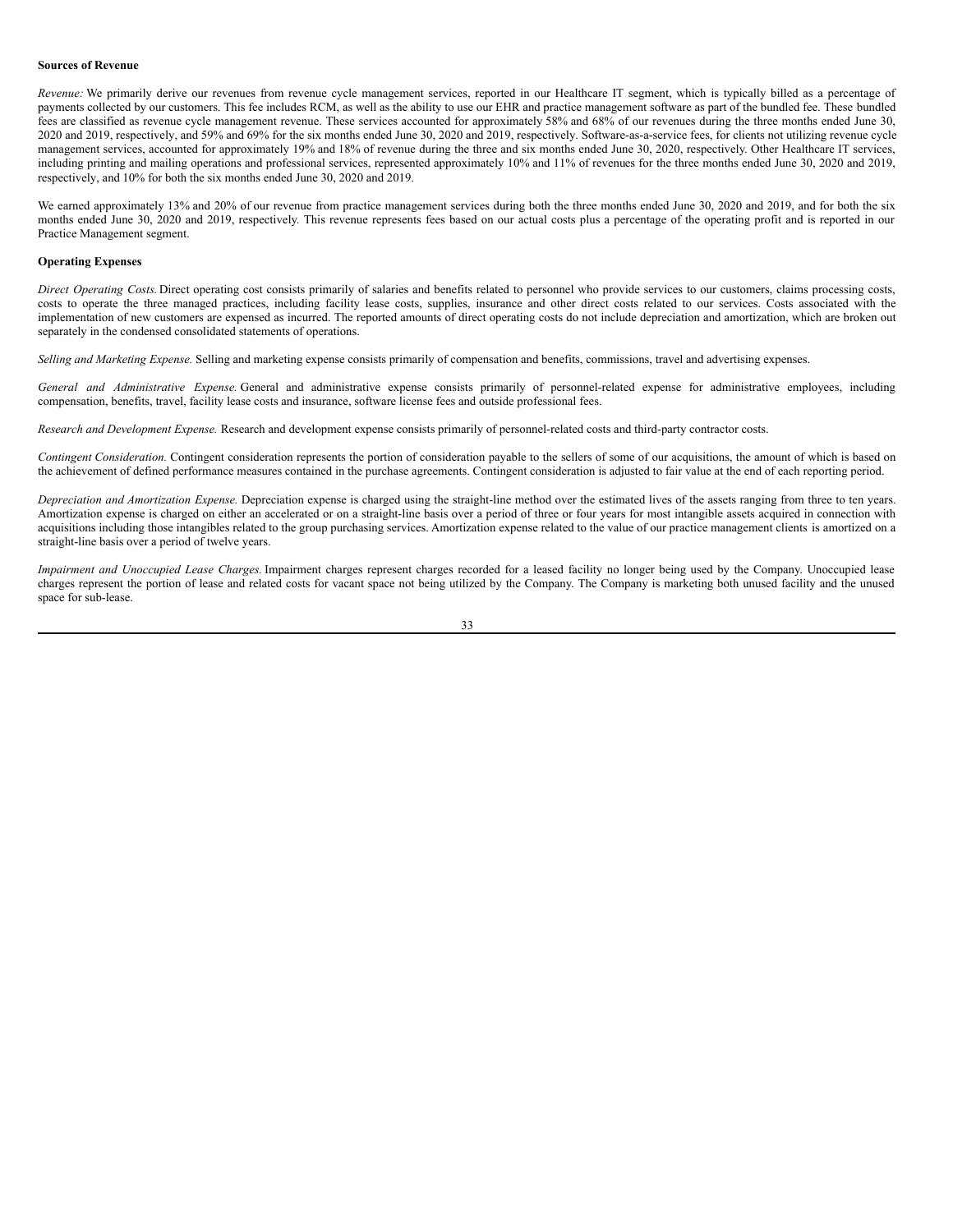**Sources of Revenue**

*Revenue:* We primarily derive our revenues from revenue cycle management services, reported in our Healthcare IT segment, which is typically billed as a percentage of payments collected by our customers. This fee includes RCM, as well as the ability to use our EHR and practice management software as part of the bundled fee. These bundled fees are classified as revenue cycle management revenue. These services accounted for approximately 58% and 68% of our revenues during the three months ended June 30, 2020 and 2019, respectively, and 59% and 69% for the six months ended June 30, 2020 and 2019, respectively. Software-as-a-service fees, for clients not utilizing revenue cycle management services, accounted for approximately 19% and 18% of revenue during the three and six months ended June 30, 2020, respectively. Other Healthcare IT services, including printing and mailing operations and professional services, represented approximately 10% and 11% of revenues for the three months ended June 30, 2020 and 2019, respectively, and 10% for both the six months ended June 30, 2020 and 2019.

We earned approximately 13% and 20% of our revenue from practice management services during both the three months ended June 30, 2020 and 2019, and for both the six months ended June 30, 2020 and 2019, respectively. This revenue represents fees based on our actual costs plus a percentage of the operating profit and is reported in our Practice Management segment.

**Operating Expenses**

*Direct Operating Costs.* Direct operating cost consists primarily of salaries and benefits related to personnel who provide services to our customers, claims processing costs, costs to operate the three managed practices, including facility lease costs, supplies, insurance and other direct costs related to our services. Costs associated with the implementation of new customers are expensed as incurred. The reported amounts of direct operating costs do not include depreciation and amortization, which are broken out separately in the condensed consolidated statements of operations.

*Selling and Marketing Expense.* Selling and marketing expense consists primarily of compensation and benefits, commissions, travel and advertising expenses.

*General and Administrative Expense.* General and administrative expense consists primarily of personnel-related expense for administrative employees, including compensation, benefits, travel, facility lease costs and insurance, software license fees and outside professional fees.

*Research and Development Expense.* Research and development expense consists primarily of personnel-related costs and third-party contractor costs.

*Contingent Consideration.* Contingent consideration represents the portion of consideration payable to the sellers of some of our acquisitions, the amount of which is based on the achievement of defined performance measures contained in the purchase agreements. Contingent consideration is adjusted to fair value at the end of each reporting period.

*Depreciation and Amortization Expense.* Depreciation expense is charged using the straight-line method over the estimated lives of the assets ranging from three to ten years. Amortization expense is charged on either an accelerated or on a straight-line basis over a period of three or four years for most intangible assets acquired in connection with acquisitions including those intangibles related to the group purchasing services. Amortization expense related to the value of our practice management clients is amortized on a straight-line basis over a period of twelve years.

*Impairment and Unoccupied Lease Charges.* Impairment charges represent charges recorded for a leased facility no longer being used by the Company. Unoccupied lease charges represent the portion of lease and related costs for vacant space not being utilized by the Company. The Company is marketing both unused facility and the unused space for sub-lease.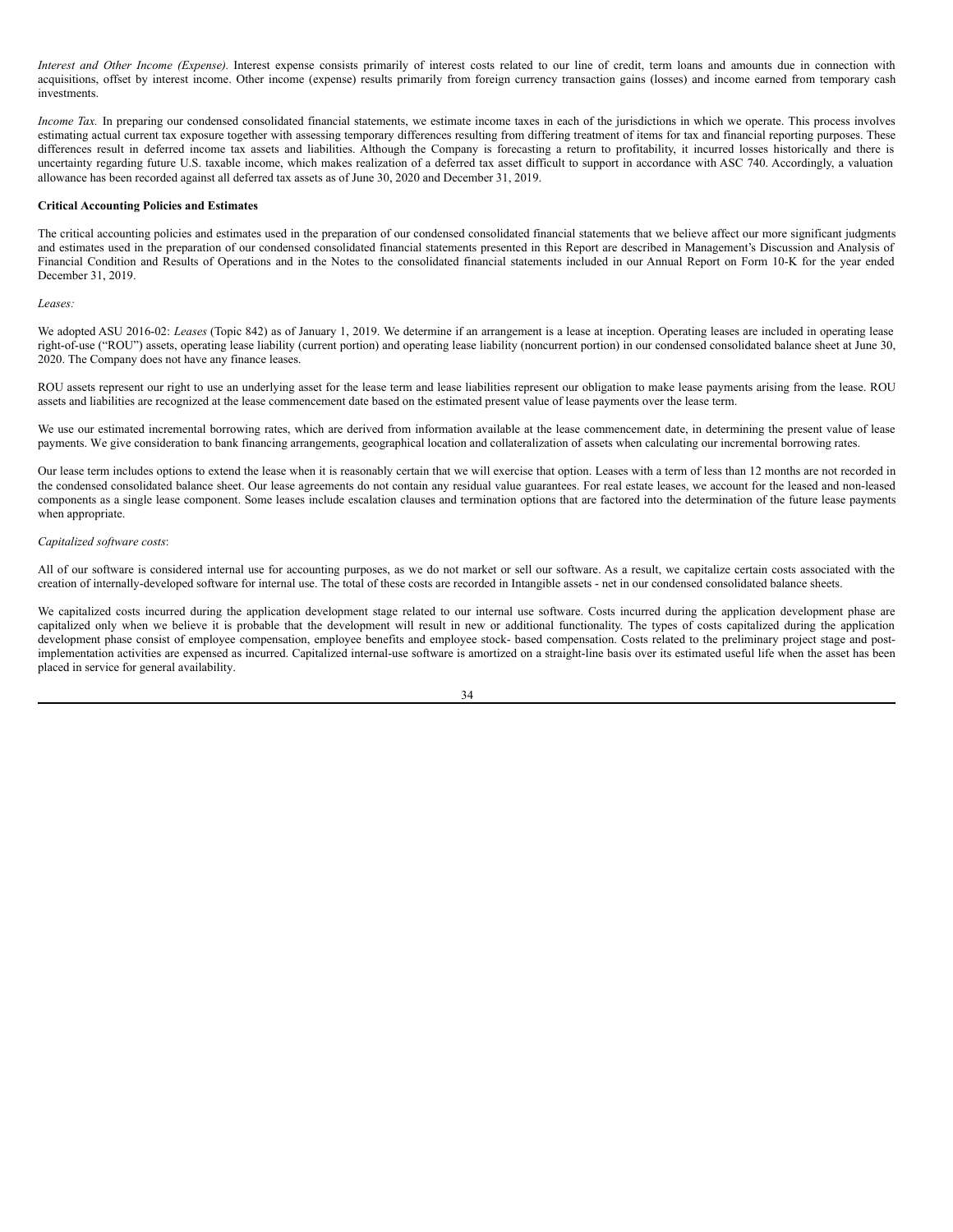*Interest and Other Income (Expense).* Interest expense consists primarily of interest costs related to our line of credit, term loans and amounts due in connection with acquisitions, offset by interest income. Other income (expense) results primarily from foreign currency transaction gains (losses) and income earned from temporary cash investments.

*Income Tax.* In preparing our condensed consolidated financial statements, we estimate income taxes in each of the jurisdictions in which we operate. This process involves estimating actual current tax exposure together with assessing temporary differences resulting from differing treatment of items for tax and financial reporting purposes. These differences result in deferred income tax assets and liabilities. Although the Company is forecasting a return to profitability, it incurred losses historically and there is uncertainty regarding future U.S. taxable income, which makes realization of a deferred tax asset difficult to support in accordance with ASC 740. Accordingly, a valuation allowance has been recorded against all deferred tax assets as of June 30, 2020 and December 31, 2019.

**Critical Accounting Policies and Estimates**

The critical accounting policies and estimates used in the preparation of our condensed consolidated financial statements that we believe affect our more significant judgments and estimates used in the preparation of our condensed consolidated financial statements presented in this Report are described in Management's Discussion and Analysis of Financial Condition and Results of Operations and in the Notes to the consolidated financial statements included in our Annual Report on Form 10-K for the year ended December 31, 2019.

*Leases:*

We adopted ASU 2016-02: *Leases* (Topic 842) as of January 1, 2019. We determine if an arrangement is a lease at inception. Operating leases are included in operating lease right-of-use ("ROU") assets, operating lease liability (current portion) and operating lease liability (noncurrent portion) in our condensed consolidated balance sheet at June 30, 2020. The Company does not have any finance leases.

ROU assets represent our right to use an underlying asset for the lease term and lease liabilities represent our obligation to make lease payments arising from the lease. ROU assets and liabilities are recognized at the lease commencement date based on the estimated present value of lease payments over the lease term.

We use our estimated incremental borrowing rates, which are derived from information available at the lease commencement date, in determining the present value of lease payments. We give consideration to bank financing arrangements, geographical location and collateralization of assets when calculating our incremental borrowing rates.

Our lease term includes options to extend the lease when it is reasonably certain that we will exercise that option. Leases with a term of less than 12 months are not recorded in the condensed consolidated balance sheet. Our lease agreements do not contain any residual value guarantees. For real estate leases, we account for the leased and non-leased components as a single lease component. Some leases include escalation clauses and termination options that are factored into the determination of the future lease payments when appropriate.

*Capitalized software costs*:

All of our software is considered internal use for accounting purposes, as we do not market or sell our software. As a result, we capitalize certain costs associated with the creation of internally-developed software for internal use. The total of these costs are recorded in Intangible assets - net in our condensed consolidated balance sheets.

We capitalized costs incurred during the application development stage related to our internal use software. Costs incurred during the application development phase are capitalized only when we believe it is probable that the development will result in new or additional functionality. The types of costs capitalized during the application development phase consist of employee compensation, employee benefits and employee stock- based compensation. Costs related to the preliminary project stage and post-implementation activities are expensed as incurred. Capitalized internal-use software is amortized on a straight-line basis over its estimated useful life when the asset has been placed in service for general availability.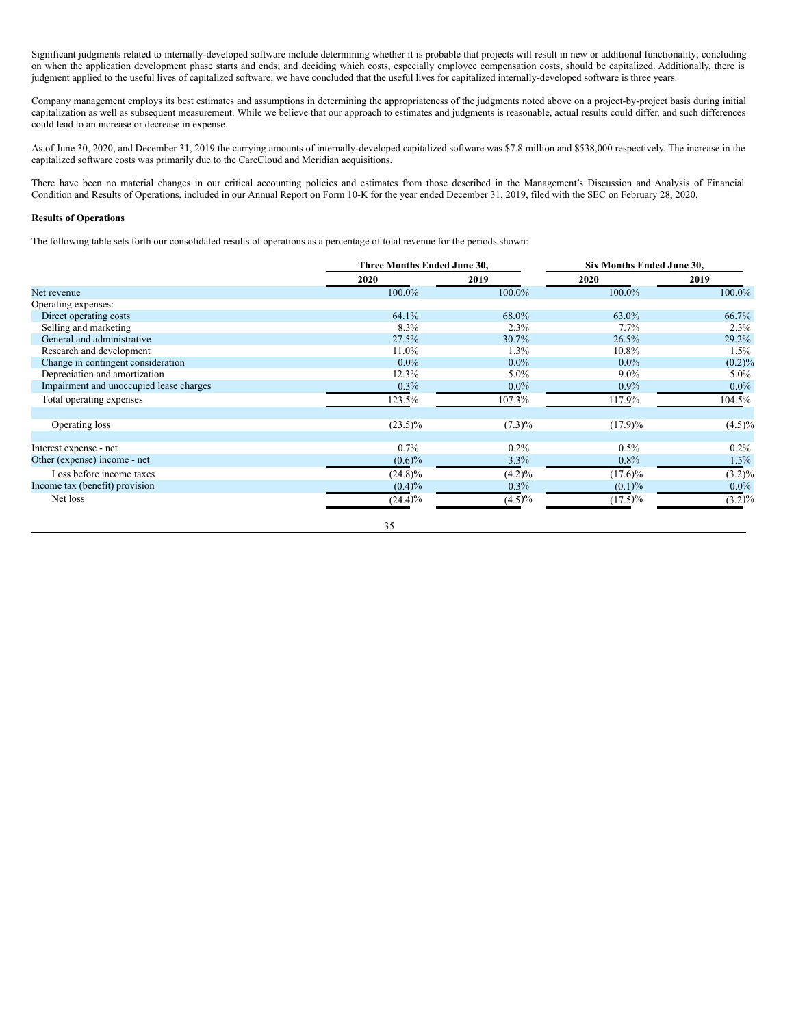Significant judgments related to internally-developed software include determining whether it is probable that projects will result in new or additional functionality; concluding on when the application development phase starts and ends; and deciding which costs, especially employee compensation costs, should be capitalized. Additionally, there is judgment applied to the useful lives of capitalized software; we have concluded that the useful lives for capitalized internally-developed software is three years.

Company management employs its best estimates and assumptions in determining the appropriateness of the judgments noted above on a project-by-project basis during initial capitalization as well as subsequent measurement. While we believe that our approach to estimates and judgments is reasonable, actual results could differ, and such differences could lead to an increase or decrease in expense.

As of June 30, 2020, and December 31, 2019 the carrying amounts of internally-developed capitalized software was $7.8 million and $538,000 respectively. The increase in the capitalized software costs was primarily due to the CareCloud and Meridian acquisitions.

There have been no material changes in our critical accounting policies and estimates from those described in the Management's Discussion and Analysis of Financial Condition and Results of Operations, included in our Annual Report on Form 10-K for the year ended December 31, 2019, filed with the SEC on February 28, 2020.

**Results of Operations**

The following table sets forth our consolidated results of operations as a percentage of total revenue for the periods shown:

| | Three Months Ended June 30, | | Six Months Ended June 30, | |
|---|---|---|---|---|
| | 2020 | 2019 | 2020 | 2019 |
| Net revenue | 100.0% | 100.0% | 100.0% | 100.0% |
| Operating expenses: | | | | |
| Direct operating costs | 64.1% | 68.0% | 63.0% | 66.7% |
| Selling and marketing | 8.3% | 2.3% | 7.7% | 2.3% |
| General and administrative | 27.5% | 30.7% | 26.5% | 29.2% |
| Research and development | 11.0% | 1.3% | 10.8% | 1.5% |
| Change in contingent consideration | 0.0% | 0.0% | 0.0% | (0.2)% |
| Depreciation and amortization | 12.3% | 5.0% | 9.0% | 5.0% |
| Impairment and unoccupied lease charges | 0.3% | 0.0% | 0.9% | 0.0% |
| Total operating expenses | 123.5% | 107.3% | 117.9% | 104.5% |
| | | | | |
| Operating loss | (23.5)% | (7.3)% | (17.9)% | (4.5)% |
| | | | | |
| Interest expense - net | 0.7% | 0.2% | 0.5% | 0.2% |
| Other (expense) income - net | (0.6)% | 3.3% | 0.8% | 1.5% |
| Loss before income taxes | (24.8)% | (4.2)% | (17.6)% | (3.2)% |
| Income tax (benefit) provision | (0.4)% | 0.3% | (0.1)% | 0.0% |
| Net loss | (24.4)% | (4.5)% | (17.5)% | (3.2)% |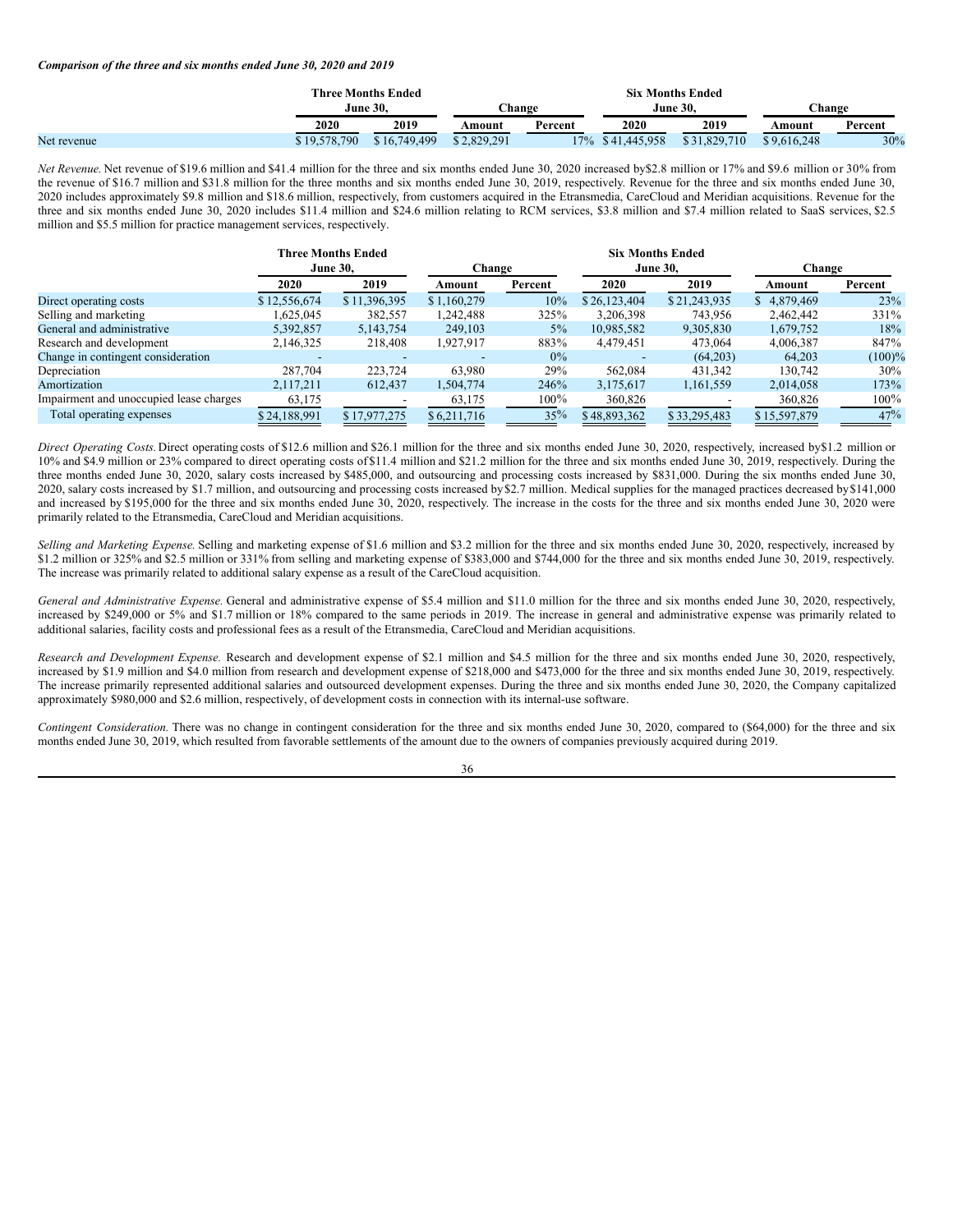***Comparison of the three and six months ended June 30, 2020 and 2019***

| | Three Months Ended June 30, | | Change | | Six Months Ended June 30, | | Change | |
|---|---|---|---|---|---|---|---|---|
| | 2020 | 2019 | Amount | Percent | 2020 | 2019 | Amount | Percent |
| Net revenue | $ 19,578,790 | $ 16,749,499 | $ 2,829,291 | 17% | $ 41,445,958 | $ 31,829,710 | $ 9,616,248 | 30% |

*Net Revenue.* Net revenue of $19.6 million and $41.4 million for the three and six months ended June 30, 2020 increased by$2.8 million or 17% and $9.6 million or 30% from the revenue of $16.7 million and $31.8 million for the three months and six months ended June 30, 2019, respectively. Revenue for the three and six months ended June 30, 2020 includes approximately $9.8 million and $18.6 million, respectively, from customers acquired in the Etransmedia, CareCloud and Meridian acquisitions. Revenue for the three and six months ended June 30, 2020 includes $11.4 million and $24.6 million relating to RCM services, $3.8 million and $7.4 million related to SaaS services, $2.5 million and $5.5 million for practice management services, respectively.

| | Three Months Ended June 30, | | Change | | Six Months Ended June 30, | | Change | |
|---|---|---|---|---|---|---|---|---|
| | 2020 | 2019 | Amount | Percent | 2020 | 2019 | Amount | Percent |
| Direct operating costs | $ 12,556,674 | $ 11,396,395 | $ 1,160,279 | 10% | $ 26,123,404 | $ 21,243,935 | $ 4,879,469 | 23% |
| Selling and marketing | 1,625,045 | 382,557 | 1,242,488 | 325% | 3,206,398 | 743,956 | 2,462,442 | 331% |
| General and administrative | 5,392,857 | 5,143,754 | 249,103 | 5% | 10,985,582 | 9,305,830 | 1,679,752 | 18% |
| Research and development | 2,146,325 | 218,408 | 1,927,917 | 883% | 4,479,451 | 473,064 | 4,006,387 | 847% |
| Change in contingent consideration | - | - | - | 0% | - | (64,203) | 64,203 | (100)% |
| Depreciation | 287,704 | 223,724 | 63,980 | 29% | 562,084 | 431,342 | 130,742 | 30% |
| Amortization | 2,117,211 | 612,437 | 1,504,774 | 246% | 3,175,617 | 1,161,559 | 2,014,058 | 173% |
| Impairment and unoccupied lease charges | 63,175 | - | 63,175 | 100% | 360,826 | - | 360,826 | 100% |
| Total operating expenses | $ 24,188,991 | $ 17,977,275 | $ 6,211,716 | 35% | $ 48,893,362 | $ 33,295,483 | $ 15,597,879 | 47% |

*Direct Operating Costs.* Direct operating costs of $12.6 million and $26.1 million for the three and six months ended June 30, 2020, respectively, increased by$1.2 million or 10% and $4.9 million or 23% compared to direct operating costs of$11.4 million and $21.2 million for the three and six months ended June 30, 2019, respectively. During the three months ended June 30, 2020, salary costs increased by $485,000, and outsourcing and processing costs increased by $831,000. During the six months ended June 30, 2020, salary costs increased by $1.7 million, and outsourcing and processing costs increased by$2.7 million. Medical supplies for the managed practices decreased by$141,000 and increased by $195,000 for the three and six months ended June 30, 2020, respectively. The increase in the costs for the three and six months ended June 30, 2020 were primarily related to the Etransmedia, CareCloud and Meridian acquisitions.

*Selling and Marketing Expense.* Selling and marketing expense of $1.6 million and $3.2 million for the three and six months ended June 30, 2020, respectively, increased by $1.2 million or 325% and $2.5 million or 331% from selling and marketing expense of $383,000 and $744,000 for the three and six months ended June 30, 2019, respectively. The increase was primarily related to additional salary expense as a result of the CareCloud acquisition.

*General and Administrative Expense.* General and administrative expense of $5.4 million and $11.0 million for the three and six months ended June 30, 2020, respectively, increased by $249,000 or 5% and $1.7 million or 18% compared to the same periods in 2019. The increase in general and administrative expense was primarily related to additional salaries, facility costs and professional fees as a result of the Etransmedia, CareCloud and Meridian acquisitions.

*Research and Development Expense.* Research and development expense of $2.1 million and $4.5 million for the three and six months ended June 30, 2020, respectively, increased by $1.9 million and $4.0 million from research and development expense of $218,000 and $473,000 for the three and six months ended June 30, 2019, respectively. The increase primarily represented additional salaries and outsourced development expenses. During the three and six months ended June 30, 2020, the Company capitalized approximately $980,000 and $2.6 million, respectively, of development costs in connection with its internal-use software.

*Contingent Consideration.* There was no change in contingent consideration for the three and six months ended June 30, 2020, compared to ($64,000) for the three and six months ended June 30, 2019, which resulted from favorable settlements of the amount due to the owners of companies previously acquired during 2019.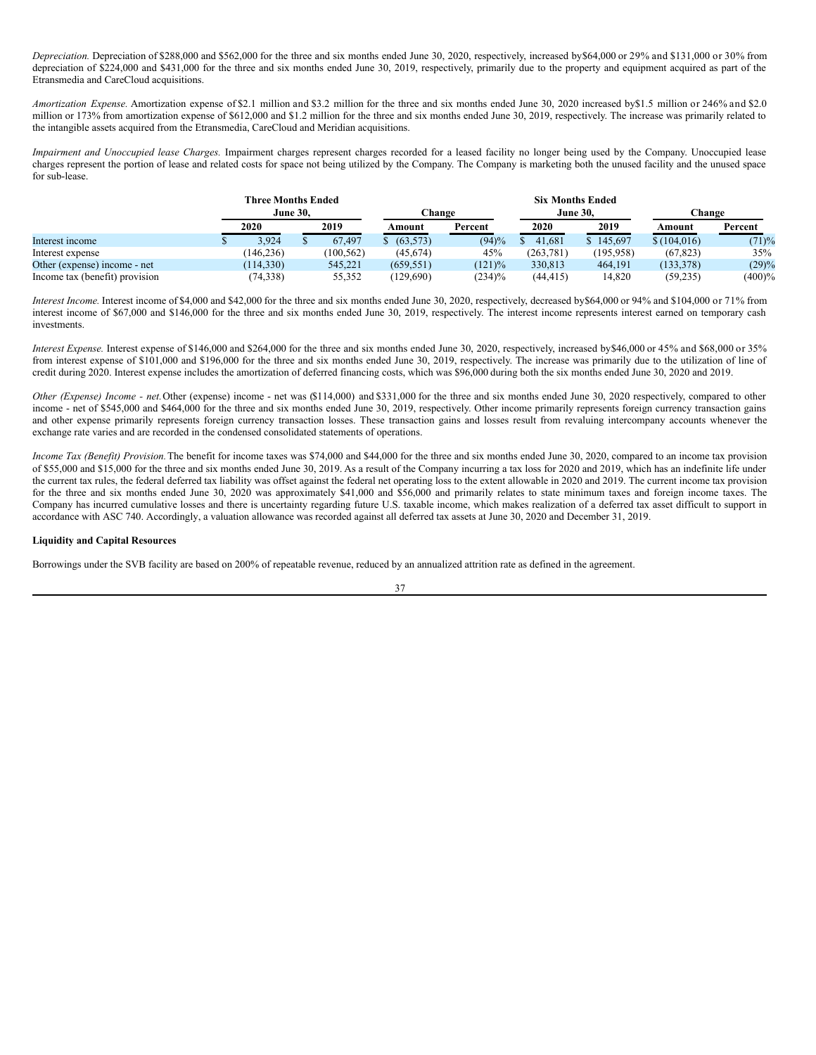*Depreciation.* Depreciation of $288,000 and $562,000 for the three and six months ended June 30, 2020, respectively, increased by$64,000 or 29% and $131,000 or 30% from depreciation of $224,000 and $431,000 for the three and six months ended June 30, 2019, respectively, primarily due to the property and equipment acquired as part of the Etransmedia and CareCloud acquisitions.

*Amortization Expense.* Amortization expense of $2.1 million and $3.2 million for the three and six months ended June 30, 2020 increased by$1.5 million or 246% and $2.0 million or 173% from amortization expense of $612,000 and $1.2 million for the three and six months ended June 30, 2019, respectively. The increase was primarily related to the intangible assets acquired from the Etransmedia, CareCloud and Meridian acquisitions.

*Impairment and Unoccupied lease Charges.* Impairment charges represent charges recorded for a leased facility no longer being used by the Company. Unoccupied lease charges represent the portion of lease and related costs for space not being utilized by the Company. The Company is marketing both the unused facility and the unused space for sub-lease.

| | Three Months Ended June 30, | | Change | | Six Months Ended June 30, | | Change | |
|---|---|---|---|---|---|---|---|---|
| | 2020 | 2019 | Amount | Percent | 2020 | 2019 | Amount | Percent |
| Interest income | $ 3,924 | $ 67,497 | $ (63,573) | (94)% | $ 41,681 | $ 145,697 | $ (104,016) | (71)% |
| Interest expense | (146,236) | (100,562) | (45,674) | 45% | (263,781) | (195,958) | (67,823) | 35% |
| Other (expense) income - net | (114,330) | 545,221 | (659,551) | (121)% | 330,813 | 464,191 | (133,378) | (29)% |
| Income tax (benefit) provision | (74,338) | 55,352 | (129,690) | (234)% | (44,415) | 14,820 | (59,235) | (400)% |

*Interest Income.* Interest income of $4,000 and $42,000 for the three and six months ended June 30, 2020, respectively, decreased by$64,000 or 94% and $104,000 or 71% from interest income of $67,000 and $146,000 for the three and six months ended June 30, 2019, respectively. The interest income represents interest earned on temporary cash investments.

*Interest Expense.* Interest expense of $146,000 and $264,000 for the three and six months ended June 30, 2020, respectively, increased by$46,000 or 45% and $68,000 or 35% from interest expense of $101,000 and $196,000 for the three and six months ended June 30, 2019, respectively. The increase was primarily due to the utilization of line of credit during 2020. Interest expense includes the amortization of deferred financing costs, which was $96,000 during both the six months ended June 30, 2020 and 2019.

*Other (Expense) Income - net.* Other (expense) income - net was ($114,000) and $331,000 for the three and six months ended June 30, 2020 respectively, compared to other income - net of $545,000 and $464,000 for the three and six months ended June 30, 2019, respectively. Other income primarily represents foreign currency transaction gains and other expense primarily represents foreign currency transaction losses. These transaction gains and losses result from revaluing intercompany accounts whenever the exchange rate varies and are recorded in the condensed consolidated statements of operations.

*Income Tax (Benefit) Provision.* The benefit for income taxes was $74,000 and $44,000 for the three and six months ended June 30, 2020, compared to an income tax provision of $55,000 and $15,000 for the three and six months ended June 30, 2019. As a result of the Company incurring a tax loss for 2020 and 2019, which has an indefinite life under the current tax rules, the federal deferred tax liability was offset against the federal net operating loss to the extent allowable in 2020 and 2019. The current income tax provision for the three and six months ended June 30, 2020 was approximately $41,000 and $56,000 and primarily relates to state minimum taxes and foreign income taxes. The Company has incurred cumulative losses and there is uncertainty regarding future U.S. taxable income, which makes realization of a deferred tax asset difficult to support in accordance with ASC 740. Accordingly, a valuation allowance was recorded against all deferred tax assets at June 30, 2020 and December 31, 2019.

**Liquidity and Capital Resources**

Borrowings under the SVB facility are based on 200% of repeatable revenue, reduced by an annualized attrition rate as defined in the agreement.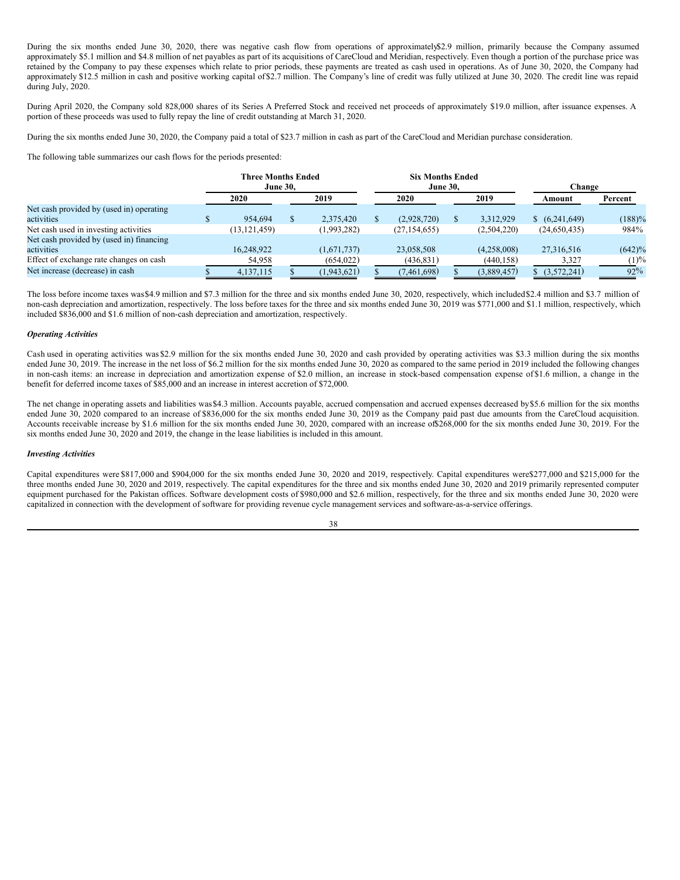During the six months ended June 30, 2020, there was negative cash flow from operations of approximately $2.9 million, primarily because the Company assumed approximately $5.1 million and $4.8 million of net payables as part of its acquisitions of CareCloud and Meridian, respectively. Even though a portion of the purchase price was retained by the Company to pay these expenses which relate to prior periods, these payments are treated as cash used in operations. As of June 30, 2020, the Company had approximately $12.5 million in cash and positive working capital of $2.7 million. The Company's line of credit was fully utilized at June 30, 2020. The credit line was repaid during July, 2020.

During April 2020, the Company sold 828,000 shares of its Series A Preferred Stock and received net proceeds of approximately $19.0 million, after issuance expenses. A portion of these proceeds was used to fully repay the line of credit outstanding at March 31, 2020.

During the six months ended June 30, 2020, the Company paid a total of $23.7 million in cash as part of the CareCloud and Meridian purchase consideration.

The following table summarizes our cash flows for the periods presented:

| | Three Months Ended June 30, | | Six Months Ended June 30, | | Change | |
|---|---|---|---|---|---|---|
| | 2020 | 2019 | 2020 | 2019 | Amount | Percent |
| Net cash provided by (used in) operating activities | $ 954,694 | $ 2,375,420 | $ (2,928,720) | $ 3,312,929 | $ (6,241,649) | (188)% |
| Net cash used in investing activities | (13,121,459) | (1,993,282) | (27,154,655) | (2,504,220) | (24,650,435) | 984% |
| Net cash provided by (used in) financing activities | 16,248,922 | (1,671,737) | 23,058,508 | (4,258,008) | 27,316,516 | (642)% |
| Effect of exchange rate changes on cash | 54,958 | (654,022) | (436,831) | (440,158) | 3,327 | (1)% |
| Net increase (decrease) in cash | $ 4,137,115 | $ (1,943,621) | $ (7,461,698) | $ (3,889,457) | $ (3,572,241) | 92% |

The loss before income taxes was $4.9 million and $7.3 million for the three and six months ended June 30, 2020, respectively, which included $2.4 million and $3.7 million of non-cash depreciation and amortization, respectively. The loss before taxes for the three and six months ended June 30, 2019 was $771,000 and $1.1 million, respectively, which included $836,000 and $1.6 million of non-cash depreciation and amortization, respectively.

***Operating Activities***

Cash used in operating activities was $2.9 million for the six months ended June 30, 2020 and cash provided by operating activities was $3.3 million during the six months ended June 30, 2019. The increase in the net loss of $6.2 million for the six months ended June 30, 2020 as compared to the same period in 2019 included the following changes in non-cash items: an increase in depreciation and amortization expense of $2.0 million, an increase in stock-based compensation expense of $1.6 million, a change in the benefit for deferred income taxes of $85,000 and an increase in interest accretion of $72,000.

The net change in operating assets and liabilities was $4.3 million. Accounts payable, accrued compensation and accrued expenses decreased by $5.6 million for the six months ended June 30, 2020 compared to an increase of $836,000 for the six months ended June 30, 2019 as the Company paid past due amounts from the CareCloud acquisition. Accounts receivable increase by $1.6 million for the six months ended June 30, 2020, compared with an increase of $268,000 for the six months ended June 30, 2019. For the six months ended June 30, 2020 and 2019, the change in the lease liabilities is included in this amount.

***Investing Activities***

Capital expenditures were $817,000 and $904,000 for the six months ended June 30, 2020 and 2019, respectively. Capital expenditures were $277,000 and $215,000 for the three months ended June 30, 2020 and 2019, respectively. The capital expenditures for the three and six months ended June 30, 2020 and 2019 primarily represented computer equipment purchased for the Pakistan offices. Software development costs of $980,000 and $2.6 million, respectively, for the three and six months ended June 30, 2020 were capitalized in connection with the development of software for providing revenue cycle management services and software-as-a-service offerings.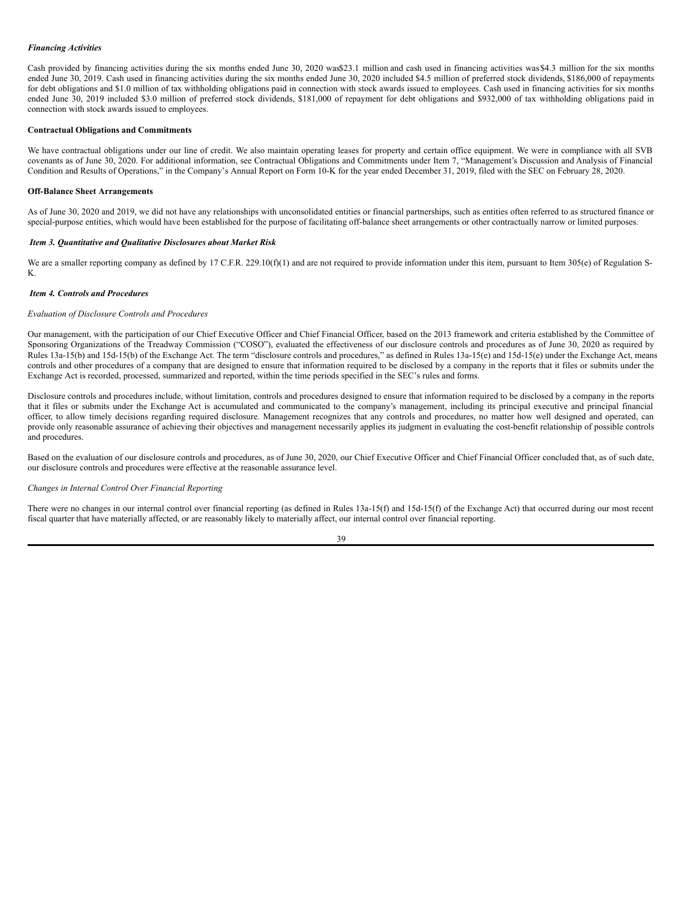*Financing Activities*

Cash provided by financing activities during the six months ended June 30, 2020 was$23.1 million and cash used in financing activities was $4.3 million for the six months ended June 30, 2019. Cash used in financing activities during the six months ended June 30, 2020 included $4.5 million of preferred stock dividends, $186,000 of repayments for debt obligations and $1.0 million of tax withholding obligations paid in connection with stock awards issued to employees. Cash used in financing activities for six months ended June 30, 2019 included $3.0 million of preferred stock dividends, $181,000 of repayment for debt obligations and $932,000 of tax withholding obligations paid in connection with stock awards issued to employees.

**Contractual Obligations and Commitments**

We have contractual obligations under our line of credit. We also maintain operating leases for property and certain office equipment. We were in compliance with all SVB covenants as of June 30, 2020. For additional information, see Contractual Obligations and Commitments under Item 7, "Management's Discussion and Analysis of Financial Condition and Results of Operations," in the Company's Annual Report on Form 10-K for the year ended December 31, 2019, filed with the SEC on February 28, 2020.

**Off-Balance Sheet Arrangements**

As of June 30, 2020 and 2019, we did not have any relationships with unconsolidated entities or financial partnerships, such as entities often referred to as structured finance or special-purpose entities, which would have been established for the purpose of facilitating off-balance sheet arrangements or other contractually narrow or limited purposes.

***Item 3. Quantitative and Qualitative Disclosures about Market Risk***

We are a smaller reporting company as defined by 17 C.F.R. 229.10(f)(1) and are not required to provide information under this item, pursuant to Item 305(e) of Regulation S-K.

***Item 4. Controls and Procedures***

*Evaluation of Disclosure Controls and Procedures*

Our management, with the participation of our Chief Executive Officer and Chief Financial Officer, based on the 2013 framework and criteria established by the Committee of Sponsoring Organizations of the Treadway Commission ("COSO"), evaluated the effectiveness of our disclosure controls and procedures as of June 30, 2020 as required by Rules 13a-15(b) and 15d-15(b) of the Exchange Act. The term "disclosure controls and procedures," as defined in Rules 13a-15(e) and 15d-15(e) under the Exchange Act, means controls and other procedures of a company that are designed to ensure that information required to be disclosed by a company in the reports that it files or submits under the Exchange Act is recorded, processed, summarized and reported, within the time periods specified in the SEC's rules and forms.

Disclosure controls and procedures include, without limitation, controls and procedures designed to ensure that information required to be disclosed by a company in the reports that it files or submits under the Exchange Act is accumulated and communicated to the company's management, including its principal executive and principal financial officer, to allow timely decisions regarding required disclosure. Management recognizes that any controls and procedures, no matter how well designed and operated, can provide only reasonable assurance of achieving their objectives and management necessarily applies its judgment in evaluating the cost-benefit relationship of possible controls and procedures.

Based on the evaluation of our disclosure controls and procedures, as of June 30, 2020, our Chief Executive Officer and Chief Financial Officer concluded that, as of such date, our disclosure controls and procedures were effective at the reasonable assurance level.

*Changes in Internal Control Over Financial Reporting*

There were no changes in our internal control over financial reporting (as defined in Rules 13a-15(f) and 15d-15(f) of the Exchange Act) that occurred during our most recent fiscal quarter that have materially affected, or are reasonably likely to materially affect, our internal control over financial reporting.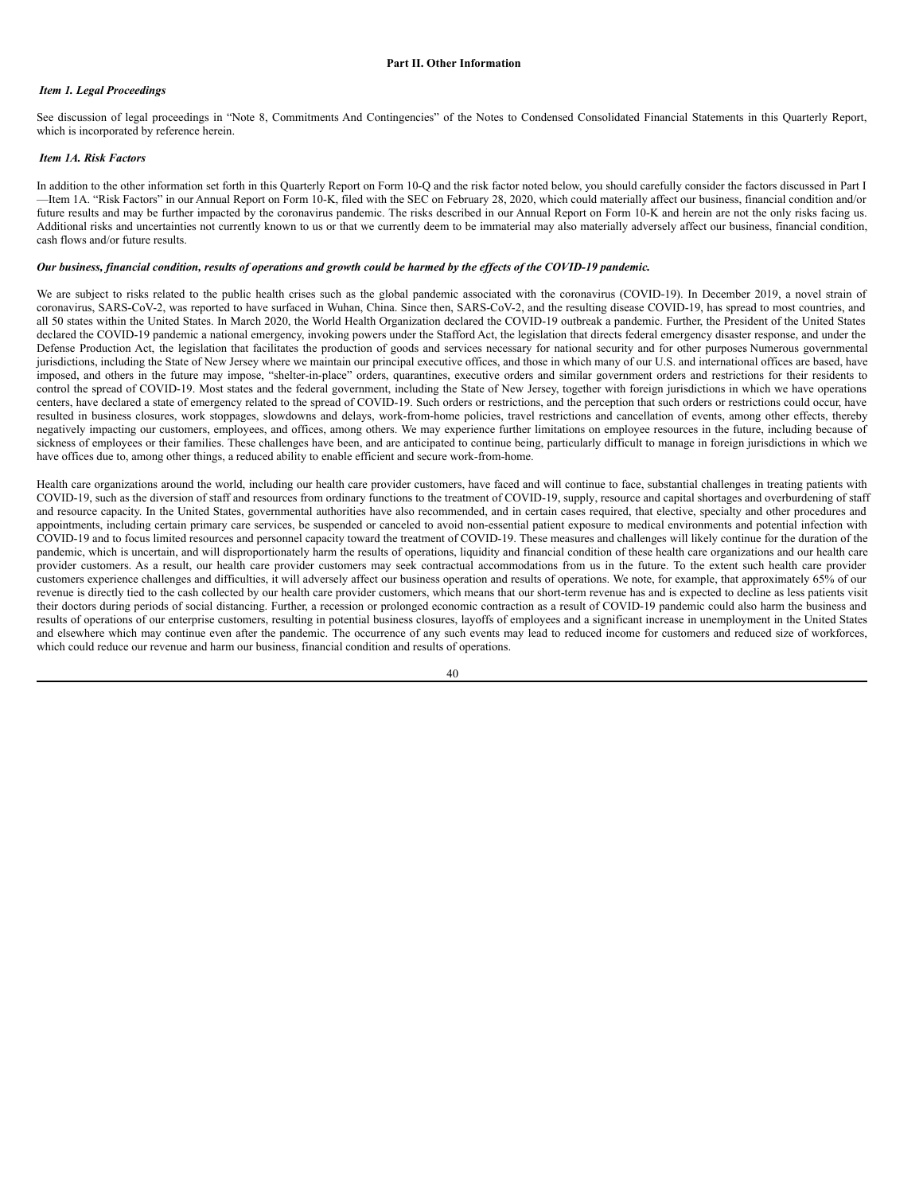## Part II. Other Information

### *Item 1. Legal Proceedings*

See discussion of legal proceedings in "Note 8, Commitments And Contingencies" of the Notes to Condensed Consolidated Financial Statements in this Quarterly Report, which is incorporated by reference herein.

### *Item 1A. Risk Factors*

In addition to the other information set forth in this Quarterly Report on Form 10-Q and the risk factor noted below, you should carefully consider the factors discussed in Part I —Item 1A. "Risk Factors" in our Annual Report on Form 10-K, filed with the SEC on February 28, 2020, which could materially affect our business, financial condition and/or future results and may be further impacted by the coronavirus pandemic. The risks described in our Annual Report on Form 10-K and herein are not the only risks facing us. Additional risks and uncertainties not currently known to us or that we currently deem to be immaterial may also materially adversely affect our business, financial condition, cash flows and/or future results.

***Our business, financial condition, results of operations and growth could be harmed by the effects of the COVID-19 pandemic.***

We are subject to risks related to the public health crises such as the global pandemic associated with the coronavirus (COVID-19). In December 2019, a novel strain of coronavirus, SARS-CoV-2, was reported to have surfaced in Wuhan, China. Since then, SARS-CoV-2, and the resulting disease COVID-19, has spread to most countries, and all 50 states within the United States. In March 2020, the World Health Organization declared the COVID-19 outbreak a pandemic. Further, the President of the United States declared the COVID-19 pandemic a national emergency, invoking powers under the Stafford Act, the legislation that directs federal emergency disaster response, and under the Defense Production Act, the legislation that facilitates the production of goods and services necessary for national security and for other purposes Numerous governmental jurisdictions, including the State of New Jersey where we maintain our principal executive offices, and those in which many of our U.S. and international offices are based, have imposed, and others in the future may impose, "shelter-in-place" orders, quarantines, executive orders and similar government orders and restrictions for their residents to control the spread of COVID-19. Most states and the federal government, including the State of New Jersey, together with foreign jurisdictions in which we have operations centers, have declared a state of emergency related to the spread of COVID-19. Such orders or restrictions, and the perception that such orders or restrictions could occur, have resulted in business closures, work stoppages, slowdowns and delays, work-from-home policies, travel restrictions and cancellation of events, among other effects, thereby negatively impacting our customers, employees, and offices, among others. We may experience further limitations on employee resources in the future, including because of sickness of employees or their families. These challenges have been, and are anticipated to continue being, particularly difficult to manage in foreign jurisdictions in which we have offices due to, among other things, a reduced ability to enable efficient and secure work-from-home.

Health care organizations around the world, including our health care provider customers, have faced and will continue to face, substantial challenges in treating patients with COVID-19, such as the diversion of staff and resources from ordinary functions to the treatment of COVID-19, supply, resource and capital shortages and overburdening of staff and resource capacity. In the United States, governmental authorities have also recommended, and in certain cases required, that elective, specialty and other procedures and appointments, including certain primary care services, be suspended or canceled to avoid non-essential patient exposure to medical environments and potential infection with COVID-19 and to focus limited resources and personnel capacity toward the treatment of COVID-19. These measures and challenges will likely continue for the duration of the pandemic, which is uncertain, and will disproportionately harm the results of operations, liquidity and financial condition of these health care organizations and our health care provider customers. As a result, our health care provider customers may seek contractual accommodations from us in the future. To the extent such health care provider customers experience challenges and difficulties, it will adversely affect our business operation and results of operations. We note, for example, that approximately 65% of our revenue is directly tied to the cash collected by our health care provider customers, which means that our short-term revenue has and is expected to decline as less patients visit their doctors during periods of social distancing. Further, a recession or prolonged economic contraction as a result of COVID-19 pandemic could also harm the business and results of operations of our enterprise customers, resulting in potential business closures, layoffs of employees and a significant increase in unemployment in the United States and elsewhere which may continue even after the pandemic. The occurrence of any such events may lead to reduced income for customers and reduced size of workforces, which could reduce our revenue and harm our business, financial condition and results of operations.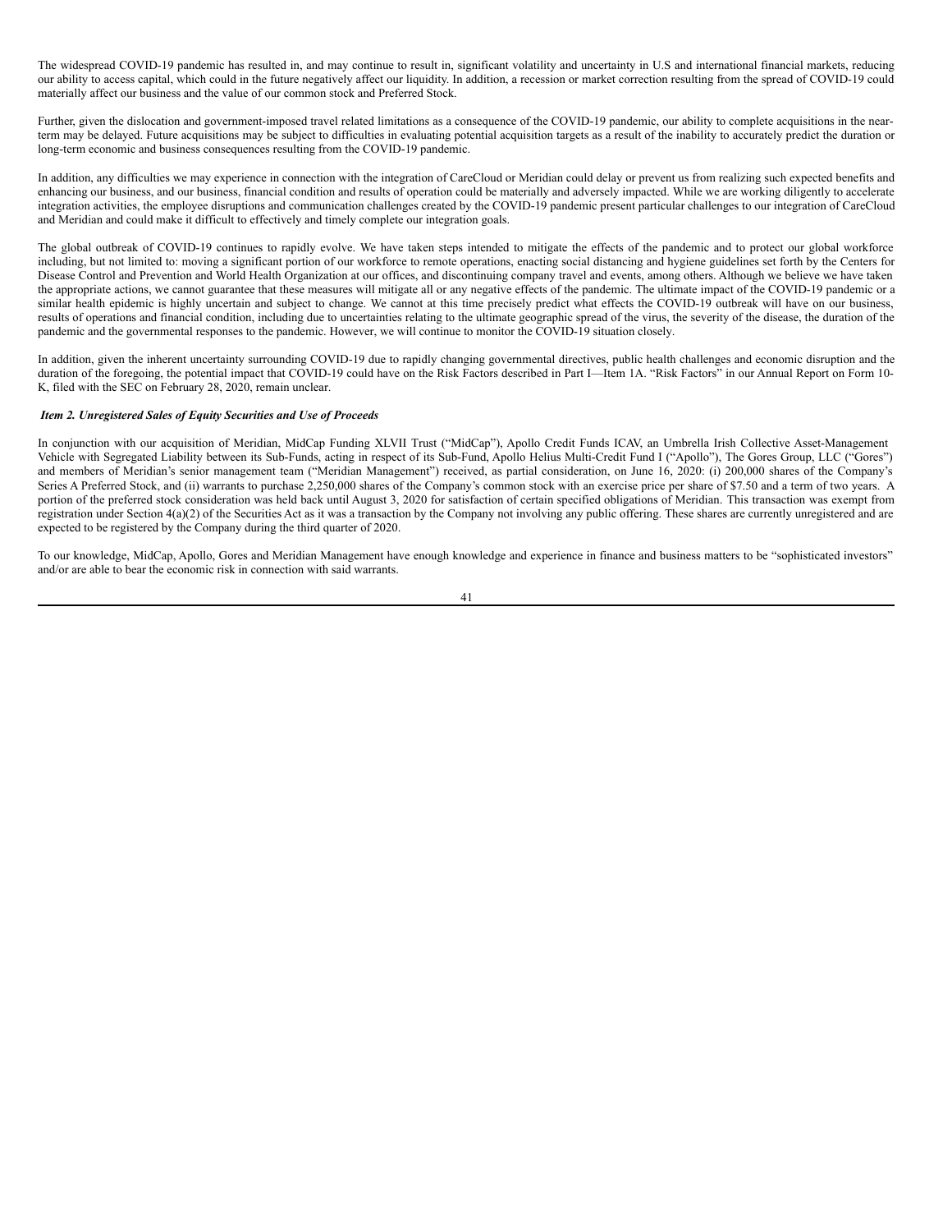The widespread COVID-19 pandemic has resulted in, and may continue to result in, significant volatility and uncertainty in U.S and international financial markets, reducing our ability to access capital, which could in the future negatively affect our liquidity. In addition, a recession or market correction resulting from the spread of COVID-19 could materially affect our business and the value of our common stock and Preferred Stock.

Further, given the dislocation and government-imposed travel related limitations as a consequence of the COVID-19 pandemic, our ability to complete acquisitions in the near-term may be delayed. Future acquisitions may be subject to difficulties in evaluating potential acquisition targets as a result of the inability to accurately predict the duration or long-term economic and business consequences resulting from the COVID-19 pandemic.

In addition, any difficulties we may experience in connection with the integration of CareCloud or Meridian could delay or prevent us from realizing such expected benefits and enhancing our business, and our business, financial condition and results of operation could be materially and adversely impacted. While we are working diligently to accelerate integration activities, the employee disruptions and communication challenges created by the COVID-19 pandemic present particular challenges to our integration of CareCloud and Meridian and could make it difficult to effectively and timely complete our integration goals.

The global outbreak of COVID-19 continues to rapidly evolve. We have taken steps intended to mitigate the effects of the pandemic and to protect our global workforce including, but not limited to: moving a significant portion of our workforce to remote operations, enacting social distancing and hygiene guidelines set forth by the Centers for Disease Control and Prevention and World Health Organization at our offices, and discontinuing company travel and events, among others. Although we believe we have taken the appropriate actions, we cannot guarantee that these measures will mitigate all or any negative effects of the pandemic. The ultimate impact of the COVID-19 pandemic or a similar health epidemic is highly uncertain and subject to change. We cannot at this time precisely predict what effects the COVID-19 outbreak will have on our business, results of operations and financial condition, including due to uncertainties relating to the ultimate geographic spread of the virus, the severity of the disease, the duration of the pandemic and the governmental responses to the pandemic. However, we will continue to monitor the COVID-19 situation closely.

In addition, given the inherent uncertainty surrounding COVID-19 due to rapidly changing governmental directives, public health challenges and economic disruption and the duration of the foregoing, the potential impact that COVID-19 could have on the Risk Factors described in Part I—Item 1A. "Risk Factors" in our Annual Report on Form 10-K, filed with the SEC on February 28, 2020, remain unclear.

### *Item 2. Unregistered Sales of Equity Securities and Use of Proceeds*

In conjunction with our acquisition of Meridian, MidCap Funding XLVII Trust ("MidCap"), Apollo Credit Funds ICAV, an Umbrella Irish Collective Asset-Management Vehicle with Segregated Liability between its Sub-Funds, acting in respect of its Sub-Fund, Apollo Helius Multi-Credit Fund I ("Apollo"), The Gores Group, LLC ("Gores") and members of Meridian's senior management team ("Meridian Management") received, as partial consideration, on June 16, 2020: (i) 200,000 shares of the Company's Series A Preferred Stock, and (ii) warrants to purchase 2,250,000 shares of the Company's common stock with an exercise price per share of $7.50 and a term of two years. A portion of the preferred stock consideration was held back until August 3, 2020 for satisfaction of certain specified obligations of Meridian. This transaction was exempt from registration under Section 4(a)(2) of the Securities Act as it was a transaction by the Company not involving any public offering. These shares are currently unregistered and are expected to be registered by the Company during the third quarter of 2020.

To our knowledge, MidCap, Apollo, Gores and Meridian Management have enough knowledge and experience in finance and business matters to be "sophisticated investors" and/or are able to bear the economic risk in connection with said warrants.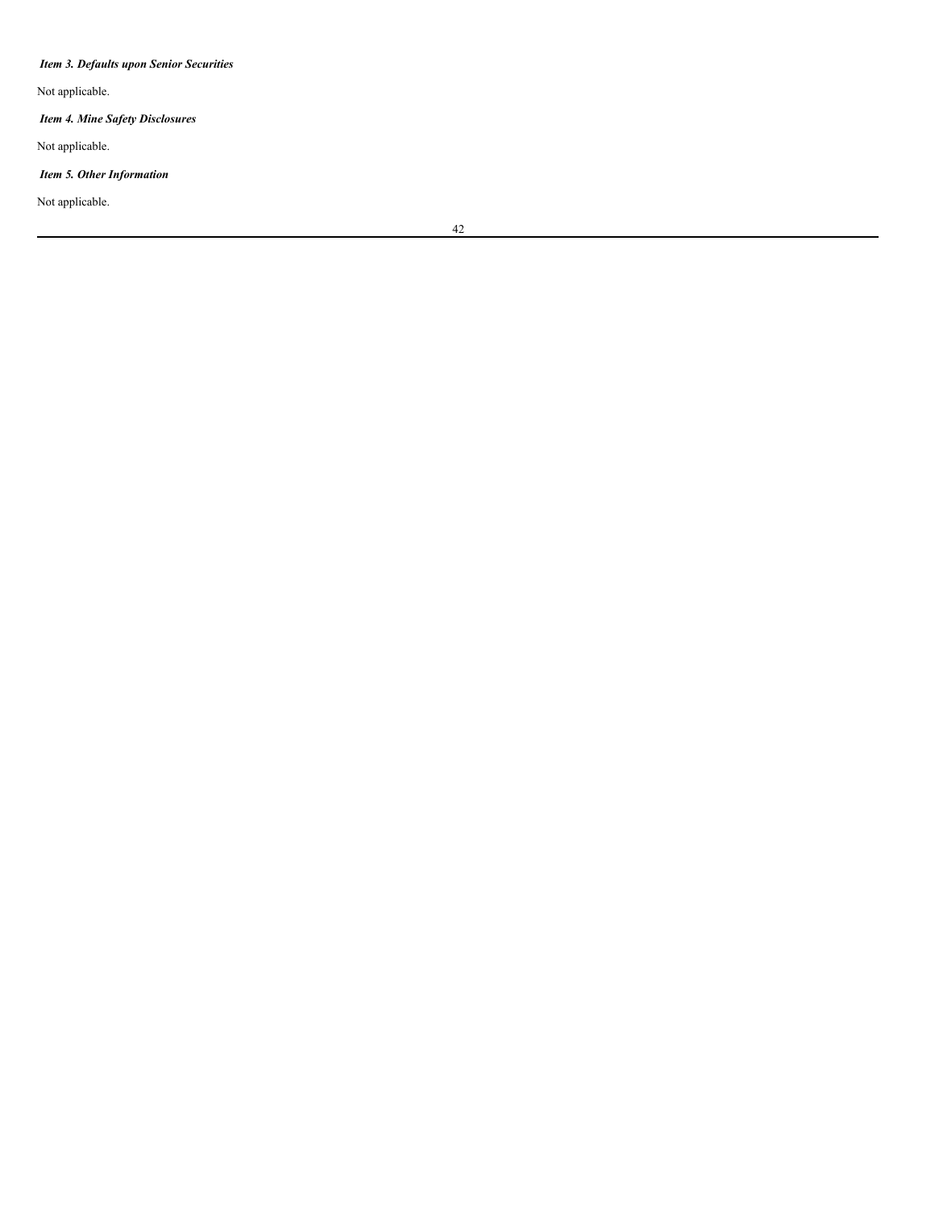***Item 3. Defaults upon Senior Securities***

Not applicable.

***Item 4. Mine Safety Disclosures***

Not applicable.

***Item 5. Other Information***

Not applicable.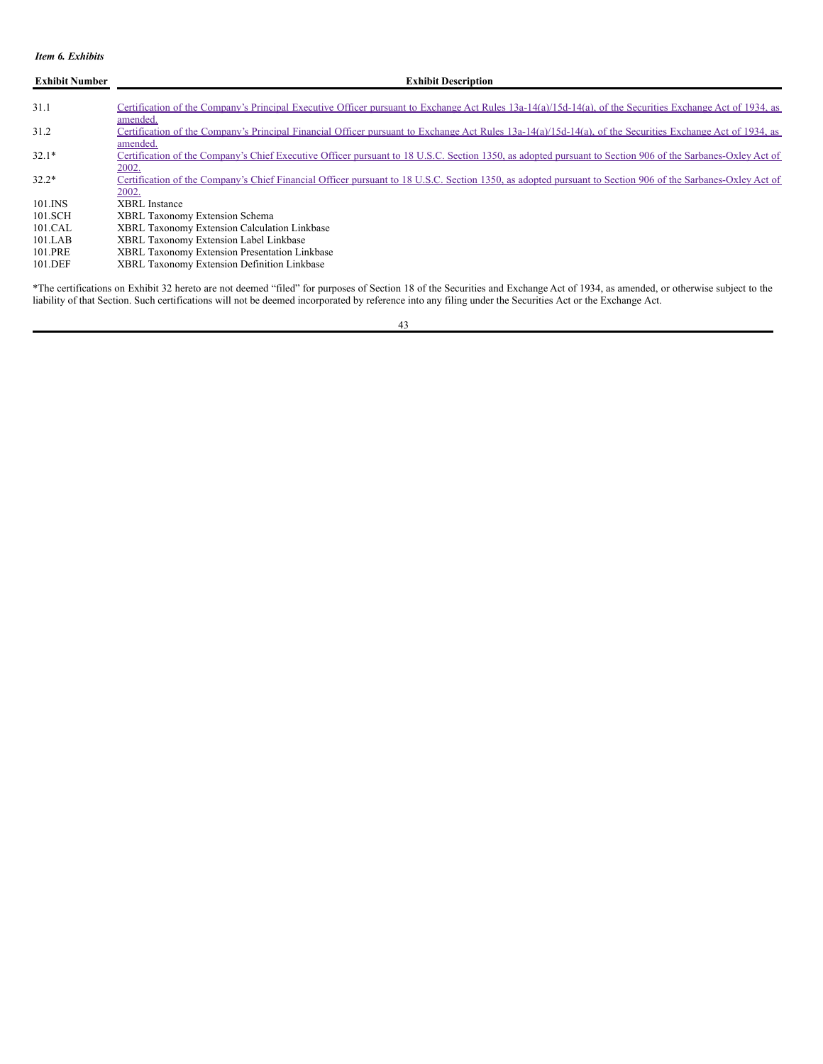*Item 6. Exhibits*

| Exhibit Number | Exhibit Description |
| --- | --- |
| 31.1 | Certification of the Company's Principal Executive Officer pursuant to Exchange Act Rules 13a-14(a)/15d-14(a), of the Securities Exchange Act of 1934, as amended. |
| 31.2 | Certification of the Company's Principal Financial Officer pursuant to Exchange Act Rules 13a-14(a)/15d-14(a), of the Securities Exchange Act of 1934, as amended. |
| 32.1* | Certification of the Company's Chief Executive Officer pursuant to 18 U.S.C. Section 1350, as adopted pursuant to Section 906 of the Sarbanes-Oxley Act of 2002. |
| 32.2* | Certification of the Company's Chief Financial Officer pursuant to 18 U.S.C. Section 1350, as adopted pursuant to Section 906 of the Sarbanes-Oxley Act of 2002. |
| 101.INS | XBRL Instance |
| 101.SCH | XBRL Taxonomy Extension Schema |
| 101.CAL | XBRL Taxonomy Extension Calculation Linkbase |
| 101.LAB | XBRL Taxonomy Extension Label Linkbase |
| 101.PRE | XBRL Taxonomy Extension Presentation Linkbase |
| 101.DEF | XBRL Taxonomy Extension Definition Linkbase |

*The certifications on Exhibit 32 hereto are not deemed "filed" for purposes of Section 18 of the Securities and Exchange Act of 1934, as amended, or otherwise subject to the liability of that Section. Such certifications will not be deemed incorporated by reference into any filing under the Securities Act or the Exchange Act.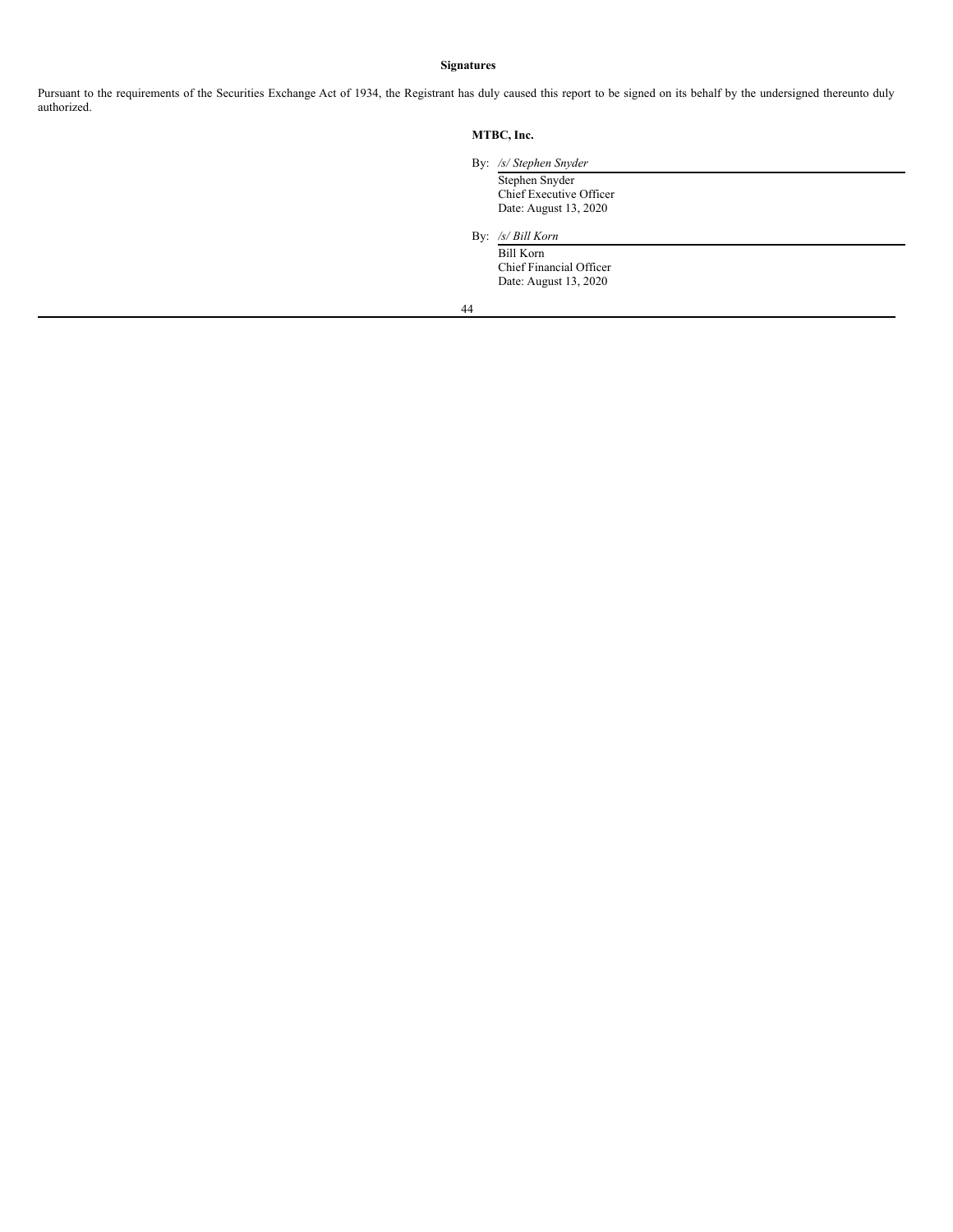**Signatures**

Pursuant to the requirements of the Securities Exchange Act of 1934, the Registrant has duly caused this report to be signed on its behalf by the undersigned thereunto duly authorized.

**MTBC, Inc.**

By: */s/ Stephen Snyder*
Stephen Snyder
Chief Executive Officer
Date: August 13, 2020

By: */s/ Bill Korn*
Bill Korn
Chief Financial Officer
Date: August 13, 2020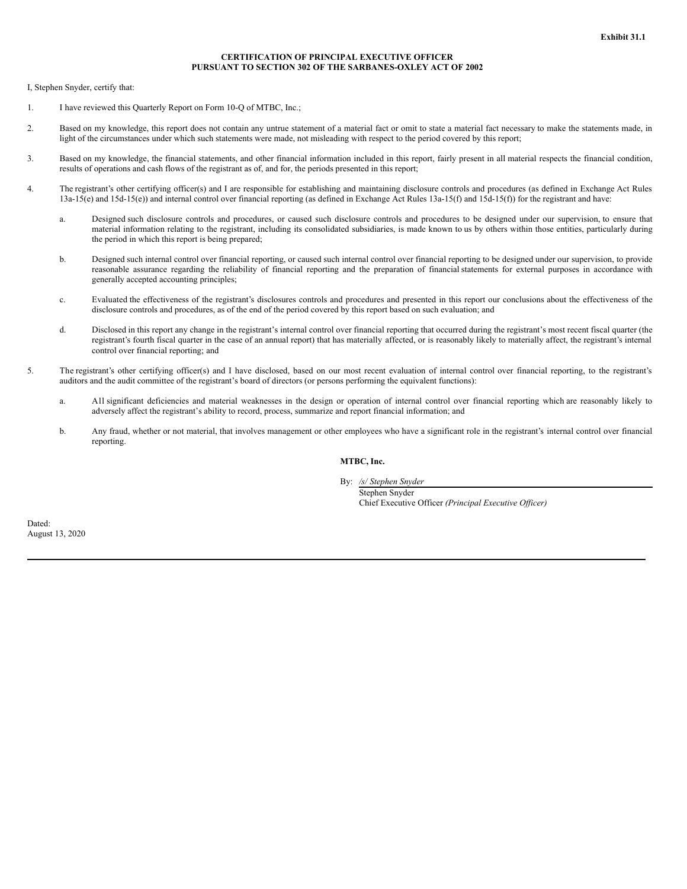**Exhibit 31.1**

**CERTIFICATION OF PRINCIPAL EXECUTIVE OFFICER PURSUANT TO SECTION 302 OF THE SARBANES-OXLEY ACT OF 2002**

I, Stephen Snyder, certify that:

1. I have reviewed this Quarterly Report on Form 10-Q of MTBC, Inc.;

2. Based on my knowledge, this report does not contain any untrue statement of a material fact or omit to state a material fact necessary to make the statements made, in light of the circumstances under which such statements were made, not misleading with respect to the period covered by this report;

3. Based on my knowledge, the financial statements, and other financial information included in this report, fairly present in all material respects the financial condition, results of operations and cash flows of the registrant as of, and for, the periods presented in this report;

4. The registrant's other certifying officer(s) and I are responsible for establishing and maintaining disclosure controls and procedures (as defined in Exchange Act Rules 13a-15(e) and 15d-15(e)) and internal control over financial reporting (as defined in Exchange Act Rules 13a-15(f) and 15d-15(f)) for the registrant and have:

   a. Designed such disclosure controls and procedures, or caused such disclosure controls and procedures to be designed under our supervision, to ensure that material information relating to the registrant, including its consolidated subsidiaries, is made known to us by others within those entities, particularly during the period in which this report is being prepared;

   b. Designed such internal control over financial reporting, or caused such internal control over financial reporting to be designed under our supervision, to provide reasonable assurance regarding the reliability of financial reporting and the preparation of financial statements for external purposes in accordance with generally accepted accounting principles;

   c. Evaluated the effectiveness of the registrant's disclosures controls and procedures and presented in this report our conclusions about the effectiveness of the disclosure controls and procedures, as of the end of the period covered by this report based on such evaluation; and

   d. Disclosed in this report any change in the registrant's internal control over financial reporting that occurred during the registrant's most recent fiscal quarter (the registrant's fourth fiscal quarter in the case of an annual report) that has materially affected, or is reasonably likely to materially affect, the registrant's internal control over financial reporting; and

5. The registrant's other certifying officer(s) and I have disclosed, based on our most recent evaluation of internal control over financial reporting, to the registrant's auditors and the audit committee of the registrant's board of directors (or persons performing the equivalent functions):

   a. All significant deficiencies and material weaknesses in the design or operation of internal control over financial reporting which are reasonably likely to adversely affect the registrant's ability to record, process, summarize and report financial information; and

   b. Any fraud, whether or not material, that involves management or other employees who have a significant role in the registrant's internal control over financial reporting.

**MTBC, Inc.**

By: */s/ Stephen Snyder*
Stephen Snyder
Chief Executive Officer *(Principal Executive Officer)*

Dated:
August 13, 2020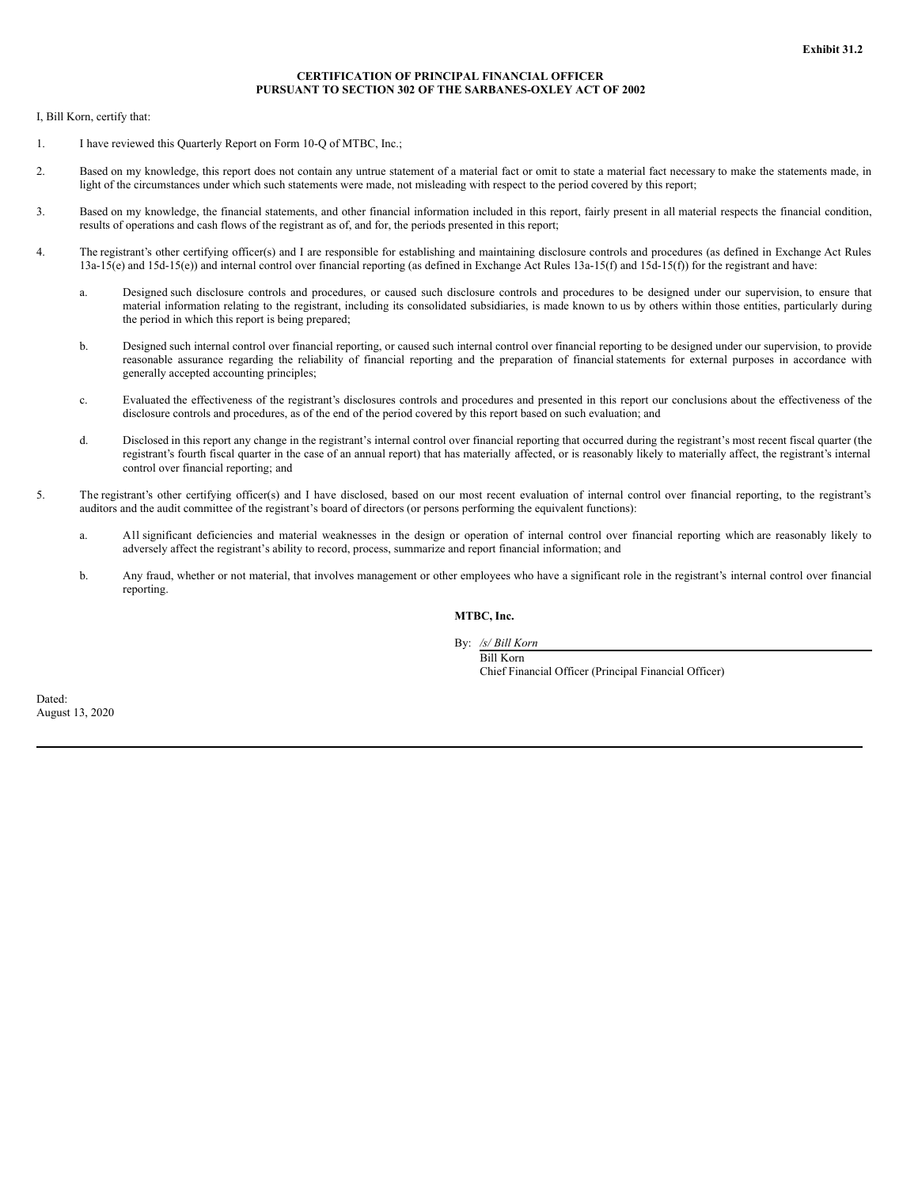**Exhibit 31.2**

**CERTIFICATION OF PRINCIPAL FINANCIAL OFFICER PURSUANT TO SECTION 302 OF THE SARBANES-OXLEY ACT OF 2002**

I, Bill Korn, certify that:

1. I have reviewed this Quarterly Report on Form 10-Q of MTBC, Inc.;

2. Based on my knowledge, this report does not contain any untrue statement of a material fact or omit to state a material fact necessary to make the statements made, in light of the circumstances under which such statements were made, not misleading with respect to the period covered by this report;

3. Based on my knowledge, the financial statements, and other financial information included in this report, fairly present in all material respects the financial condition, results of operations and cash flows of the registrant as of, and for, the periods presented in this report;

4. The registrant's other certifying officer(s) and I are responsible for establishing and maintaining disclosure controls and procedures (as defined in Exchange Act Rules 13a-15(e) and 15d-15(e)) and internal control over financial reporting (as defined in Exchange Act Rules 13a-15(f) and 15d-15(f)) for the registrant and have:

   a. Designed such disclosure controls and procedures, or caused such disclosure controls and procedures to be designed under our supervision, to ensure that material information relating to the registrant, including its consolidated subsidiaries, is made known to us by others within those entities, particularly during the period in which this report is being prepared;

   b. Designed such internal control over financial reporting, or caused such internal control over financial reporting to be designed under our supervision, to provide reasonable assurance regarding the reliability of financial reporting and the preparation of financial statements for external purposes in accordance with generally accepted accounting principles;

   c. Evaluated the effectiveness of the registrant's disclosures controls and procedures and presented in this report our conclusions about the effectiveness of the disclosure controls and procedures, as of the end of the period covered by this report based on such evaluation; and

   d. Disclosed in this report any change in the registrant's internal control over financial reporting that occurred during the registrant's most recent fiscal quarter (the registrant's fourth fiscal quarter in the case of an annual report) that has materially affected, or is reasonably likely to materially affect, the registrant's internal control over financial reporting; and

5. The registrant's other certifying officer(s) and I have disclosed, based on our most recent evaluation of internal control over financial reporting, to the registrant's auditors and the audit committee of the registrant's board of directors (or persons performing the equivalent functions):

   a. All significant deficiencies and material weaknesses in the design or operation of internal control over financial reporting which are reasonably likely to adversely affect the registrant's ability to record, process, summarize and report financial information; and

   b. Any fraud, whether or not material, that involves management or other employees who have a significant role in the registrant's internal control over financial reporting.

**MTBC, Inc.**

By: */s/ Bill Korn*
Bill Korn
Chief Financial Officer (Principal Financial Officer)

Dated:
August 13, 2020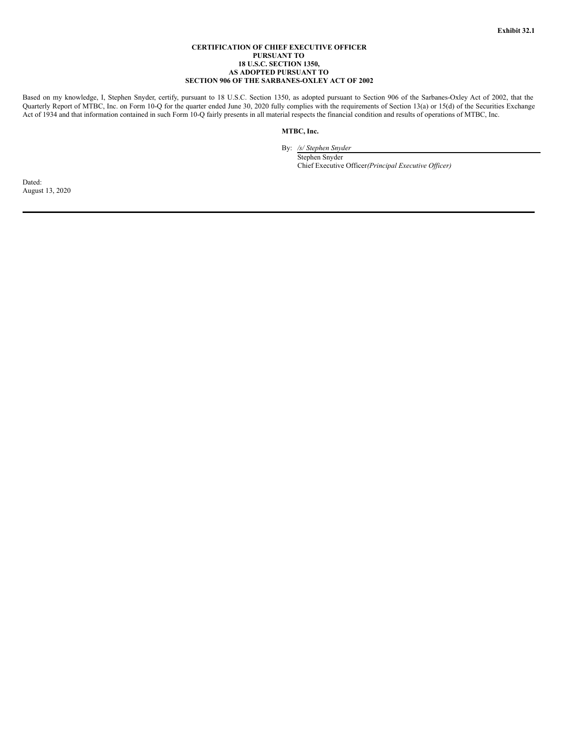**Exhibit 32.1**

**CERTIFICATION OF CHIEF EXECUTIVE OFFICER**
**PURSUANT TO**
**18 U.S.C. SECTION 1350,**
**AS ADOPTED PURSUANT TO**
**SECTION 906 OF THE SARBANES-OXLEY ACT OF 2002**

Based on my knowledge, I, Stephen Snyder, certify, pursuant to 18 U.S.C. Section 1350, as adopted pursuant to Section 906 of the Sarbanes-Oxley Act of 2002, that the Quarterly Report of MTBC, Inc. on Form 10-Q for the quarter ended June 30, 2020 fully complies with the requirements of Section 13(a) or 15(d) of the Securities Exchange Act of 1934 and that information contained in such Form 10-Q fairly presents in all material respects the financial condition and results of operations of MTBC, Inc.

**MTBC, Inc.**

By: */s/ Stephen Snyder*
Stephen Snyder
Chief Executive Officer *(Principal Executive Officer)*

Dated:
August 13, 2020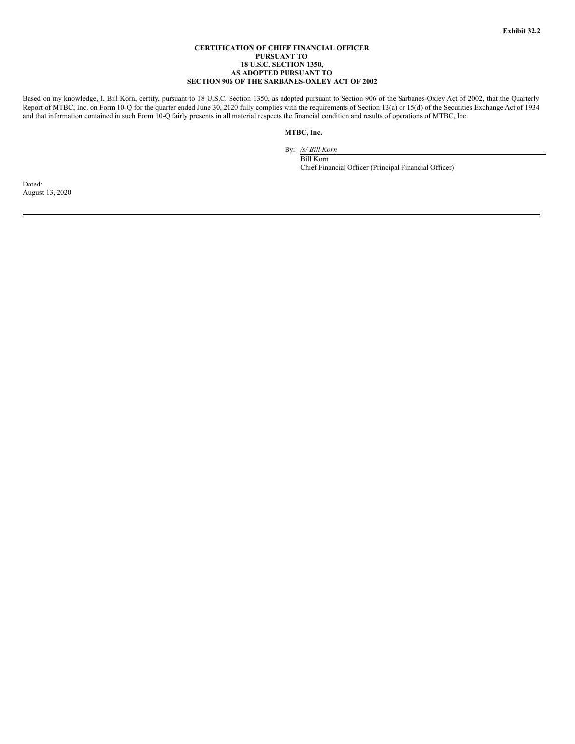**Exhibit 32.2**

**CERTIFICATION OF CHIEF FINANCIAL OFFICER**
**PURSUANT TO**
**18 U.S.C. SECTION 1350,**
**AS ADOPTED PURSUANT TO**
**SECTION 906 OF THE SARBANES-OXLEY ACT OF 2002**

Based on my knowledge, I, Bill Korn, certify, pursuant to 18 U.S.C. Section 1350, as adopted pursuant to Section 906 of the Sarbanes-Oxley Act of 2002, that the Quarterly Report of MTBC, Inc. on Form 10-Q for the quarter ended June 30, 2020 fully complies with the requirements of Section 13(a) or 15(d) of the Securities Exchange Act of 1934 and that information contained in such Form 10-Q fairly presents in all material respects the financial condition and results of operations of MTBC, Inc.

**MTBC, Inc.**

By: */s/ Bill Korn*
Bill Korn
Chief Financial Officer (Principal Financial Officer)

Dated:
August 13, 2020